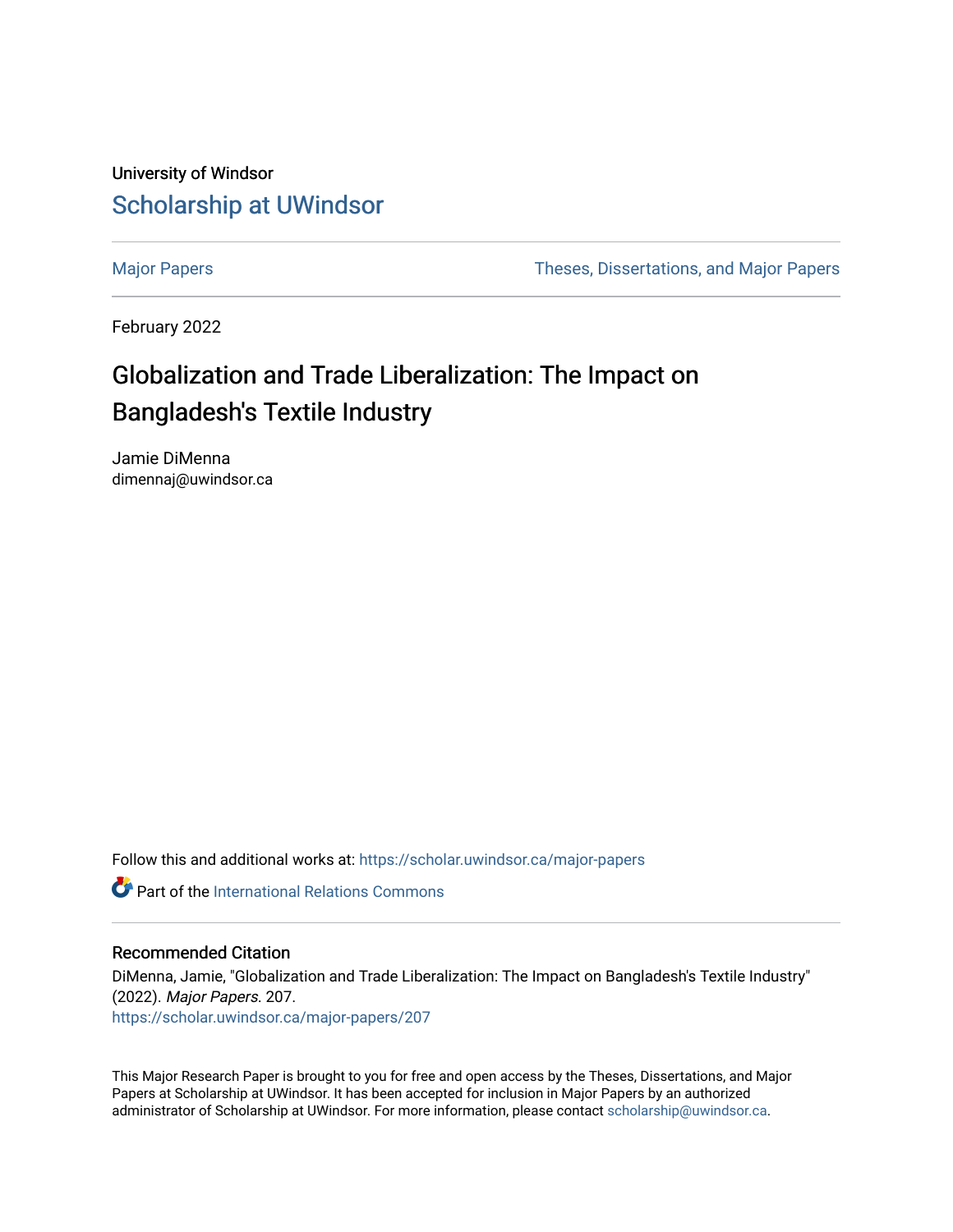University of Windsor

# Scholarship at UWindsor

Major Papers | Theses, Dissertations, and Major Papers

February 2022

## Globalization and Trade Liberalization: The Impact on Bangladesh's Textile Industry

Jamie DiMenna
dimennaj@uwindsor.ca

Follow this and additional works at: https://scholar.uwindsor.ca/major-papers

Part of the International Relations Commons

### Recommended Citation

DiMenna, Jamie, "Globalization and Trade Liberalization: The Impact on Bangladesh's Textile Industry" (2022). *Major Papers*. 207.
https://scholar.uwindsor.ca/major-papers/207

This Major Research Paper is brought to you for free and open access by the Theses, Dissertations, and Major Papers at Scholarship at UWindsor. It has been accepted for inclusion in Major Papers by an authorized administrator of Scholarship at UWindsor. For more information, please contact scholarship@uwindsor.ca.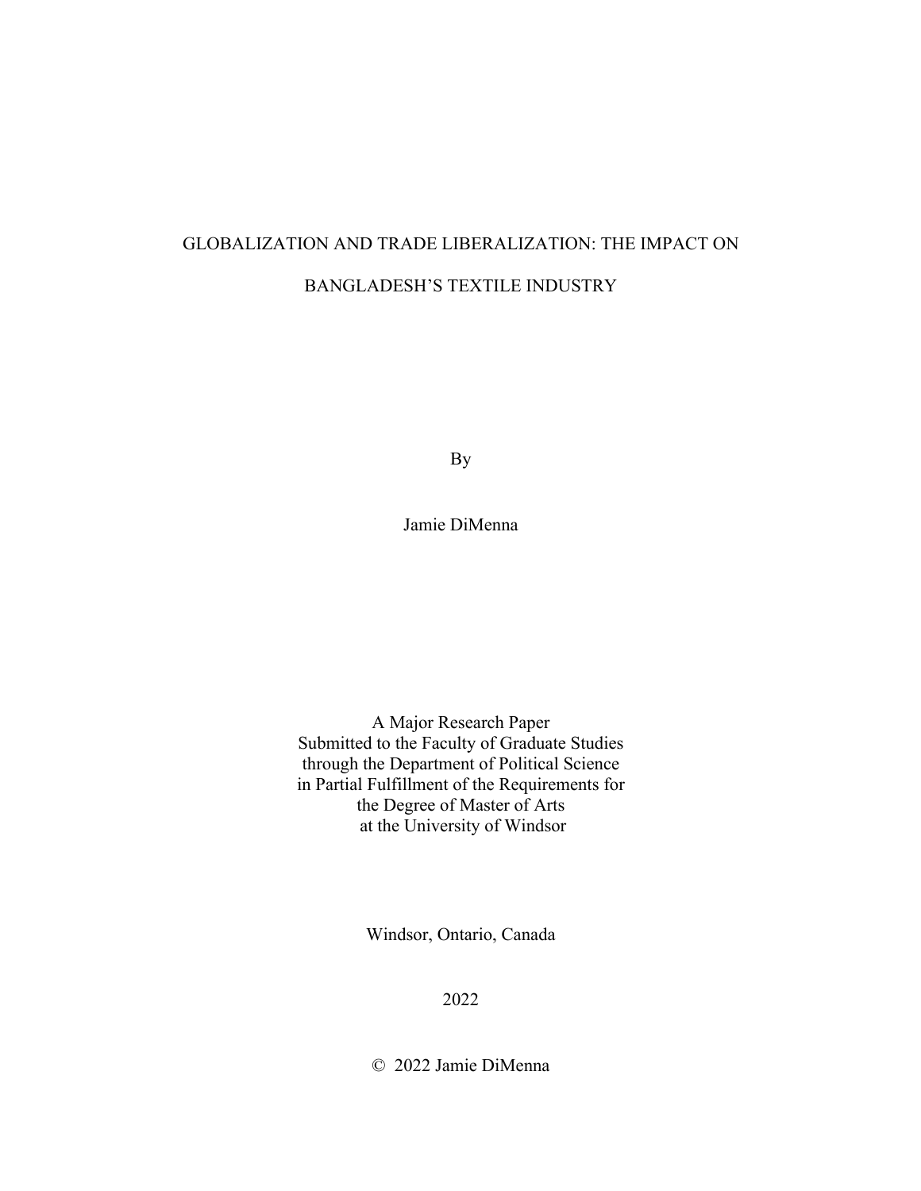# GLOBALIZATION AND TRADE LIBERALIZATION: THE IMPACT ON BANGLADESH'S TEXTILE INDUSTRY

By

Jamie DiMenna

A Major Research Paper
Submitted to the Faculty of Graduate Studies
through the Department of Political Science
in Partial Fulfillment of the Requirements for
the Degree of Master of Arts
at the University of Windsor

Windsor, Ontario, Canada

2022

© 2022 Jamie DiMenna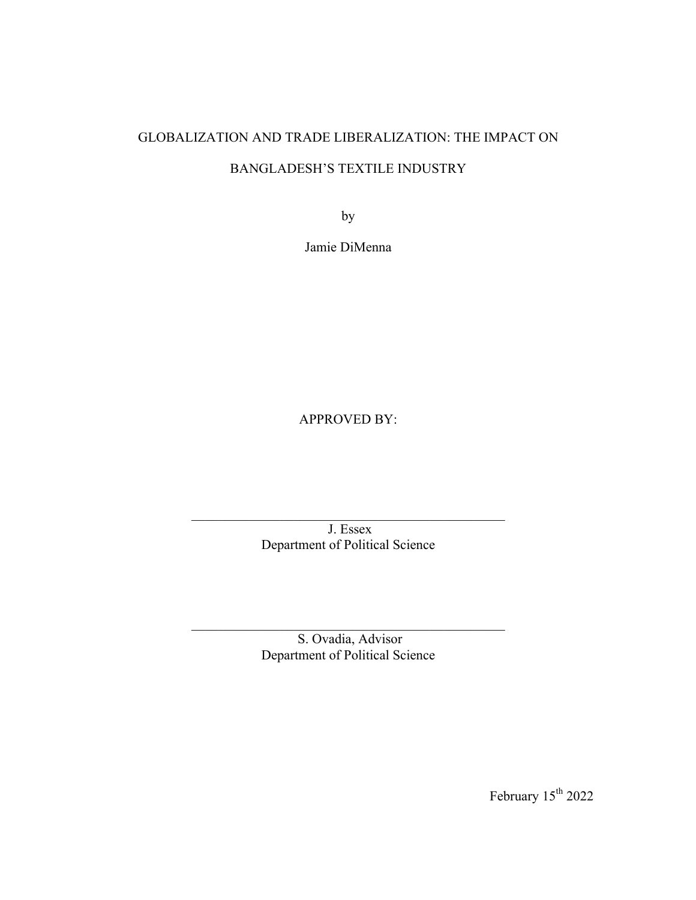GLOBALIZATION AND TRADE LIBERALIZATION: THE IMPACT ON BANGLADESH'S TEXTILE INDUSTRY

by

Jamie DiMenna

APPROVED BY:

J. Essex
Department of Political Science

S. Ovadia, Advisor
Department of Political Science

February 15th 2022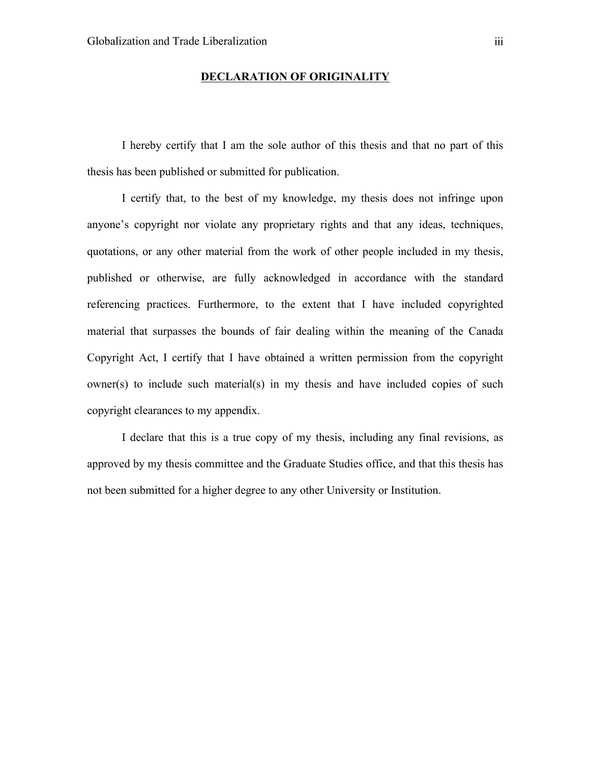# DECLARATION OF ORIGINALITY

I hereby certify that I am the sole author of this thesis and that no part of this thesis has been published or submitted for publication.

I certify that, to the best of my knowledge, my thesis does not infringe upon anyone's copyright nor violate any proprietary rights and that any ideas, techniques, quotations, or any other material from the work of other people included in my thesis, published or otherwise, are fully acknowledged in accordance with the standard referencing practices. Furthermore, to the extent that I have included copyrighted material that surpasses the bounds of fair dealing within the meaning of the Canada Copyright Act, I certify that I have obtained a written permission from the copyright owner(s) to include such material(s) in my thesis and have included copies of such copyright clearances to my appendix.

I declare that this is a true copy of my thesis, including any final revisions, as approved by my thesis committee and the Graduate Studies office, and that this thesis has not been submitted for a higher degree to any other University or Institution.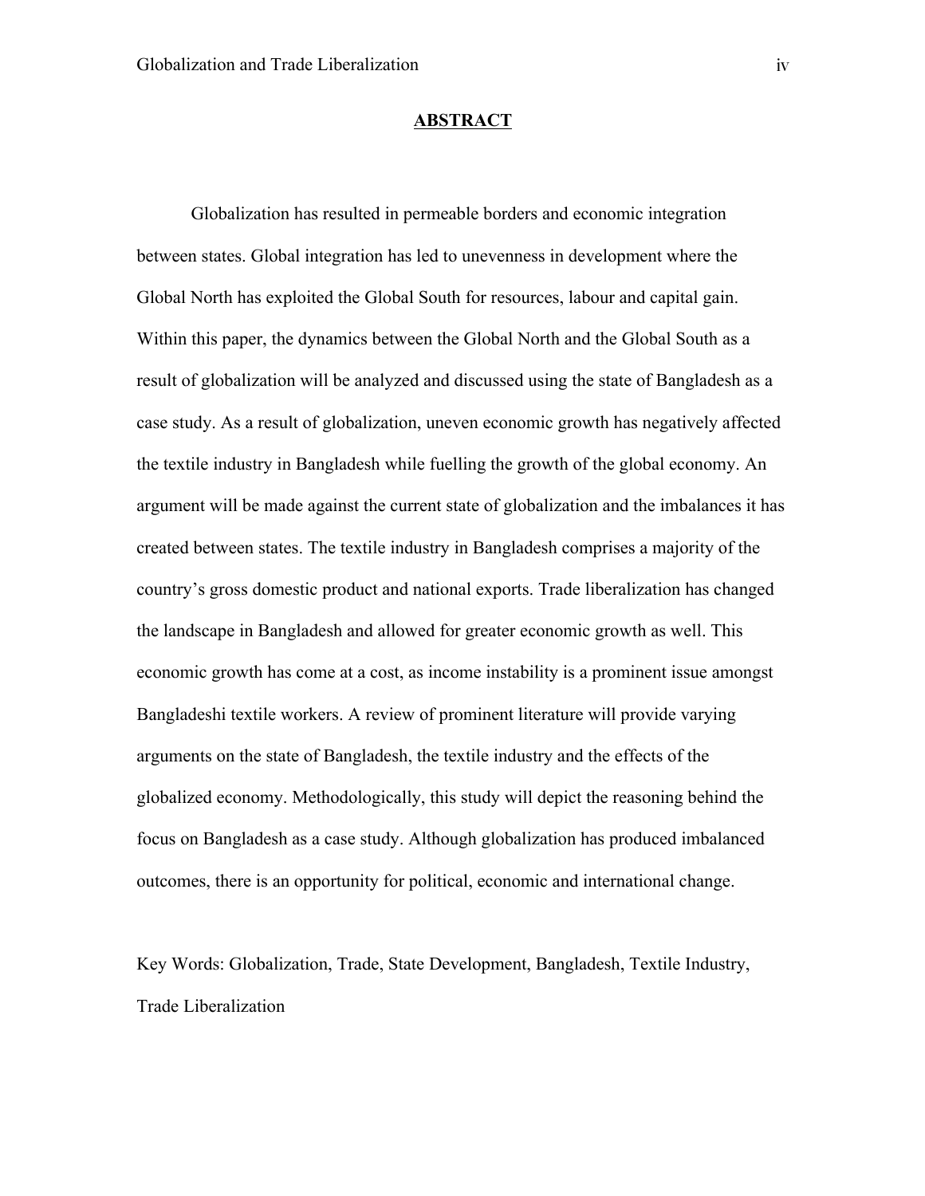## ABSTRACT

Globalization has resulted in permeable borders and economic integration between states. Global integration has led to unevenness in development where the Global North has exploited the Global South for resources, labour and capital gain. Within this paper, the dynamics between the Global North and the Global South as a result of globalization will be analyzed and discussed using the state of Bangladesh as a case study. As a result of globalization, uneven economic growth has negatively affected the textile industry in Bangladesh while fuelling the growth of the global economy. An argument will be made against the current state of globalization and the imbalances it has created between states. The textile industry in Bangladesh comprises a majority of the country's gross domestic product and national exports. Trade liberalization has changed the landscape in Bangladesh and allowed for greater economic growth as well. This economic growth has come at a cost, as income instability is a prominent issue amongst Bangladeshi textile workers. A review of prominent literature will provide varying arguments on the state of Bangladesh, the textile industry and the effects of the globalized economy. Methodologically, this study will depict the reasoning behind the focus on Bangladesh as a case study. Although globalization has produced imbalanced outcomes, there is an opportunity for political, economic and international change.

Key Words: Globalization, Trade, State Development, Bangladesh, Textile Industry, Trade Liberalization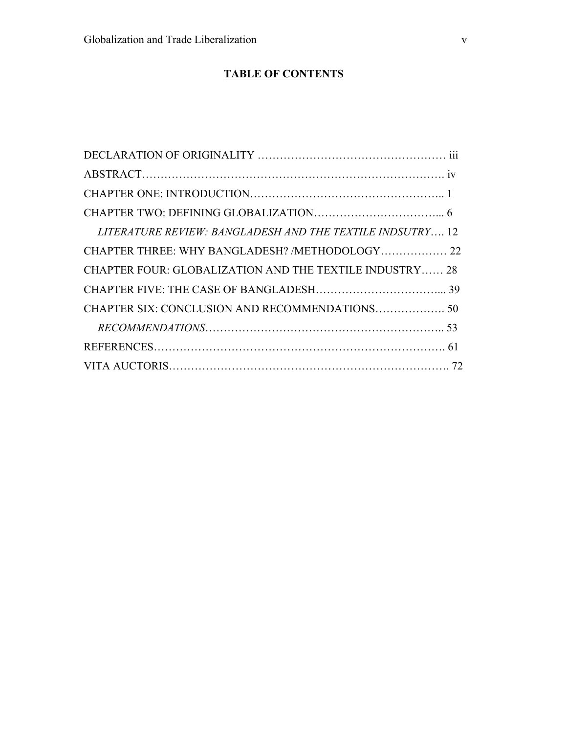# TABLE OF CONTENTS

DECLARATION OF ORIGINALITY …………………………………………… iii

ABSTRACT………………………………………………………………………. iv

CHAPTER ONE: INTRODUCTION…………………………………………….. 1

CHAPTER TWO: DEFINING GLOBALIZATION……………………………... 6

*LITERATURE REVIEW: BANGLADESH AND THE TEXTILE INDSUTRY*…. 12

CHAPTER THREE: WHY BANGLADESH? /METHODOLOGY………….…. 22

CHAPTER FOUR: GLOBALIZATION AND THE TEXTILE INDUSTRY…… 28

CHAPTER FIVE: THE CASE OF BANGLADESH……………………………... 39

CHAPTER SIX: CONCLUSION AND RECOMMENDATIONS………………. 50

*RECOMMENDATIONS*……………………………………………………….. 53

REFERENCES……………………………………………………………………. 61

VITA AUCTORIS………………………………………………………………. 72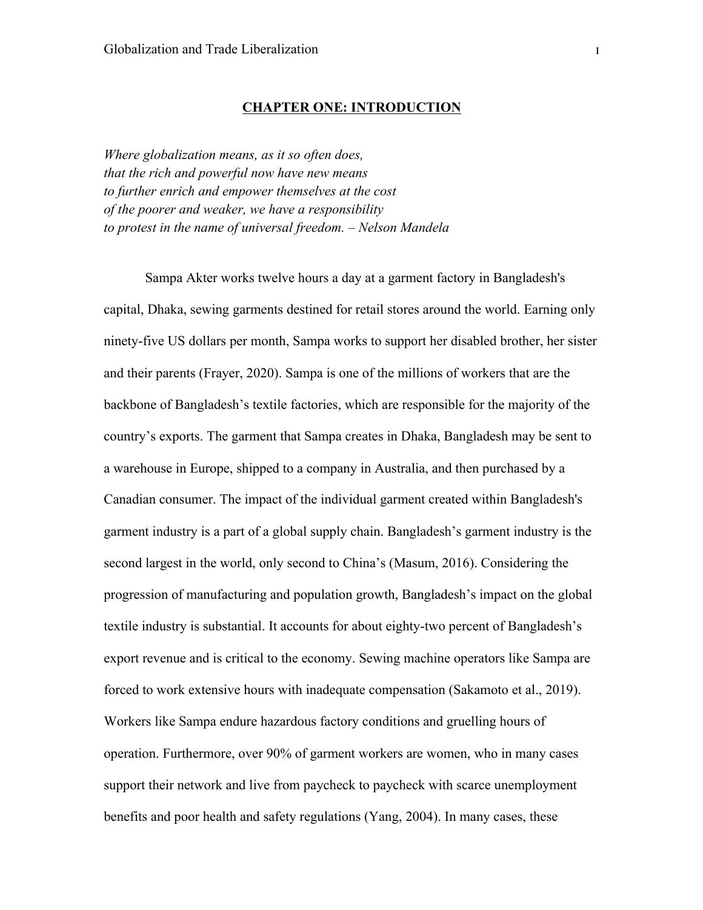# CHAPTER ONE: INTRODUCTION

*Where globalization means, as it so often does,*
*that the rich and powerful now have new means*
*to further enrich and empower themselves at the cost*
*of the poorer and weaker, we have a responsibility*
*to protest in the name of universal freedom. – Nelson Mandela*

Sampa Akter works twelve hours a day at a garment factory in Bangladesh's capital, Dhaka, sewing garments destined for retail stores around the world. Earning only ninety-five US dollars per month, Sampa works to support her disabled brother, her sister and their parents (Frayer, 2020). Sampa is one of the millions of workers that are the backbone of Bangladesh's textile factories, which are responsible for the majority of the country's exports. The garment that Sampa creates in Dhaka, Bangladesh may be sent to a warehouse in Europe, shipped to a company in Australia, and then purchased by a Canadian consumer. The impact of the individual garment created within Bangladesh's garment industry is a part of a global supply chain. Bangladesh's garment industry is the second largest in the world, only second to China's (Masum, 2016). Considering the progression of manufacturing and population growth, Bangladesh's impact on the global textile industry is substantial. It accounts for about eighty-two percent of Bangladesh's export revenue and is critical to the economy. Sewing machine operators like Sampa are forced to work extensive hours with inadequate compensation (Sakamoto et al., 2019). Workers like Sampa endure hazardous factory conditions and gruelling hours of operation. Furthermore, over 90% of garment workers are women, who in many cases support their network and live from paycheck to paycheck with scarce unemployment benefits and poor health and safety regulations (Yang, 2004). In many cases, these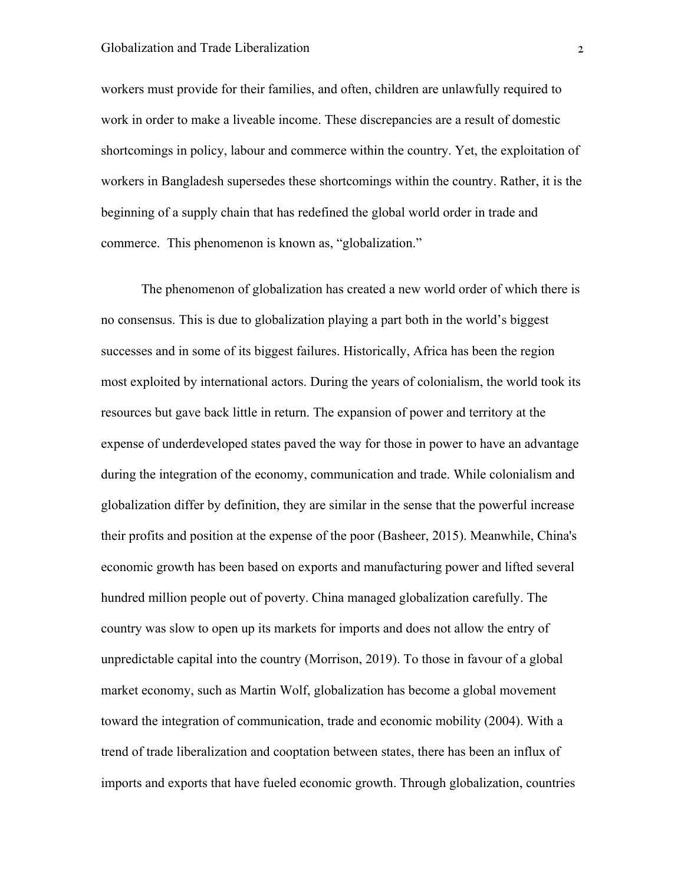workers must provide for their families, and often, children are unlawfully required to work in order to make a liveable income. These discrepancies are a result of domestic shortcomings in policy, labour and commerce within the country. Yet, the exploitation of workers in Bangladesh supersedes these shortcomings within the country. Rather, it is the beginning of a supply chain that has redefined the global world order in trade and commerce.  This phenomenon is known as, “globalization.”

The phenomenon of globalization has created a new world order of which there is no consensus. This is due to globalization playing a part both in the world’s biggest successes and in some of its biggest failures. Historically, Africa has been the region most exploited by international actors. During the years of colonialism, the world took its resources but gave back little in return. The expansion of power and territory at the expense of underdeveloped states paved the way for those in power to have an advantage during the integration of the economy, communication and trade. While colonialism and globalization differ by definition, they are similar in the sense that the powerful increase their profits and position at the expense of the poor (Basheer, 2015). Meanwhile, China's economic growth has been based on exports and manufacturing power and lifted several hundred million people out of poverty. China managed globalization carefully. The country was slow to open up its markets for imports and does not allow the entry of unpredictable capital into the country (Morrison, 2019). To those in favour of a global market economy, such as Martin Wolf, globalization has become a global movement toward the integration of communication, trade and economic mobility (2004). With a trend of trade liberalization and cooptation between states, there has been an influx of imports and exports that have fueled economic growth. Through globalization, countries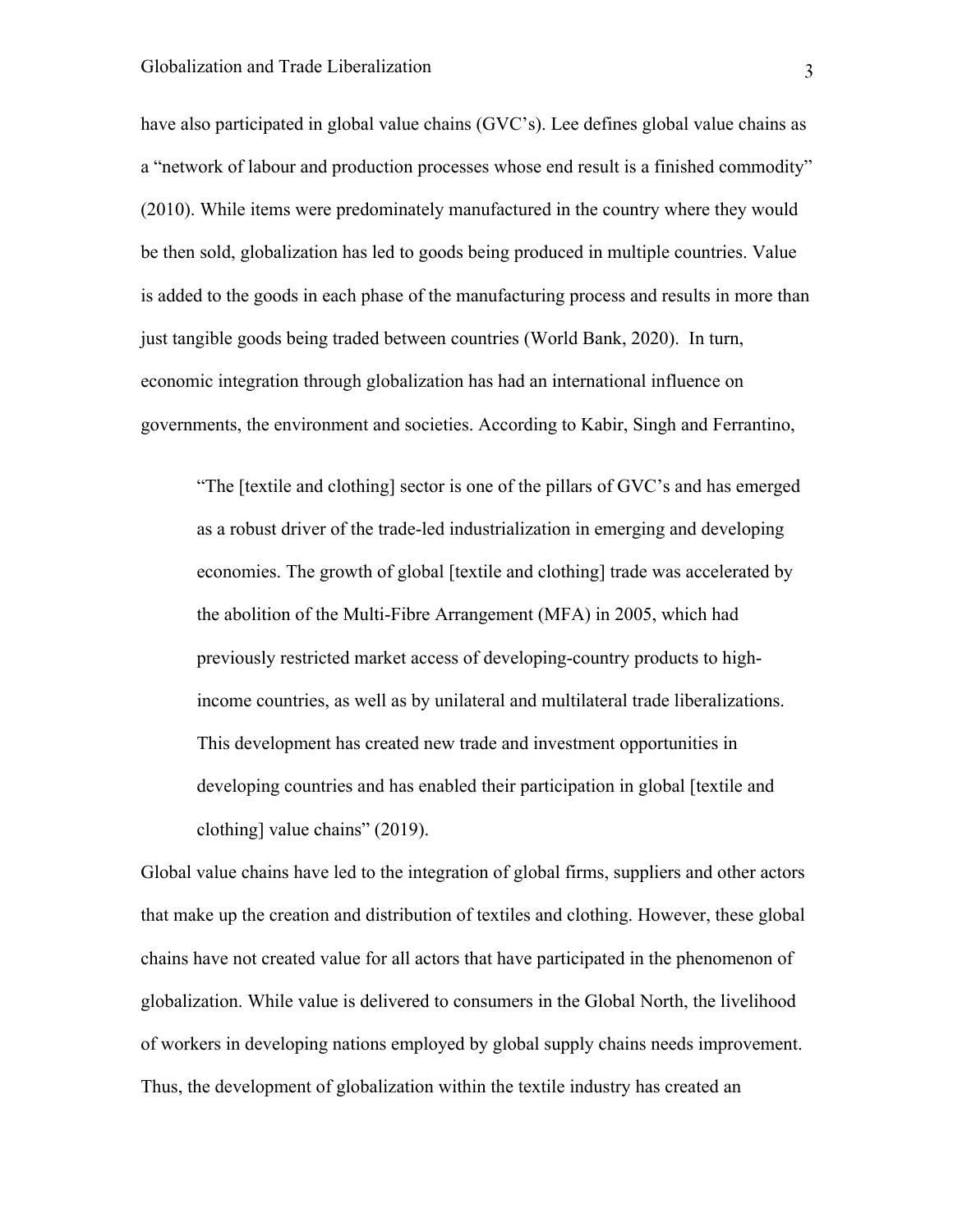have also participated in global value chains (GVC's). Lee defines global value chains as a "network of labour and production processes whose end result is a finished commodity" (2010). While items were predominately manufactured in the country where they would be then sold, globalization has led to goods being produced in multiple countries. Value is added to the goods in each phase of the manufacturing process and results in more than just tangible goods being traded between countries (World Bank, 2020). In turn, economic integration through globalization has had an international influence on governments, the environment and societies. According to Kabir, Singh and Ferrantino,

> "The [textile and clothing] sector is one of the pillars of GVC's and has emerged as a robust driver of the trade-led industrialization in emerging and developing economies. The growth of global [textile and clothing] trade was accelerated by the abolition of the Multi-Fibre Arrangement (MFA) in 2005, which had previously restricted market access of developing-country products to high-income countries, as well as by unilateral and multilateral trade liberalizations. This development has created new trade and investment opportunities in developing countries and has enabled their participation in global [textile and clothing] value chains" (2019).

Global value chains have led to the integration of global firms, suppliers and other actors that make up the creation and distribution of textiles and clothing. However, these global chains have not created value for all actors that have participated in the phenomenon of globalization. While value is delivered to consumers in the Global North, the livelihood of workers in developing nations employed by global supply chains needs improvement. Thus, the development of globalization within the textile industry has created an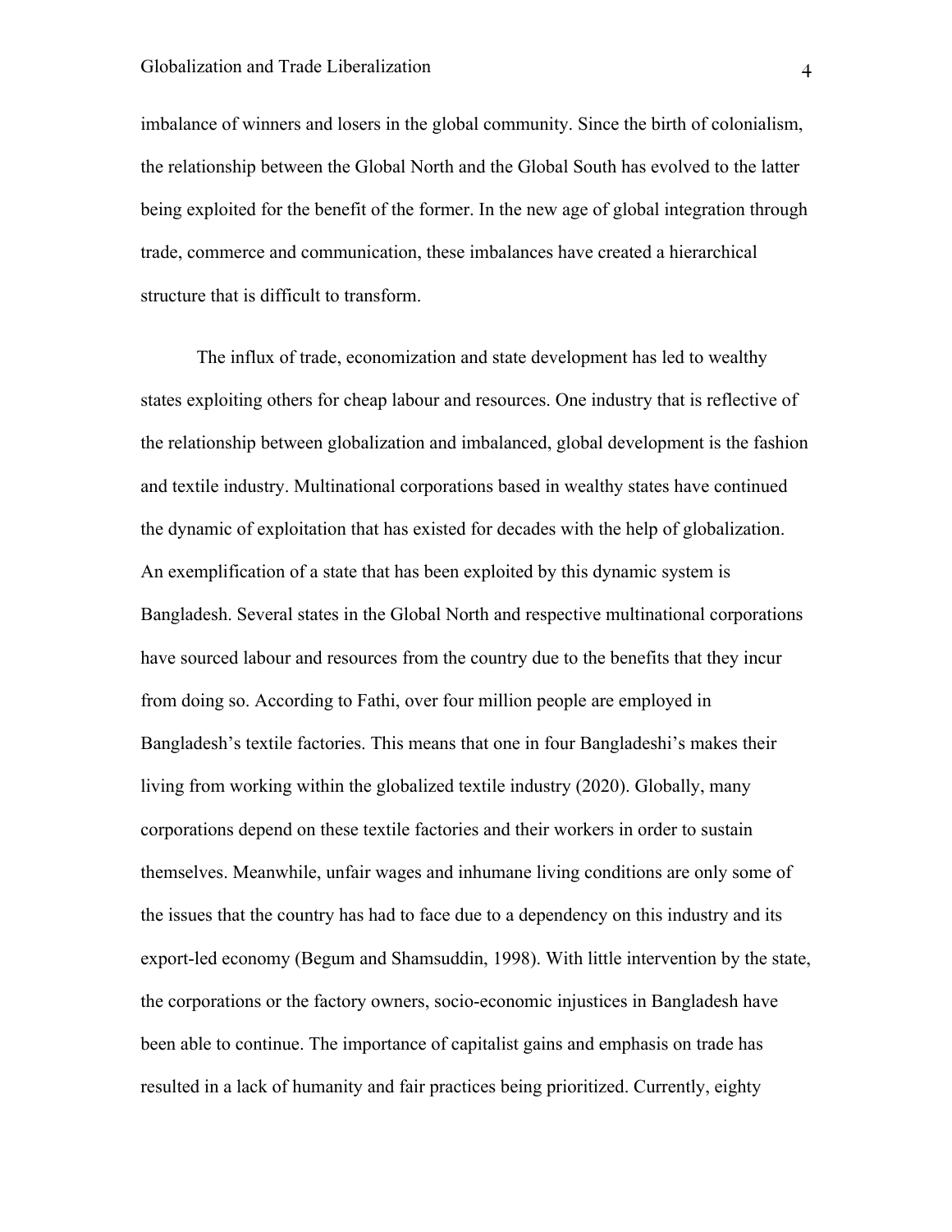imbalance of winners and losers in the global community. Since the birth of colonialism, the relationship between the Global North and the Global South has evolved to the latter being exploited for the benefit of the former. In the new age of global integration through trade, commerce and communication, these imbalances have created a hierarchical structure that is difficult to transform.

The influx of trade, economization and state development has led to wealthy states exploiting others for cheap labour and resources. One industry that is reflective of the relationship between globalization and imbalanced, global development is the fashion and textile industry. Multinational corporations based in wealthy states have continued the dynamic of exploitation that has existed for decades with the help of globalization. An exemplification of a state that has been exploited by this dynamic system is Bangladesh. Several states in the Global North and respective multinational corporations have sourced labour and resources from the country due to the benefits that they incur from doing so. According to Fathi, over four million people are employed in Bangladesh's textile factories. This means that one in four Bangladeshi's makes their living from working within the globalized textile industry (2020). Globally, many corporations depend on these textile factories and their workers in order to sustain themselves. Meanwhile, unfair wages and inhumane living conditions are only some of the issues that the country has had to face due to a dependency on this industry and its export-led economy (Begum and Shamsuddin, 1998). With little intervention by the state, the corporations or the factory owners, socio-economic injustices in Bangladesh have been able to continue. The importance of capitalist gains and emphasis on trade has resulted in a lack of humanity and fair practices being prioritized. Currently, eighty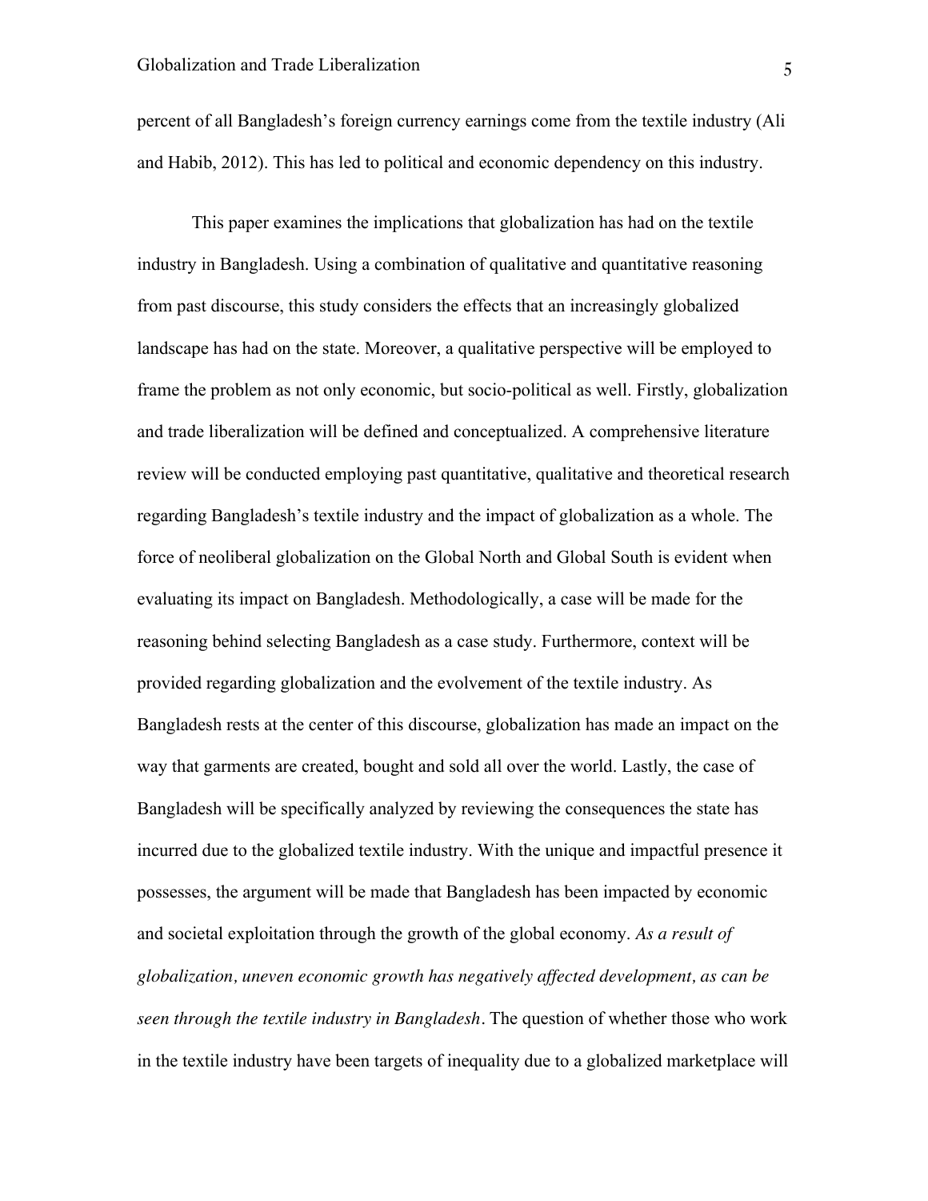percent of all Bangladesh's foreign currency earnings come from the textile industry (Ali and Habib, 2012). This has led to political and economic dependency on this industry.

This paper examines the implications that globalization has had on the textile industry in Bangladesh. Using a combination of qualitative and quantitative reasoning from past discourse, this study considers the effects that an increasingly globalized landscape has had on the state. Moreover, a qualitative perspective will be employed to frame the problem as not only economic, but socio-political as well. Firstly, globalization and trade liberalization will be defined and conceptualized. A comprehensive literature review will be conducted employing past quantitative, qualitative and theoretical research regarding Bangladesh's textile industry and the impact of globalization as a whole. The force of neoliberal globalization on the Global North and Global South is evident when evaluating its impact on Bangladesh. Methodologically, a case will be made for the reasoning behind selecting Bangladesh as a case study. Furthermore, context will be provided regarding globalization and the evolvement of the textile industry. As Bangladesh rests at the center of this discourse, globalization has made an impact on the way that garments are created, bought and sold all over the world. Lastly, the case of Bangladesh will be specifically analyzed by reviewing the consequences the state has incurred due to the globalized textile industry. With the unique and impactful presence it possesses, the argument will be made that Bangladesh has been impacted by economic and societal exploitation through the growth of the global economy. *As a result of globalization, uneven economic growth has negatively affected development, as can be seen through the textile industry in Bangladesh*. The question of whether those who work in the textile industry have been targets of inequality due to a globalized marketplace will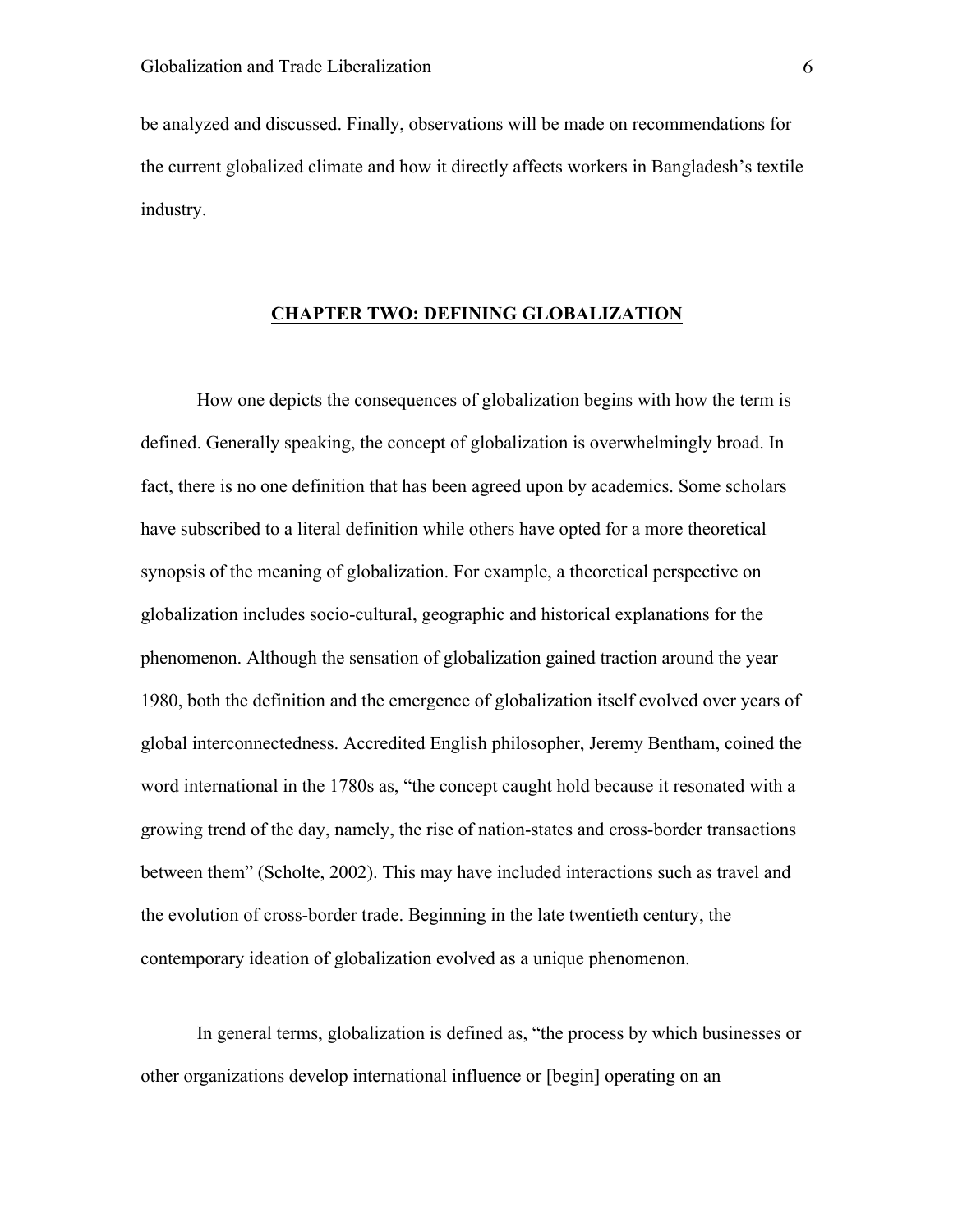be analyzed and discussed. Finally, observations will be made on recommendations for the current globalized climate and how it directly affects workers in Bangladesh's textile industry.

## CHAPTER TWO: DEFINING GLOBALIZATION

How one depicts the consequences of globalization begins with how the term is defined. Generally speaking, the concept of globalization is overwhelmingly broad. In fact, there is no one definition that has been agreed upon by academics. Some scholars have subscribed to a literal definition while others have opted for a more theoretical synopsis of the meaning of globalization. For example, a theoretical perspective on globalization includes socio-cultural, geographic and historical explanations for the phenomenon. Although the sensation of globalization gained traction around the year 1980, both the definition and the emergence of globalization itself evolved over years of global interconnectedness. Accredited English philosopher, Jeremy Bentham, coined the word international in the 1780s as, "the concept caught hold because it resonated with a growing trend of the day, namely, the rise of nation-states and cross-border transactions between them" (Scholte, 2002). This may have included interactions such as travel and the evolution of cross-border trade. Beginning in the late twentieth century, the contemporary ideation of globalization evolved as a unique phenomenon.

In general terms, globalization is defined as, "the process by which businesses or other organizations develop international influence or [begin] operating on an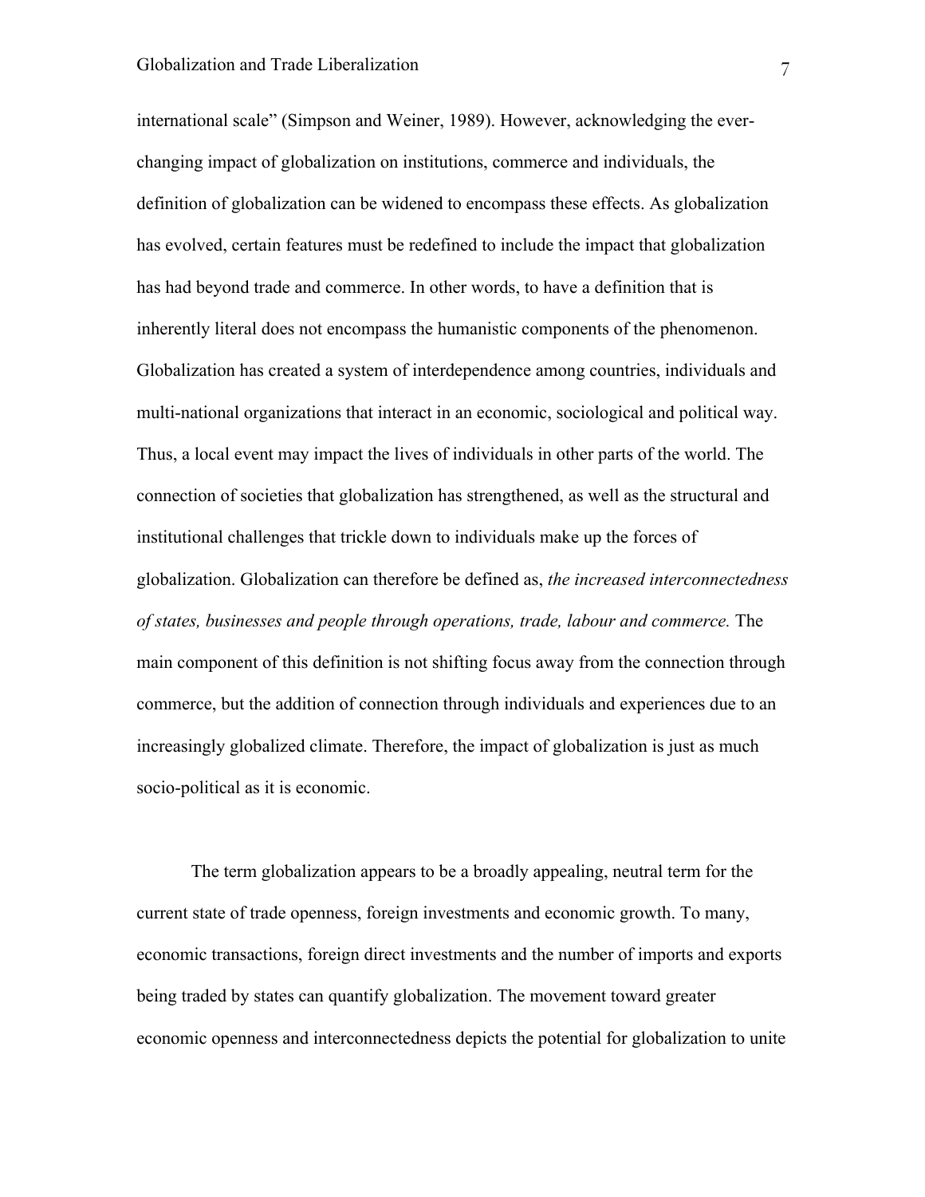international scale" (Simpson and Weiner, 1989). However, acknowledging the ever-changing impact of globalization on institutions, commerce and individuals, the definition of globalization can be widened to encompass these effects. As globalization has evolved, certain features must be redefined to include the impact that globalization has had beyond trade and commerce. In other words, to have a definition that is inherently literal does not encompass the humanistic components of the phenomenon. Globalization has created a system of interdependence among countries, individuals and multi-national organizations that interact in an economic, sociological and political way. Thus, a local event may impact the lives of individuals in other parts of the world. The connection of societies that globalization has strengthened, as well as the structural and institutional challenges that trickle down to individuals make up the forces of globalization. Globalization can therefore be defined as, *the increased interconnectedness of states, businesses and people through operations, trade, labour and commerce.* The main component of this definition is not shifting focus away from the connection through commerce, but the addition of connection through individuals and experiences due to an increasingly globalized climate. Therefore, the impact of globalization is just as much socio-political as it is economic.

The term globalization appears to be a broadly appealing, neutral term for the current state of trade openness, foreign investments and economic growth. To many, economic transactions, foreign direct investments and the number of imports and exports being traded by states can quantify globalization. The movement toward greater economic openness and interconnectedness depicts the potential for globalization to unite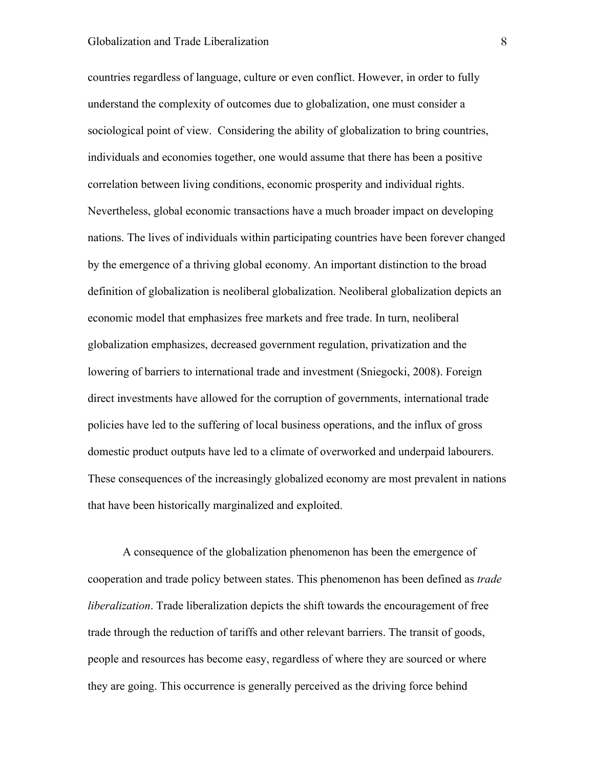countries regardless of language, culture or even conflict. However, in order to fully understand the complexity of outcomes due to globalization, one must consider a sociological point of view.  Considering the ability of globalization to bring countries, individuals and economies together, one would assume that there has been a positive correlation between living conditions, economic prosperity and individual rights. Nevertheless, global economic transactions have a much broader impact on developing nations. The lives of individuals within participating countries have been forever changed by the emergence of a thriving global economy. An important distinction to the broad definition of globalization is neoliberal globalization. Neoliberal globalization depicts an economic model that emphasizes free markets and free trade. In turn, neoliberal globalization emphasizes, decreased government regulation, privatization and the lowering of barriers to international trade and investment (Sniegocki, 2008). Foreign direct investments have allowed for the corruption of governments, international trade policies have led to the suffering of local business operations, and the influx of gross domestic product outputs have led to a climate of overworked and underpaid labourers. These consequences of the increasingly globalized economy are most prevalent in nations that have been historically marginalized and exploited.

A consequence of the globalization phenomenon has been the emergence of cooperation and trade policy between states. This phenomenon has been defined as *trade liberalization*. Trade liberalization depicts the shift towards the encouragement of free trade through the reduction of tariffs and other relevant barriers. The transit of goods, people and resources has become easy, regardless of where they are sourced or where they are going. This occurrence is generally perceived as the driving force behind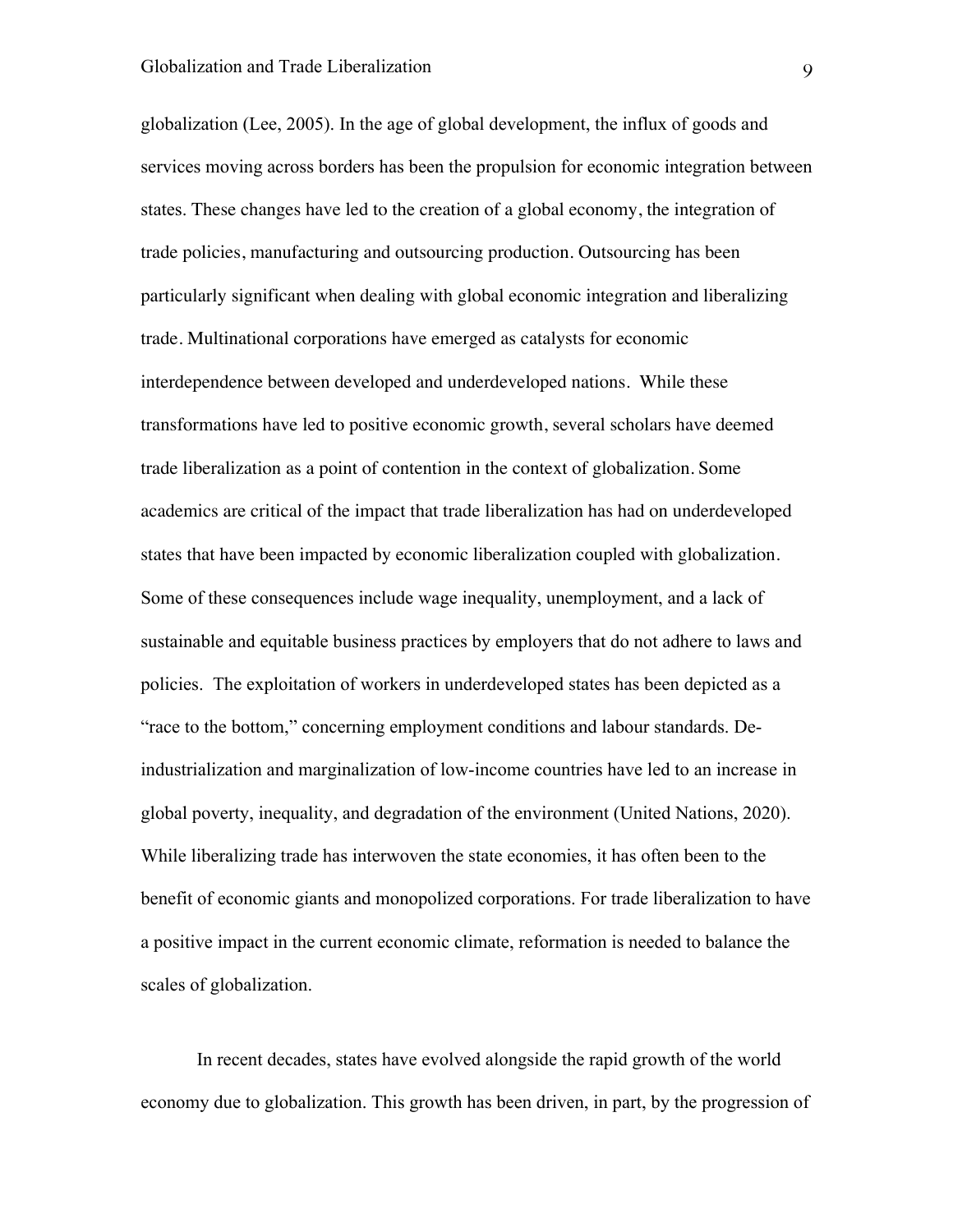globalization (Lee, 2005). In the age of global development, the influx of goods and services moving across borders has been the propulsion for economic integration between states. These changes have led to the creation of a global economy, the integration of trade policies, manufacturing and outsourcing production. Outsourcing has been particularly significant when dealing with global economic integration and liberalizing trade. Multinational corporations have emerged as catalysts for economic interdependence between developed and underdeveloped nations. While these transformations have led to positive economic growth, several scholars have deemed trade liberalization as a point of contention in the context of globalization. Some academics are critical of the impact that trade liberalization has had on underdeveloped states that have been impacted by economic liberalization coupled with globalization. Some of these consequences include wage inequality, unemployment, and a lack of sustainable and equitable business practices by employers that do not adhere to laws and policies. The exploitation of workers in underdeveloped states has been depicted as a "race to the bottom," concerning employment conditions and labour standards. De-industrialization and marginalization of low-income countries have led to an increase in global poverty, inequality, and degradation of the environment (United Nations, 2020). While liberalizing trade has interwoven the state economies, it has often been to the benefit of economic giants and monopolized corporations. For trade liberalization to have a positive impact in the current economic climate, reformation is needed to balance the scales of globalization.

In recent decades, states have evolved alongside the rapid growth of the world economy due to globalization. This growth has been driven, in part, by the progression of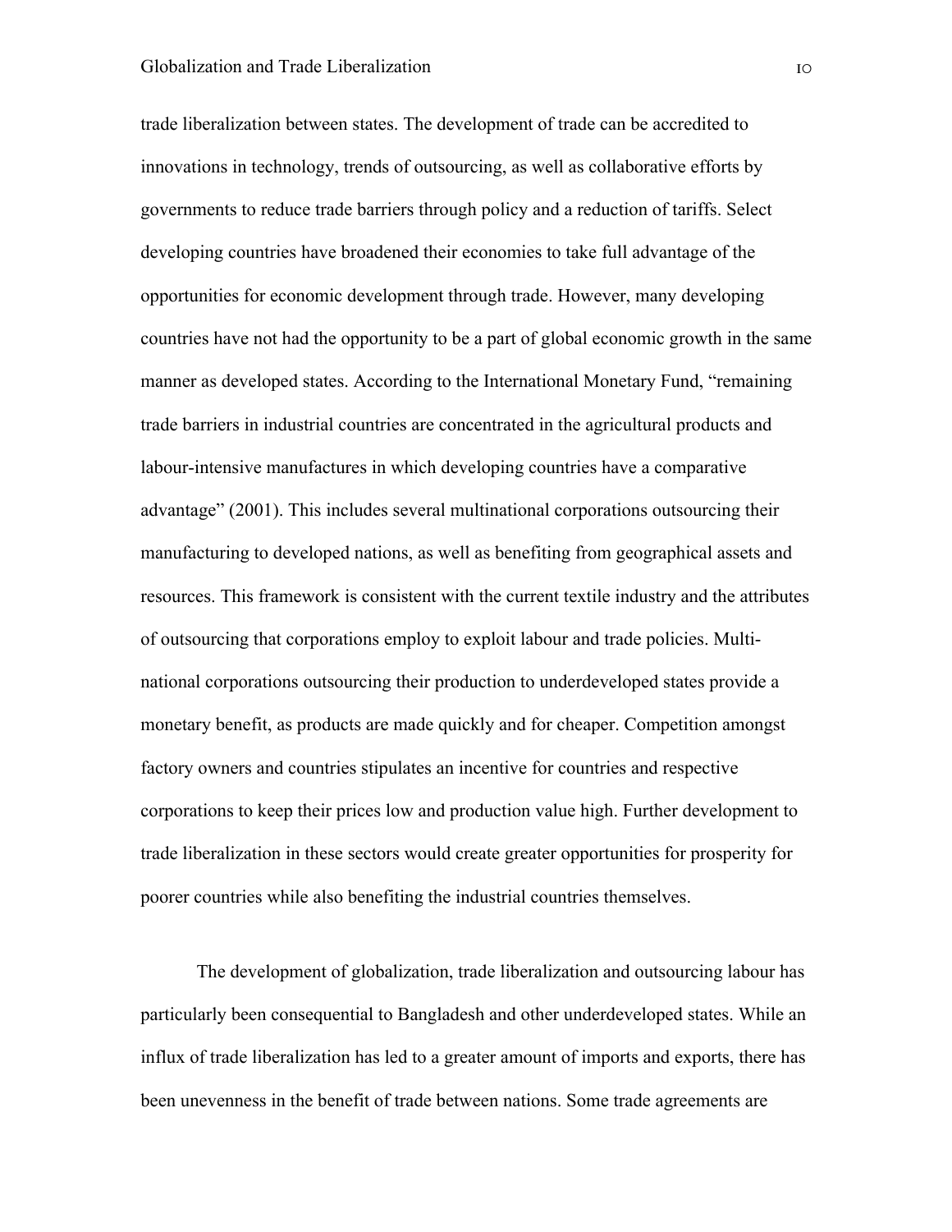trade liberalization between states. The development of trade can be accredited to innovations in technology, trends of outsourcing, as well as collaborative efforts by governments to reduce trade barriers through policy and a reduction of tariffs. Select developing countries have broadened their economies to take full advantage of the opportunities for economic development through trade. However, many developing countries have not had the opportunity to be a part of global economic growth in the same manner as developed states. According to the International Monetary Fund, "remaining trade barriers in industrial countries are concentrated in the agricultural products and labour-intensive manufactures in which developing countries have a comparative advantage" (2001). This includes several multinational corporations outsourcing their manufacturing to developed nations, as well as benefiting from geographical assets and resources. This framework is consistent with the current textile industry and the attributes of outsourcing that corporations employ to exploit labour and trade policies. Multi-national corporations outsourcing their production to underdeveloped states provide a monetary benefit, as products are made quickly and for cheaper. Competition amongst factory owners and countries stipulates an incentive for countries and respective corporations to keep their prices low and production value high. Further development to trade liberalization in these sectors would create greater opportunities for prosperity for poorer countries while also benefiting the industrial countries themselves.

The development of globalization, trade liberalization and outsourcing labour has particularly been consequential to Bangladesh and other underdeveloped states. While an influx of trade liberalization has led to a greater amount of imports and exports, there has been unevenness in the benefit of trade between nations. Some trade agreements are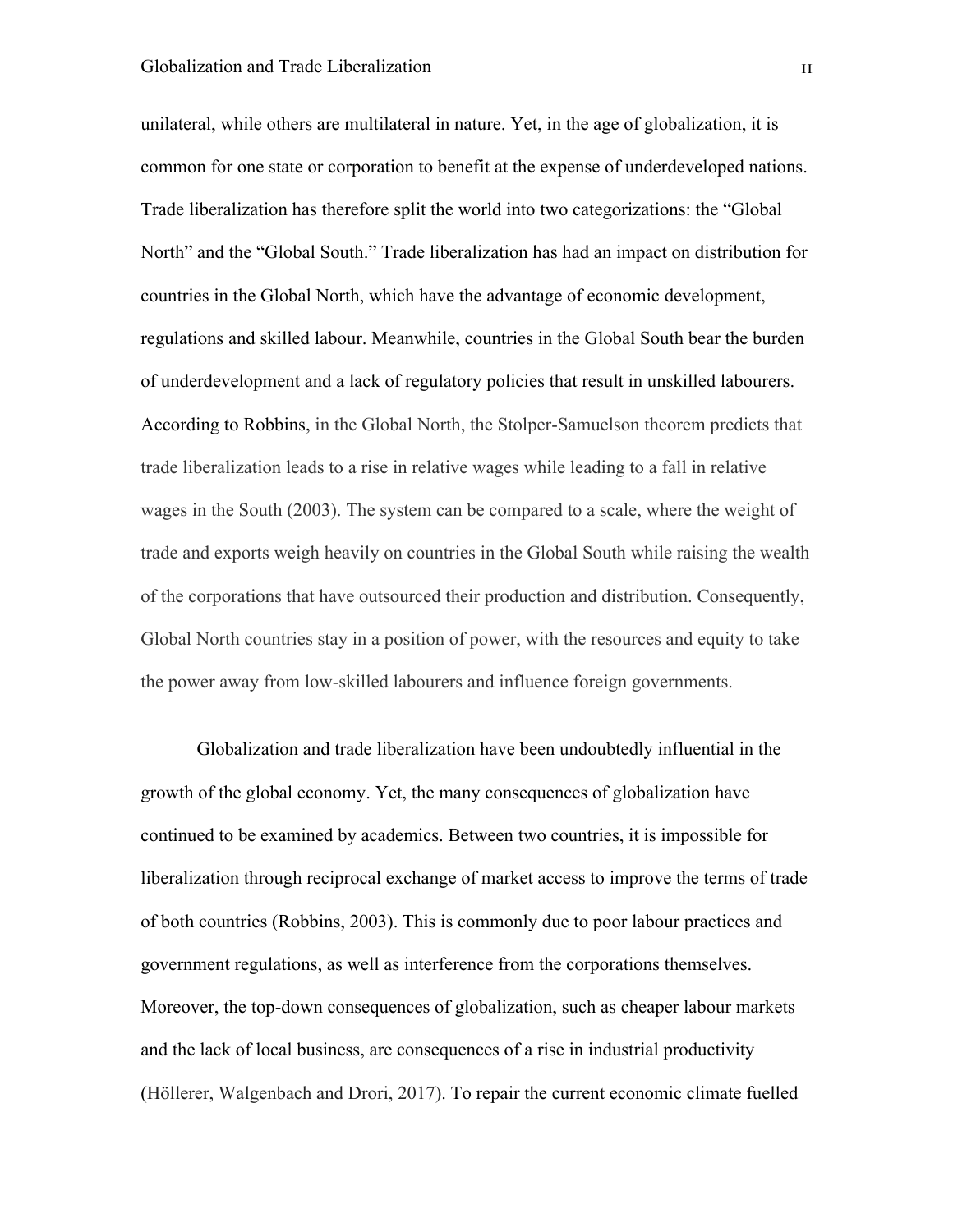unilateral, while others are multilateral in nature. Yet, in the age of globalization, it is common for one state or corporation to benefit at the expense of underdeveloped nations. Trade liberalization has therefore split the world into two categorizations: the "Global North" and the "Global South." Trade liberalization has had an impact on distribution for countries in the Global North, which have the advantage of economic development, regulations and skilled labour. Meanwhile, countries in the Global South bear the burden of underdevelopment and a lack of regulatory policies that result in unskilled labourers. According to Robbins, in the Global North, the Stolper-Samuelson theorem predicts that trade liberalization leads to a rise in relative wages while leading to a fall in relative wages in the South (2003). The system can be compared to a scale, where the weight of trade and exports weigh heavily on countries in the Global South while raising the wealth of the corporations that have outsourced their production and distribution. Consequently, Global North countries stay in a position of power, with the resources and equity to take the power away from low-skilled labourers and influence foreign governments.

Globalization and trade liberalization have been undoubtedly influential in the growth of the global economy. Yet, the many consequences of globalization have continued to be examined by academics. Between two countries, it is impossible for liberalization through reciprocal exchange of market access to improve the terms of trade of both countries (Robbins, 2003). This is commonly due to poor labour practices and government regulations, as well as interference from the corporations themselves. Moreover, the top-down consequences of globalization, such as cheaper labour markets and the lack of local business, are consequences of a rise in industrial productivity (Höllerer, Walgenbach and Drori, 2017). To repair the current economic climate fuelled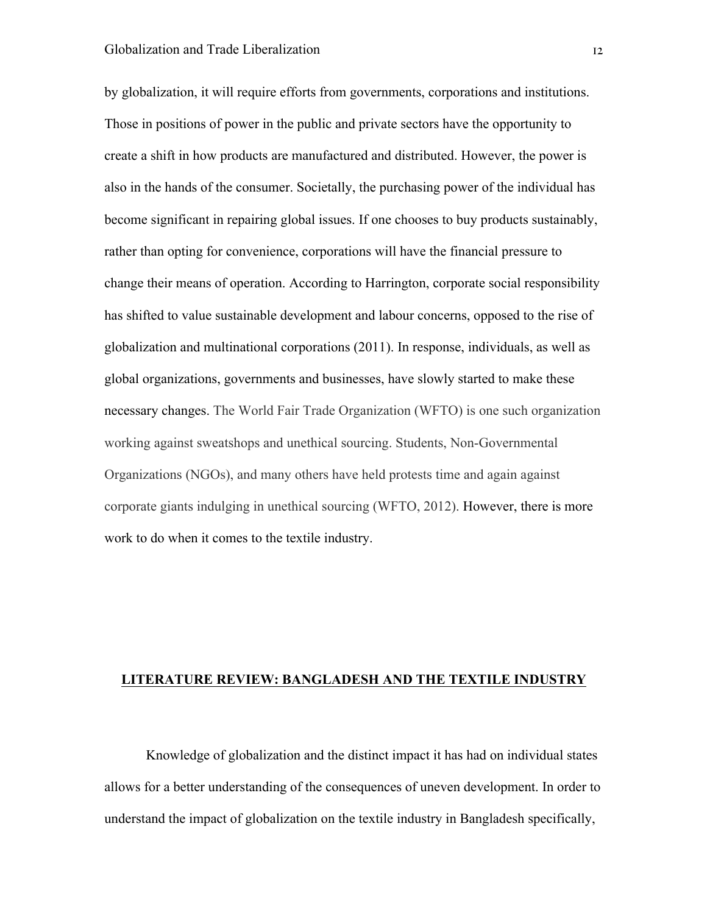by globalization, it will require efforts from governments, corporations and institutions. Those in positions of power in the public and private sectors have the opportunity to create a shift in how products are manufactured and distributed. However, the power is also in the hands of the consumer. Societally, the purchasing power of the individual has become significant in repairing global issues. If one chooses to buy products sustainably, rather than opting for convenience, corporations will have the financial pressure to change their means of operation. According to Harrington, corporate social responsibility has shifted to value sustainable development and labour concerns, opposed to the rise of globalization and multinational corporations (2011). In response, individuals, as well as global organizations, governments and businesses, have slowly started to make these necessary changes. The World Fair Trade Organization (WFTO) is one such organization working against sweatshops and unethical sourcing. Students, Non-Governmental Organizations (NGOs), and many others have held protests time and again against corporate giants indulging in unethical sourcing (WFTO, 2012). However, there is more work to do when it comes to the textile industry.

## LITERATURE REVIEW: BANGLADESH AND THE TEXTILE INDUSTRY

Knowledge of globalization and the distinct impact it has had on individual states allows for a better understanding of the consequences of uneven development. In order to understand the impact of globalization on the textile industry in Bangladesh specifically,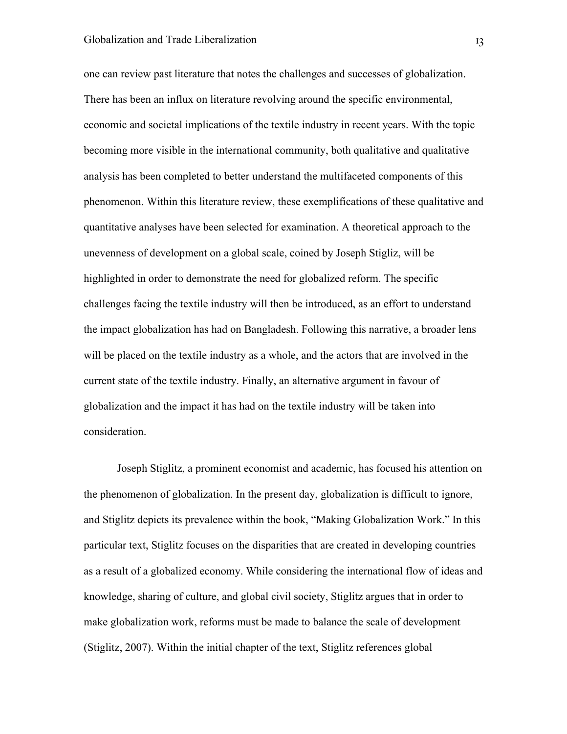one can review past literature that notes the challenges and successes of globalization. There has been an influx on literature revolving around the specific environmental, economic and societal implications of the textile industry in recent years. With the topic becoming more visible in the international community, both qualitative and qualitative analysis has been completed to better understand the multifaceted components of this phenomenon. Within this literature review, these exemplifications of these qualitative and quantitative analyses have been selected for examination. A theoretical approach to the unevenness of development on a global scale, coined by Joseph Stigliz, will be highlighted in order to demonstrate the need for globalized reform. The specific challenges facing the textile industry will then be introduced, as an effort to understand the impact globalization has had on Bangladesh. Following this narrative, a broader lens will be placed on the textile industry as a whole, and the actors that are involved in the current state of the textile industry. Finally, an alternative argument in favour of globalization and the impact it has had on the textile industry will be taken into consideration.

Joseph Stiglitz, a prominent economist and academic, has focused his attention on the phenomenon of globalization. In the present day, globalization is difficult to ignore, and Stiglitz depicts its prevalence within the book, "Making Globalization Work." In this particular text, Stiglitz focuses on the disparities that are created in developing countries as a result of a globalized economy. While considering the international flow of ideas and knowledge, sharing of culture, and global civil society, Stiglitz argues that in order to make globalization work, reforms must be made to balance the scale of development (Stiglitz, 2007). Within the initial chapter of the text, Stiglitz references global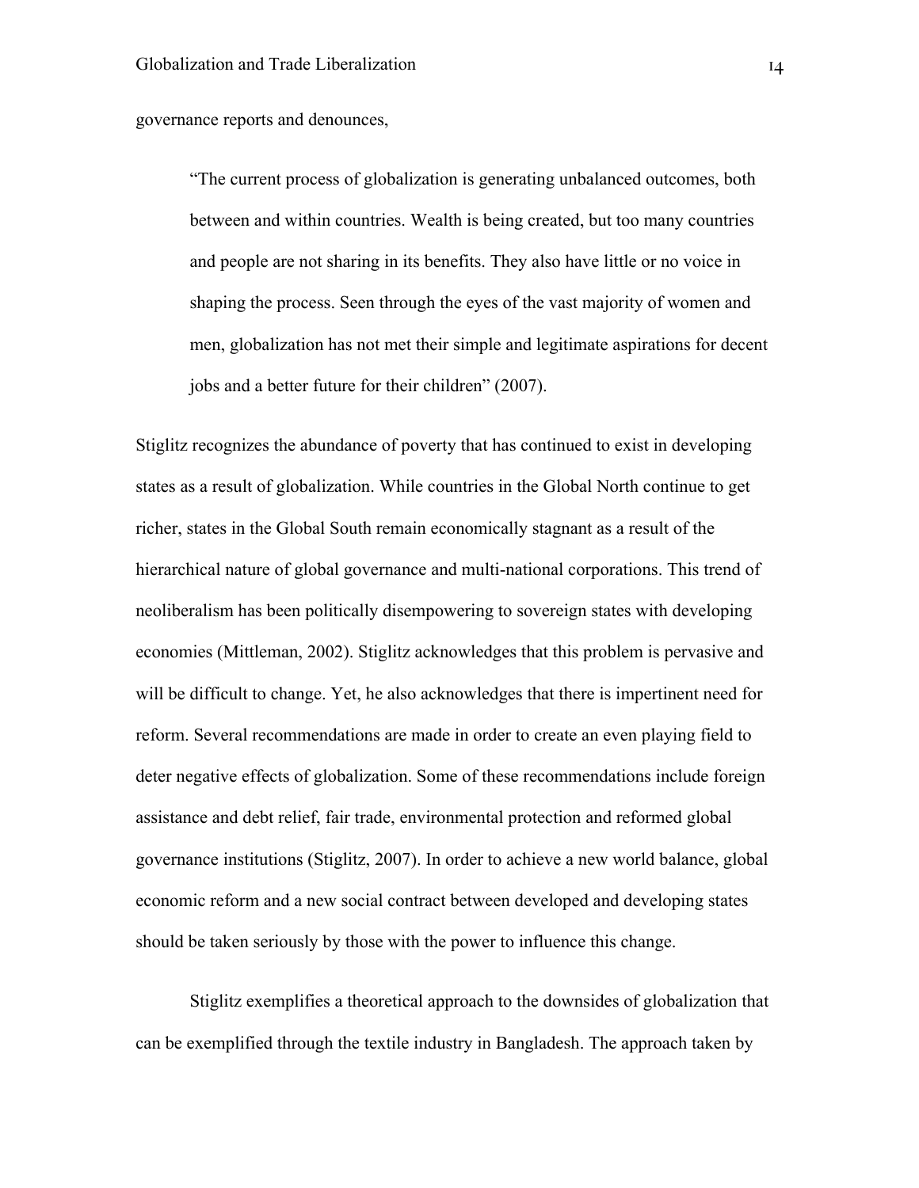governance reports and denounces,

> "The current process of globalization is generating unbalanced outcomes, both between and within countries. Wealth is being created, but too many countries and people are not sharing in its benefits. They also have little or no voice in shaping the process. Seen through the eyes of the vast majority of women and men, globalization has not met their simple and legitimate aspirations for decent jobs and a better future for their children" (2007).

Stiglitz recognizes the abundance of poverty that has continued to exist in developing states as a result of globalization. While countries in the Global North continue to get richer, states in the Global South remain economically stagnant as a result of the hierarchical nature of global governance and multi-national corporations. This trend of neoliberalism has been politically disempowering to sovereign states with developing economies (Mittleman, 2002). Stiglitz acknowledges that this problem is pervasive and will be difficult to change. Yet, he also acknowledges that there is impertinent need for reform. Several recommendations are made in order to create an even playing field to deter negative effects of globalization. Some of these recommendations include foreign assistance and debt relief, fair trade, environmental protection and reformed global governance institutions (Stiglitz, 2007). In order to achieve a new world balance, global economic reform and a new social contract between developed and developing states should be taken seriously by those with the power to influence this change.

Stiglitz exemplifies a theoretical approach to the downsides of globalization that can be exemplified through the textile industry in Bangladesh. The approach taken by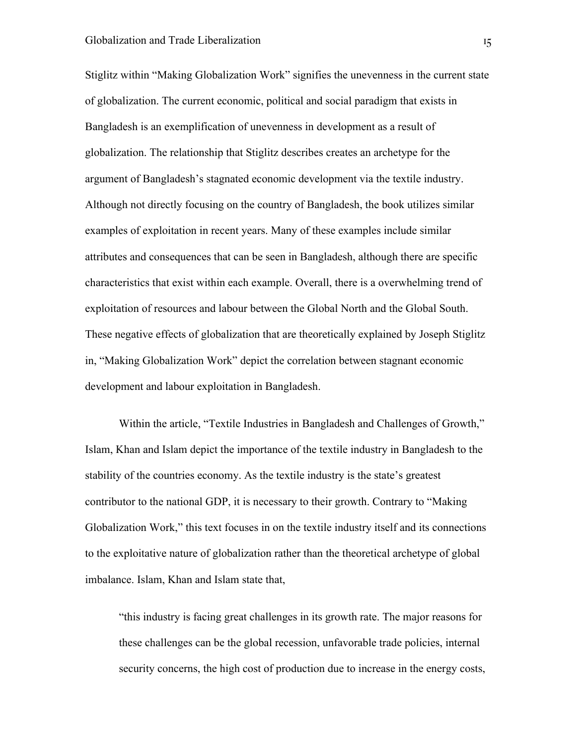Stiglitz within "Making Globalization Work" signifies the unevenness in the current state of globalization. The current economic, political and social paradigm that exists in Bangladesh is an exemplification of unevenness in development as a result of globalization. The relationship that Stiglitz describes creates an archetype for the argument of Bangladesh's stagnated economic development via the textile industry. Although not directly focusing on the country of Bangladesh, the book utilizes similar examples of exploitation in recent years. Many of these examples include similar attributes and consequences that can be seen in Bangladesh, although there are specific characteristics that exist within each example. Overall, there is a overwhelming trend of exploitation of resources and labour between the Global North and the Global South. These negative effects of globalization that are theoretically explained by Joseph Stiglitz in, "Making Globalization Work" depict the correlation between stagnant economic development and labour exploitation in Bangladesh.

Within the article, "Textile Industries in Bangladesh and Challenges of Growth," Islam, Khan and Islam depict the importance of the textile industry in Bangladesh to the stability of the countries economy. As the textile industry is the state's greatest contributor to the national GDP, it is necessary to their growth. Contrary to "Making Globalization Work," this text focuses in on the textile industry itself and its connections to the exploitative nature of globalization rather than the theoretical archetype of global imbalance. Islam, Khan and Islam state that,

> "this industry is facing great challenges in its growth rate. The major reasons for these challenges can be the global recession, unfavorable trade policies, internal security concerns, the high cost of production due to increase in the energy costs,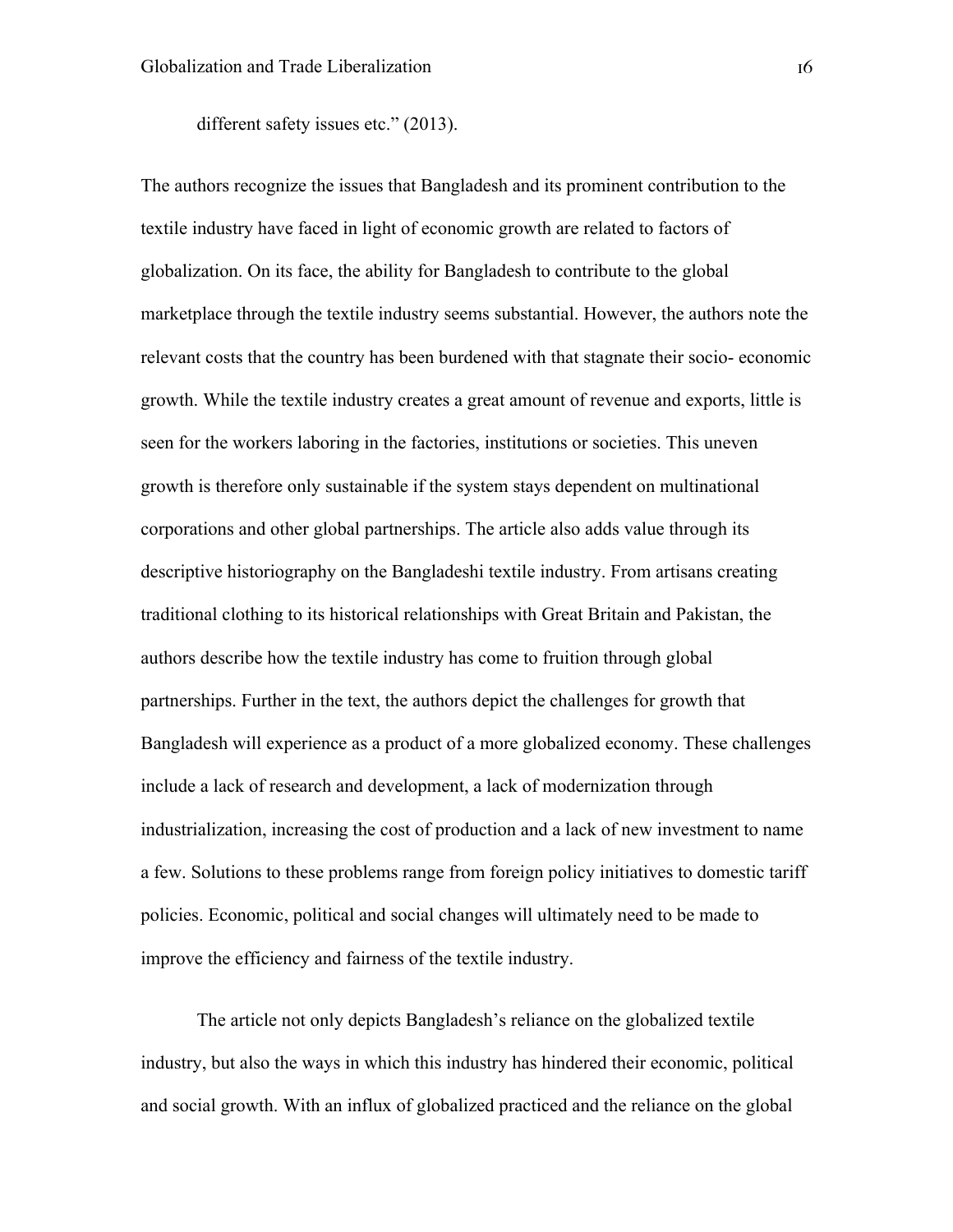different safety issues etc." (2013).

The authors recognize the issues that Bangladesh and its prominent contribution to the textile industry have faced in light of economic growth are related to factors of globalization. On its face, the ability for Bangladesh to contribute to the global marketplace through the textile industry seems substantial. However, the authors note the relevant costs that the country has been burdened with that stagnate their socio- economic growth. While the textile industry creates a great amount of revenue and exports, little is seen for the workers laboring in the factories, institutions or societies. This uneven growth is therefore only sustainable if the system stays dependent on multinational corporations and other global partnerships. The article also adds value through its descriptive historiography on the Bangladeshi textile industry. From artisans creating traditional clothing to its historical relationships with Great Britain and Pakistan, the authors describe how the textile industry has come to fruition through global partnerships. Further in the text, the authors depict the challenges for growth that Bangladesh will experience as a product of a more globalized economy. These challenges include a lack of research and development, a lack of modernization through industrialization, increasing the cost of production and a lack of new investment to name a few. Solutions to these problems range from foreign policy initiatives to domestic tariff policies. Economic, political and social changes will ultimately need to be made to improve the efficiency and fairness of the textile industry.

The article not only depicts Bangladesh's reliance on the globalized textile industry, but also the ways in which this industry has hindered their economic, political and social growth. With an influx of globalized practiced and the reliance on the global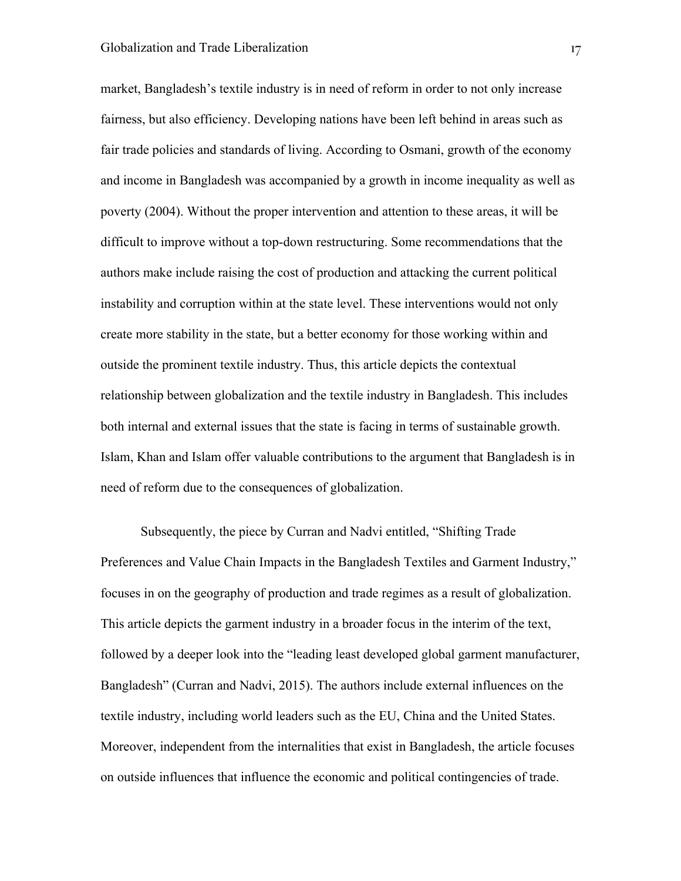market, Bangladesh's textile industry is in need of reform in order to not only increase fairness, but also efficiency. Developing nations have been left behind in areas such as fair trade policies and standards of living. According to Osmani, growth of the economy and income in Bangladesh was accompanied by a growth in income inequality as well as poverty (2004). Without the proper intervention and attention to these areas, it will be difficult to improve without a top-down restructuring. Some recommendations that the authors make include raising the cost of production and attacking the current political instability and corruption within at the state level. These interventions would not only create more stability in the state, but a better economy for those working within and outside the prominent textile industry. Thus, this article depicts the contextual relationship between globalization and the textile industry in Bangladesh. This includes both internal and external issues that the state is facing in terms of sustainable growth. Islam, Khan and Islam offer valuable contributions to the argument that Bangladesh is in need of reform due to the consequences of globalization.

Subsequently, the piece by Curran and Nadvi entitled, "Shifting Trade Preferences and Value Chain Impacts in the Bangladesh Textiles and Garment Industry," focuses in on the geography of production and trade regimes as a result of globalization. This article depicts the garment industry in a broader focus in the interim of the text, followed by a deeper look into the "leading least developed global garment manufacturer, Bangladesh" (Curran and Nadvi, 2015). The authors include external influences on the textile industry, including world leaders such as the EU, China and the United States. Moreover, independent from the internalities that exist in Bangladesh, the article focuses on outside influences that influence the economic and political contingencies of trade.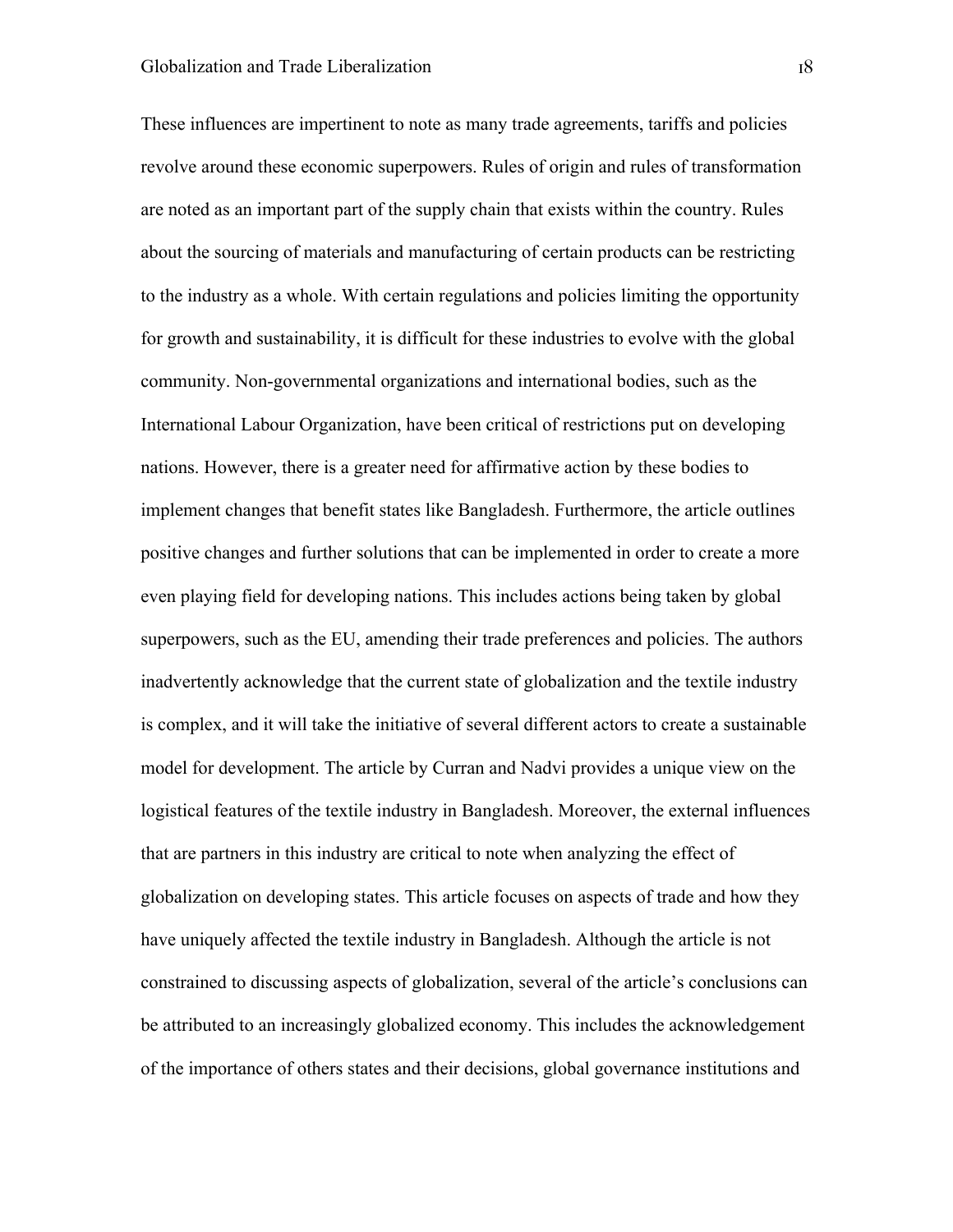These influences are impertinent to note as many trade agreements, tariffs and policies revolve around these economic superpowers. Rules of origin and rules of transformation are noted as an important part of the supply chain that exists within the country. Rules about the sourcing of materials and manufacturing of certain products can be restricting to the industry as a whole. With certain regulations and policies limiting the opportunity for growth and sustainability, it is difficult for these industries to evolve with the global community. Non-governmental organizations and international bodies, such as the International Labour Organization, have been critical of restrictions put on developing nations. However, there is a greater need for affirmative action by these bodies to implement changes that benefit states like Bangladesh. Furthermore, the article outlines positive changes and further solutions that can be implemented in order to create a more even playing field for developing nations. This includes actions being taken by global superpowers, such as the EU, amending their trade preferences and policies. The authors inadvertently acknowledge that the current state of globalization and the textile industry is complex, and it will take the initiative of several different actors to create a sustainable model for development. The article by Curran and Nadvi provides a unique view on the logistical features of the textile industry in Bangladesh. Moreover, the external influences that are partners in this industry are critical to note when analyzing the effect of globalization on developing states. This article focuses on aspects of trade and how they have uniquely affected the textile industry in Bangladesh. Although the article is not constrained to discussing aspects of globalization, several of the article's conclusions can be attributed to an increasingly globalized economy. This includes the acknowledgement of the importance of others states and their decisions, global governance institutions and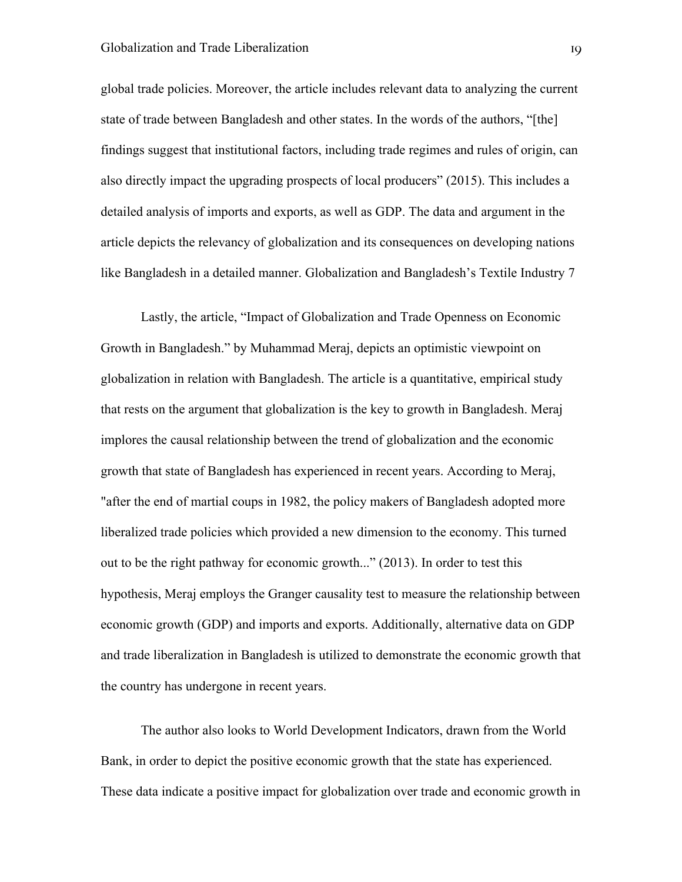global trade policies. Moreover, the article includes relevant data to analyzing the current state of trade between Bangladesh and other states. In the words of the authors, "[the] findings suggest that institutional factors, including trade regimes and rules of origin, can also directly impact the upgrading prospects of local producers" (2015). This includes a detailed analysis of imports and exports, as well as GDP. The data and argument in the article depicts the relevancy of globalization and its consequences on developing nations like Bangladesh in a detailed manner. Globalization and Bangladesh's Textile Industry 7

Lastly, the article, "Impact of Globalization and Trade Openness on Economic Growth in Bangladesh." by Muhammad Meraj, depicts an optimistic viewpoint on globalization in relation with Bangladesh. The article is a quantitative, empirical study that rests on the argument that globalization is the key to growth in Bangladesh. Meraj implores the causal relationship between the trend of globalization and the economic growth that state of Bangladesh has experienced in recent years. According to Meraj, "after the end of martial coups in 1982, the policy makers of Bangladesh adopted more liberalized trade policies which provided a new dimension to the economy. This turned out to be the right pathway for economic growth..." (2013). In order to test this hypothesis, Meraj employs the Granger causality test to measure the relationship between economic growth (GDP) and imports and exports. Additionally, alternative data on GDP and trade liberalization in Bangladesh is utilized to demonstrate the economic growth that the country has undergone in recent years.

The author also looks to World Development Indicators, drawn from the World Bank, in order to depict the positive economic growth that the state has experienced. These data indicate a positive impact for globalization over trade and economic growth in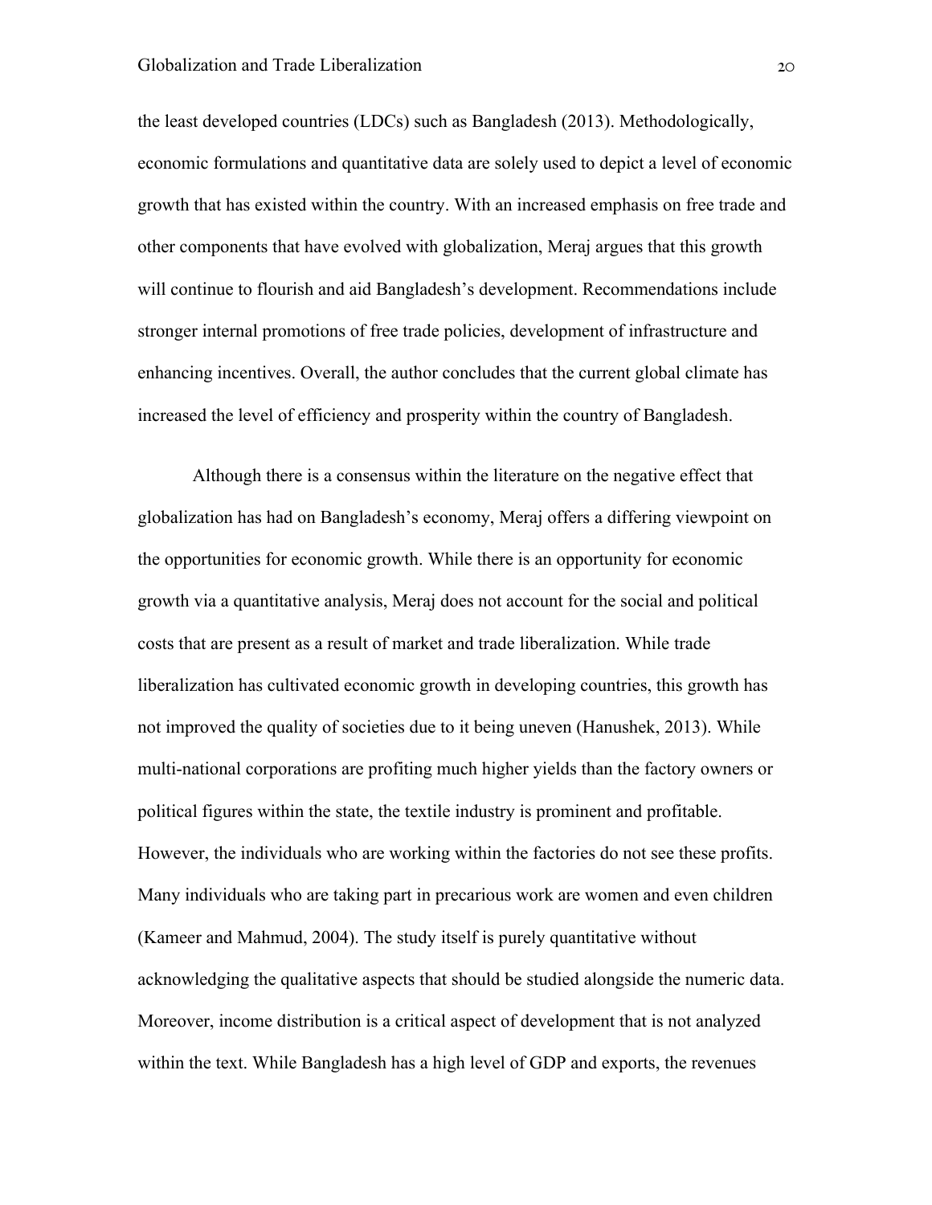the least developed countries (LDCs) such as Bangladesh (2013). Methodologically, economic formulations and quantitative data are solely used to depict a level of economic growth that has existed within the country. With an increased emphasis on free trade and other components that have evolved with globalization, Meraj argues that this growth will continue to flourish and aid Bangladesh's development. Recommendations include stronger internal promotions of free trade policies, development of infrastructure and enhancing incentives. Overall, the author concludes that the current global climate has increased the level of efficiency and prosperity within the country of Bangladesh.

Although there is a consensus within the literature on the negative effect that globalization has had on Bangladesh's economy, Meraj offers a differing viewpoint on the opportunities for economic growth. While there is an opportunity for economic growth via a quantitative analysis, Meraj does not account for the social and political costs that are present as a result of market and trade liberalization. While trade liberalization has cultivated economic growth in developing countries, this growth has not improved the quality of societies due to it being uneven (Hanushek, 2013). While multi-national corporations are profiting much higher yields than the factory owners or political figures within the state, the textile industry is prominent and profitable. However, the individuals who are working within the factories do not see these profits. Many individuals who are taking part in precarious work are women and even children (Kameer and Mahmud, 2004). The study itself is purely quantitative without acknowledging the qualitative aspects that should be studied alongside the numeric data. Moreover, income distribution is a critical aspect of development that is not analyzed within the text. While Bangladesh has a high level of GDP and exports, the revenues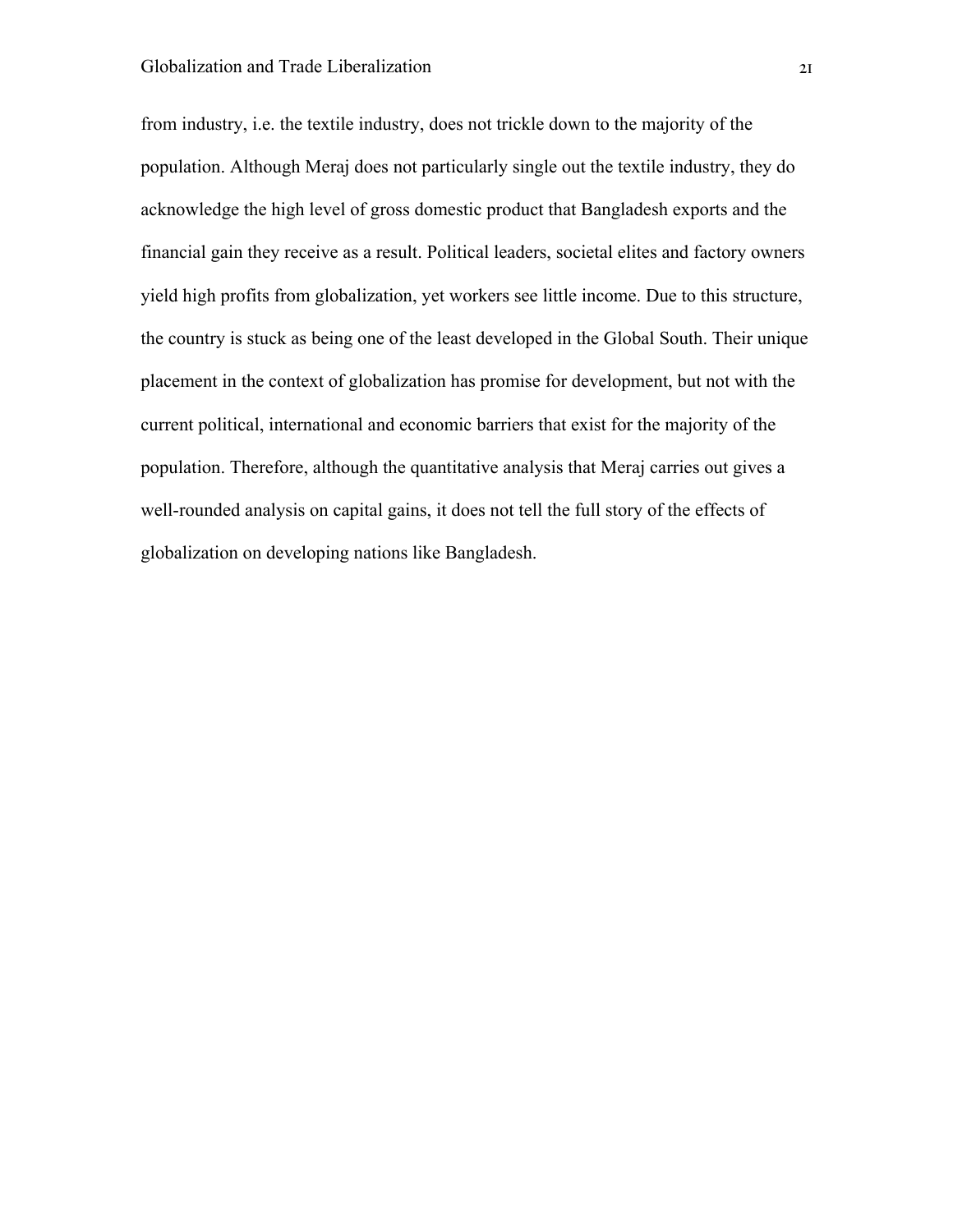from industry, i.e. the textile industry, does not trickle down to the majority of the population. Although Meraj does not particularly single out the textile industry, they do acknowledge the high level of gross domestic product that Bangladesh exports and the financial gain they receive as a result. Political leaders, societal elites and factory owners yield high profits from globalization, yet workers see little income. Due to this structure, the country is stuck as being one of the least developed in the Global South. Their unique placement in the context of globalization has promise for development, but not with the current political, international and economic barriers that exist for the majority of the population. Therefore, although the quantitative analysis that Meraj carries out gives a well-rounded analysis on capital gains, it does not tell the full story of the effects of globalization on developing nations like Bangladesh.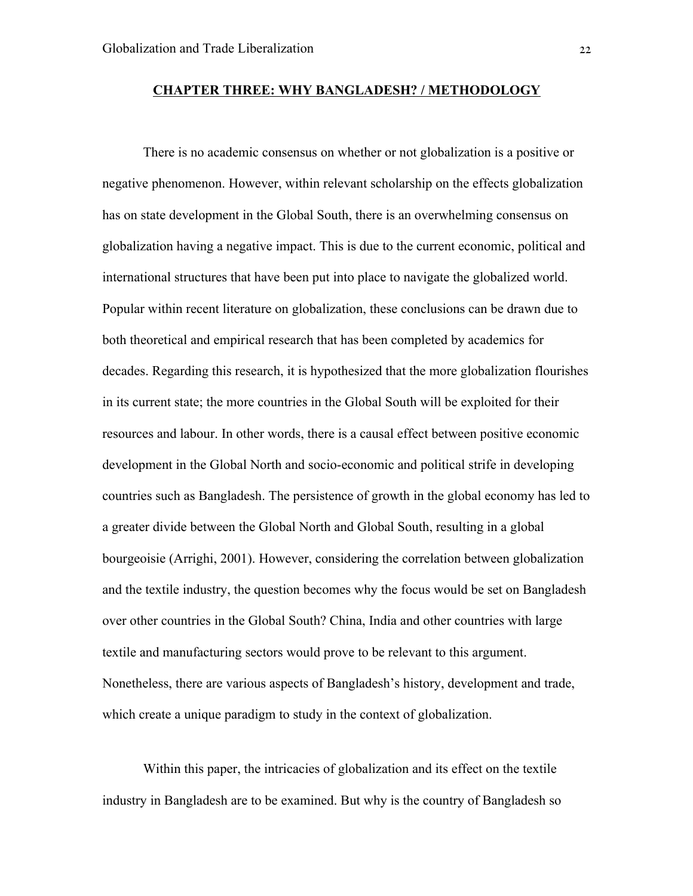## CHAPTER THREE: WHY BANGLADESH? / METHODOLOGY

There is no academic consensus on whether or not globalization is a positive or negative phenomenon. However, within relevant scholarship on the effects globalization has on state development in the Global South, there is an overwhelming consensus on globalization having a negative impact. This is due to the current economic, political and international structures that have been put into place to navigate the globalized world. Popular within recent literature on globalization, these conclusions can be drawn due to both theoretical and empirical research that has been completed by academics for decades. Regarding this research, it is hypothesized that the more globalization flourishes in its current state; the more countries in the Global South will be exploited for their resources and labour. In other words, there is a causal effect between positive economic development in the Global North and socio-economic and political strife in developing countries such as Bangladesh. The persistence of growth in the global economy has led to a greater divide between the Global North and Global South, resulting in a global bourgeoisie (Arrighi, 2001). However, considering the correlation between globalization and the textile industry, the question becomes why the focus would be set on Bangladesh over other countries in the Global South? China, India and other countries with large textile and manufacturing sectors would prove to be relevant to this argument. Nonetheless, there are various aspects of Bangladesh's history, development and trade, which create a unique paradigm to study in the context of globalization.

Within this paper, the intricacies of globalization and its effect on the textile industry in Bangladesh are to be examined. But why is the country of Bangladesh so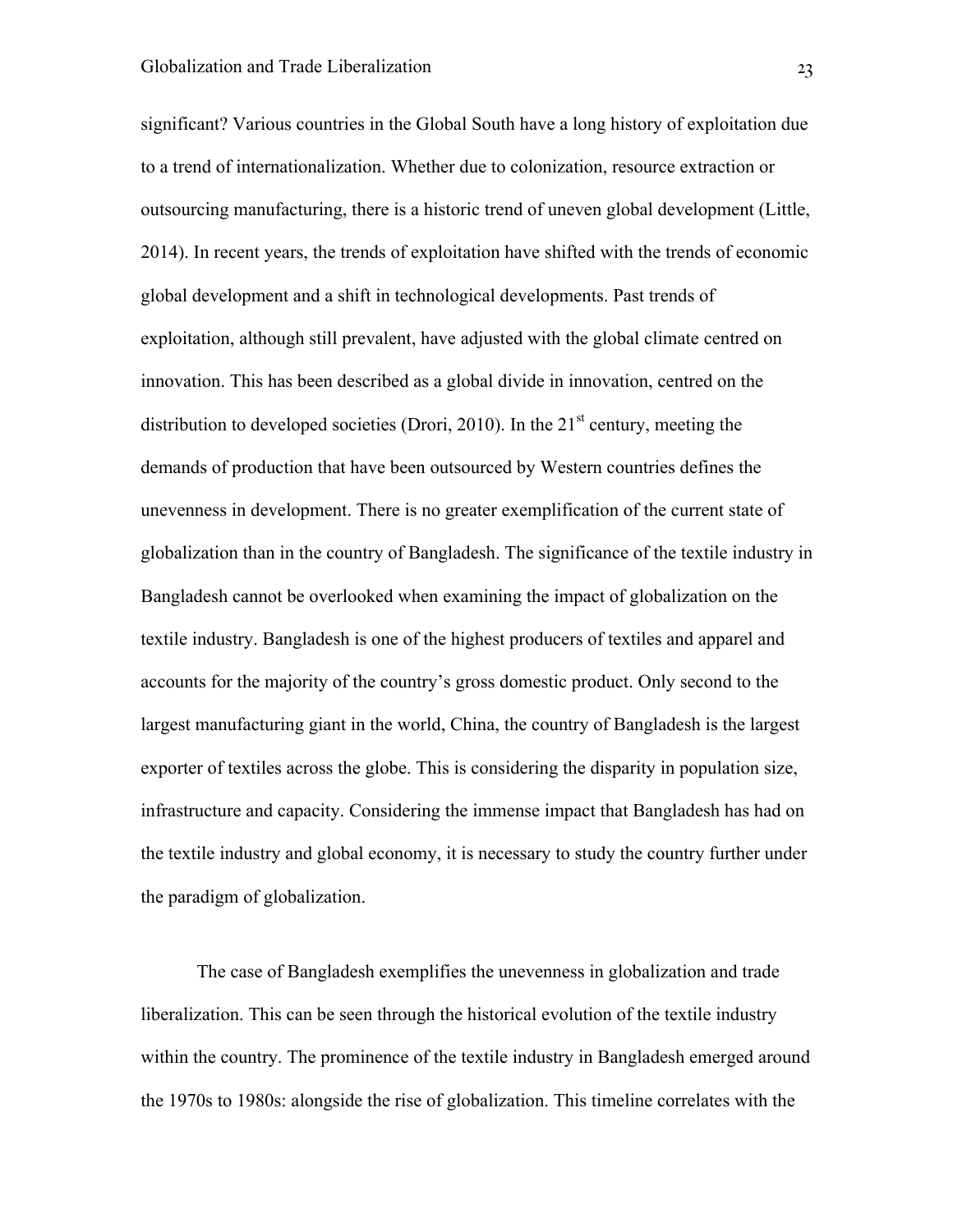significant? Various countries in the Global South have a long history of exploitation due to a trend of internationalization. Whether due to colonization, resource extraction or outsourcing manufacturing, there is a historic trend of uneven global development (Little, 2014). In recent years, the trends of exploitation have shifted with the trends of economic global development and a shift in technological developments. Past trends of exploitation, although still prevalent, have adjusted with the global climate centred on innovation. This has been described as a global divide in innovation, centred on the distribution to developed societies (Drori, 2010). In the 21st century, meeting the demands of production that have been outsourced by Western countries defines the unevenness in development. There is no greater exemplification of the current state of globalization than in the country of Bangladesh. The significance of the textile industry in Bangladesh cannot be overlooked when examining the impact of globalization on the textile industry. Bangladesh is one of the highest producers of textiles and apparel and accounts for the majority of the country's gross domestic product. Only second to the largest manufacturing giant in the world, China, the country of Bangladesh is the largest exporter of textiles across the globe. This is considering the disparity in population size, infrastructure and capacity. Considering the immense impact that Bangladesh has had on the textile industry and global economy, it is necessary to study the country further under the paradigm of globalization.

The case of Bangladesh exemplifies the unevenness in globalization and trade liberalization. This can be seen through the historical evolution of the textile industry within the country. The prominence of the textile industry in Bangladesh emerged around the 1970s to 1980s: alongside the rise of globalization. This timeline correlates with the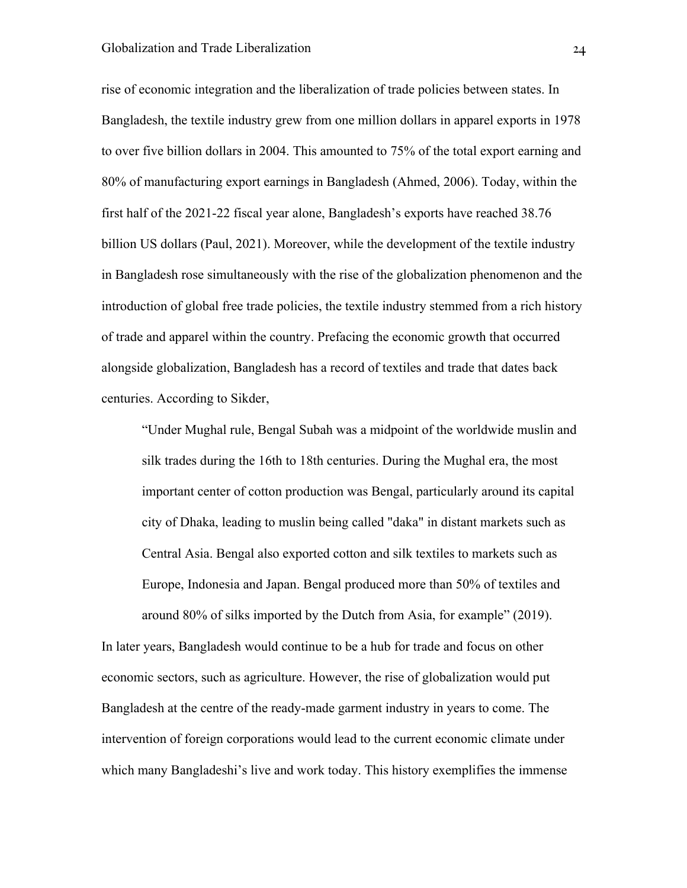rise of economic integration and the liberalization of trade policies between states. In Bangladesh, the textile industry grew from one million dollars in apparel exports in 1978 to over five billion dollars in 2004. This amounted to 75% of the total export earning and 80% of manufacturing export earnings in Bangladesh (Ahmed, 2006). Today, within the first half of the 2021-22 fiscal year alone, Bangladesh's exports have reached 38.76 billion US dollars (Paul, 2021). Moreover, while the development of the textile industry in Bangladesh rose simultaneously with the rise of the globalization phenomenon and the introduction of global free trade policies, the textile industry stemmed from a rich history of trade and apparel within the country. Prefacing the economic growth that occurred alongside globalization, Bangladesh has a record of textiles and trade that dates back centuries. According to Sikder,

> "Under Mughal rule, Bengal Subah was a midpoint of the worldwide muslin and silk trades during the 16th to 18th centuries. During the Mughal era, the most important center of cotton production was Bengal, particularly around its capital city of Dhaka, leading to muslin being called "daka" in distant markets such as Central Asia. Bengal also exported cotton and silk textiles to markets such as Europe, Indonesia and Japan. Bengal produced more than 50% of textiles and around 80% of silks imported by the Dutch from Asia, for example" (2019).

In later years, Bangladesh would continue to be a hub for trade and focus on other economic sectors, such as agriculture. However, the rise of globalization would put Bangladesh at the centre of the ready-made garment industry in years to come. The intervention of foreign corporations would lead to the current economic climate under which many Bangladeshi's live and work today. This history exemplifies the immense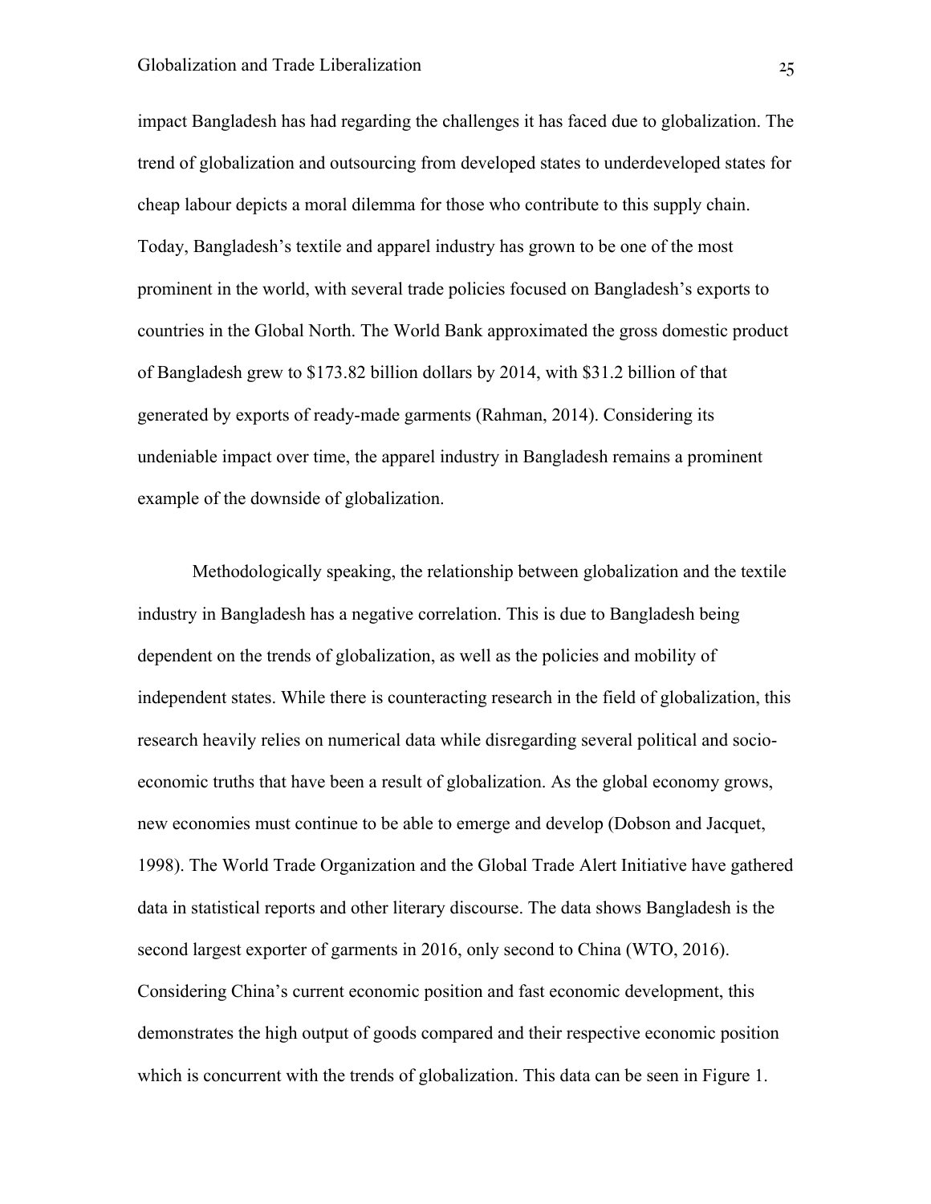impact Bangladesh has had regarding the challenges it has faced due to globalization. The trend of globalization and outsourcing from developed states to underdeveloped states for cheap labour depicts a moral dilemma for those who contribute to this supply chain. Today, Bangladesh's textile and apparel industry has grown to be one of the most prominent in the world, with several trade policies focused on Bangladesh's exports to countries in the Global North. The World Bank approximated the gross domestic product of Bangladesh grew to $173.82 billion dollars by 2014, with $31.2 billion of that generated by exports of ready-made garments (Rahman, 2014). Considering its undeniable impact over time, the apparel industry in Bangladesh remains a prominent example of the downside of globalization.

Methodologically speaking, the relationship between globalization and the textile industry in Bangladesh has a negative correlation. This is due to Bangladesh being dependent on the trends of globalization, as well as the policies and mobility of independent states. While there is counteracting research in the field of globalization, this research heavily relies on numerical data while disregarding several political and socio-economic truths that have been a result of globalization. As the global economy grows, new economies must continue to be able to emerge and develop (Dobson and Jacquet, 1998). The World Trade Organization and the Global Trade Alert Initiative have gathered data in statistical reports and other literary discourse. The data shows Bangladesh is the second largest exporter of garments in 2016, only second to China (WTO, 2016). Considering China's current economic position and fast economic development, this demonstrates the high output of goods compared and their respective economic position which is concurrent with the trends of globalization. This data can be seen in Figure 1.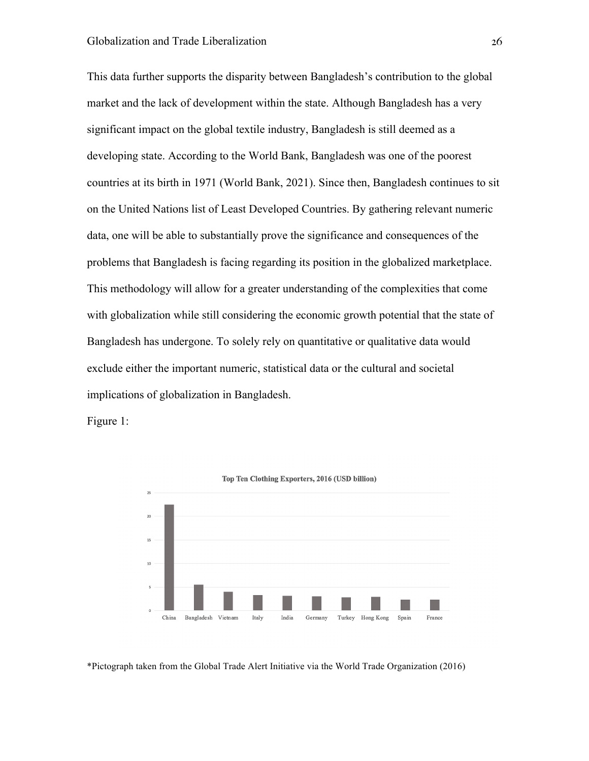This data further supports the disparity between Bangladesh's contribution to the global market and the lack of development within the state. Although Bangladesh has a very significant impact on the global textile industry, Bangladesh is still deemed as a developing state. According to the World Bank, Bangladesh was one of the poorest countries at its birth in 1971 (World Bank, 2021). Since then, Bangladesh continues to sit on the United Nations list of Least Developed Countries. By gathering relevant numeric data, one will be able to substantially prove the significance and consequences of the problems that Bangladesh is facing regarding its position in the globalized marketplace. This methodology will allow for a greater understanding of the complexities that come with globalization while still considering the economic growth potential that the state of Bangladesh has undergone. To solely rely on quantitative or qualitative data would exclude either the important numeric, statistical data or the cultural and societal implications of globalization in Bangladesh.

Figure 1:

**Top Ten Clothing Exporters, 2016 (USD billion)**

*Pictograph taken from the Global Trade Alert Initiative via the World Trade Organization (2016)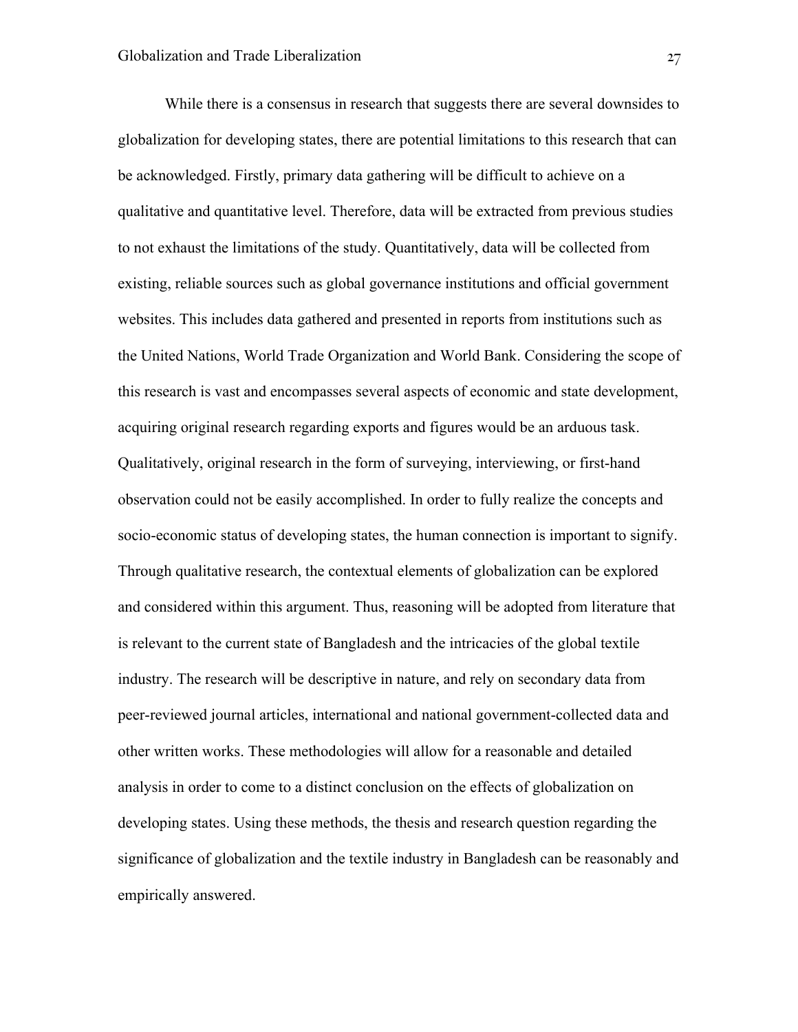While there is a consensus in research that suggests there are several downsides to globalization for developing states, there are potential limitations to this research that can be acknowledged. Firstly, primary data gathering will be difficult to achieve on a qualitative and quantitative level. Therefore, data will be extracted from previous studies to not exhaust the limitations of the study. Quantitatively, data will be collected from existing, reliable sources such as global governance institutions and official government websites. This includes data gathered and presented in reports from institutions such as the United Nations, World Trade Organization and World Bank. Considering the scope of this research is vast and encompasses several aspects of economic and state development, acquiring original research regarding exports and figures would be an arduous task. Qualitatively, original research in the form of surveying, interviewing, or first-hand observation could not be easily accomplished. In order to fully realize the concepts and socio-economic status of developing states, the human connection is important to signify. Through qualitative research, the contextual elements of globalization can be explored and considered within this argument. Thus, reasoning will be adopted from literature that is relevant to the current state of Bangladesh and the intricacies of the global textile industry. The research will be descriptive in nature, and rely on secondary data from peer-reviewed journal articles, international and national government-collected data and other written works. These methodologies will allow for a reasonable and detailed analysis in order to come to a distinct conclusion on the effects of globalization on developing states. Using these methods, the thesis and research question regarding the significance of globalization and the textile industry in Bangladesh can be reasonably and empirically answered.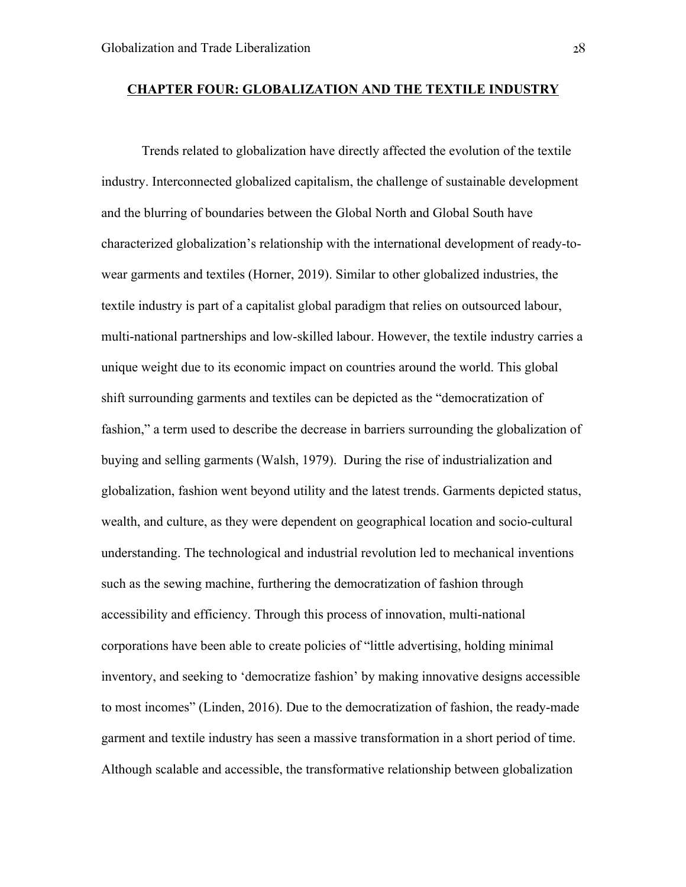# CHAPTER FOUR: GLOBALIZATION AND THE TEXTILE INDUSTRY

Trends related to globalization have directly affected the evolution of the textile industry. Interconnected globalized capitalism, the challenge of sustainable development and the blurring of boundaries between the Global North and Global South have characterized globalization's relationship with the international development of ready-to-wear garments and textiles (Horner, 2019). Similar to other globalized industries, the textile industry is part of a capitalist global paradigm that relies on outsourced labour, multi-national partnerships and low-skilled labour. However, the textile industry carries a unique weight due to its economic impact on countries around the world. This global shift surrounding garments and textiles can be depicted as the "democratization of fashion," a term used to describe the decrease in barriers surrounding the globalization of buying and selling garments (Walsh, 1979). During the rise of industrialization and globalization, fashion went beyond utility and the latest trends. Garments depicted status, wealth, and culture, as they were dependent on geographical location and socio-cultural understanding. The technological and industrial revolution led to mechanical inventions such as the sewing machine, furthering the democratization of fashion through accessibility and efficiency. Through this process of innovation, multi-national corporations have been able to create policies of "little advertising, holding minimal inventory, and seeking to 'democratize fashion' by making innovative designs accessible to most incomes" (Linden, 2016). Due to the democratization of fashion, the ready-made garment and textile industry has seen a massive transformation in a short period of time. Although scalable and accessible, the transformative relationship between globalization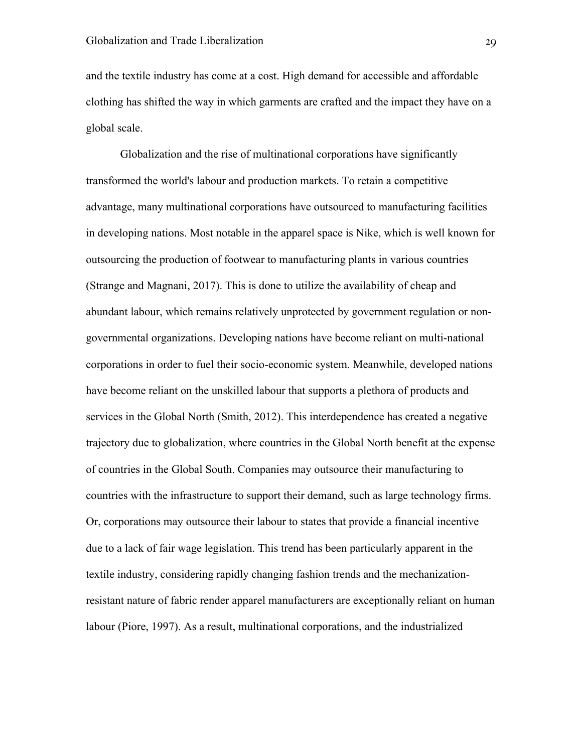and the textile industry has come at a cost. High demand for accessible and affordable clothing has shifted the way in which garments are crafted and the impact they have on a global scale.

Globalization and the rise of multinational corporations have significantly transformed the world's labour and production markets. To retain a competitive advantage, many multinational corporations have outsourced to manufacturing facilities in developing nations. Most notable in the apparel space is Nike, which is well known for outsourcing the production of footwear to manufacturing plants in various countries (Strange and Magnani, 2017). This is done to utilize the availability of cheap and abundant labour, which remains relatively unprotected by government regulation or non-governmental organizations. Developing nations have become reliant on multi-national corporations in order to fuel their socio-economic system. Meanwhile, developed nations have become reliant on the unskilled labour that supports a plethora of products and services in the Global North (Smith, 2012). This interdependence has created a negative trajectory due to globalization, where countries in the Global North benefit at the expense of countries in the Global South. Companies may outsource their manufacturing to countries with the infrastructure to support their demand, such as large technology firms. Or, corporations may outsource their labour to states that provide a financial incentive due to a lack of fair wage legislation. This trend has been particularly apparent in the textile industry, considering rapidly changing fashion trends and the mechanization-resistant nature of fabric render apparel manufacturers are exceptionally reliant on human labour (Piore, 1997). As a result, multinational corporations, and the industrialized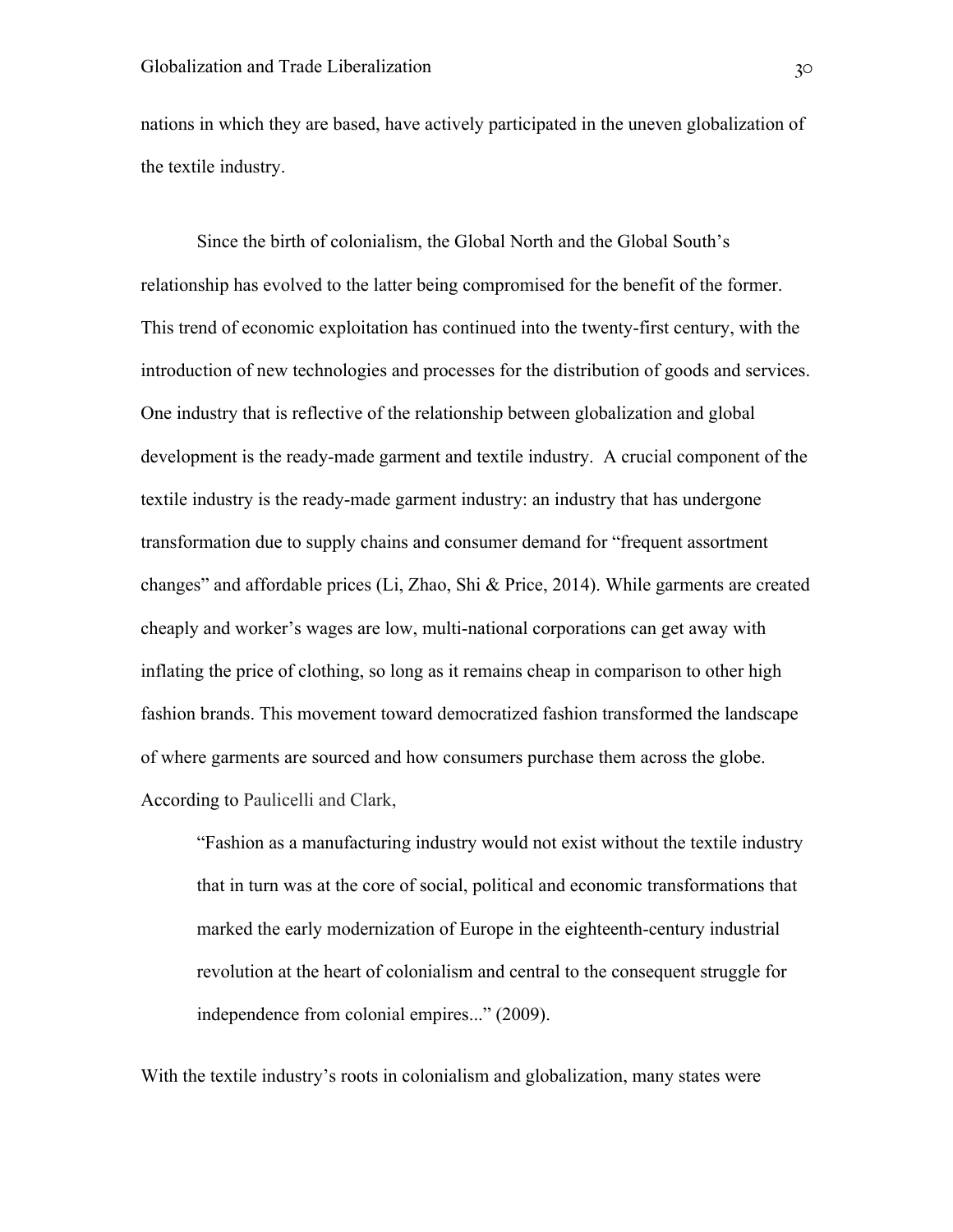nations in which they are based, have actively participated in the uneven globalization of the textile industry.

Since the birth of colonialism, the Global North and the Global South's relationship has evolved to the latter being compromised for the benefit of the former. This trend of economic exploitation has continued into the twenty-first century, with the introduction of new technologies and processes for the distribution of goods and services. One industry that is reflective of the relationship between globalization and global development is the ready-made garment and textile industry. A crucial component of the textile industry is the ready-made garment industry: an industry that has undergone transformation due to supply chains and consumer demand for "frequent assortment changes" and affordable prices (Li, Zhao, Shi & Price, 2014). While garments are created cheaply and worker's wages are low, multi-national corporations can get away with inflating the price of clothing, so long as it remains cheap in comparison to other high fashion brands. This movement toward democratized fashion transformed the landscape of where garments are sourced and how consumers purchase them across the globe. According to Paulicelli and Clark,

> "Fashion as a manufacturing industry would not exist without the textile industry that in turn was at the core of social, political and economic transformations that marked the early modernization of Europe in the eighteenth-century industrial revolution at the heart of colonialism and central to the consequent struggle for independence from colonial empires..." (2009).

With the textile industry's roots in colonialism and globalization, many states were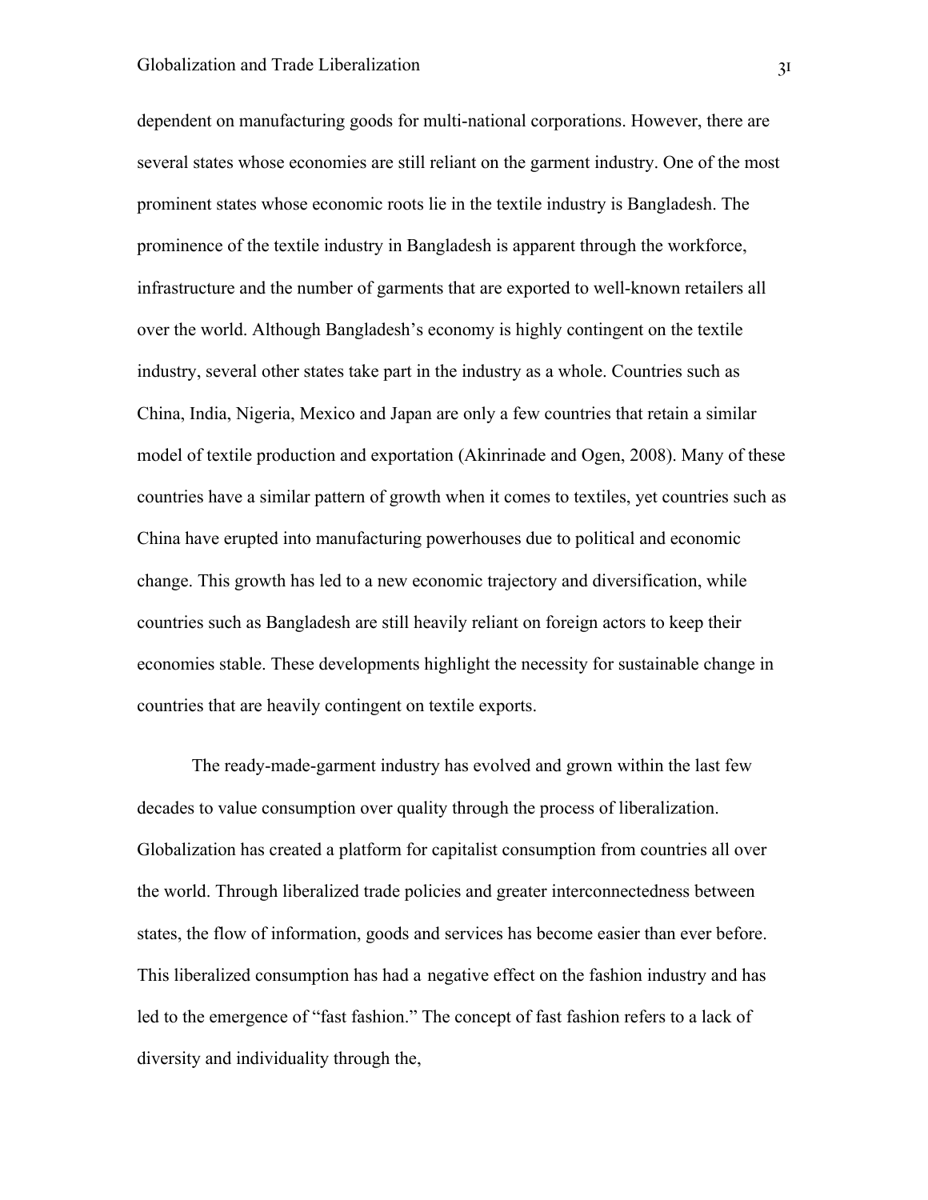dependent on manufacturing goods for multi-national corporations. However, there are several states whose economies are still reliant on the garment industry. One of the most prominent states whose economic roots lie in the textile industry is Bangladesh. The prominence of the textile industry in Bangladesh is apparent through the workforce, infrastructure and the number of garments that are exported to well-known retailers all over the world. Although Bangladesh's economy is highly contingent on the textile industry, several other states take part in the industry as a whole. Countries such as China, India, Nigeria, Mexico and Japan are only a few countries that retain a similar model of textile production and exportation (Akinrinade and Ogen, 2008). Many of these countries have a similar pattern of growth when it comes to textiles, yet countries such as China have erupted into manufacturing powerhouses due to political and economic change. This growth has led to a new economic trajectory and diversification, while countries such as Bangladesh are still heavily reliant on foreign actors to keep their economies stable. These developments highlight the necessity for sustainable change in countries that are heavily contingent on textile exports.

The ready-made-garment industry has evolved and grown within the last few decades to value consumption over quality through the process of liberalization. Globalization has created a platform for capitalist consumption from countries all over the world. Through liberalized trade policies and greater interconnectedness between states, the flow of information, goods and services has become easier than ever before. This liberalized consumption has had a negative effect on the fashion industry and has led to the emergence of "fast fashion." The concept of fast fashion refers to a lack of diversity and individuality through the,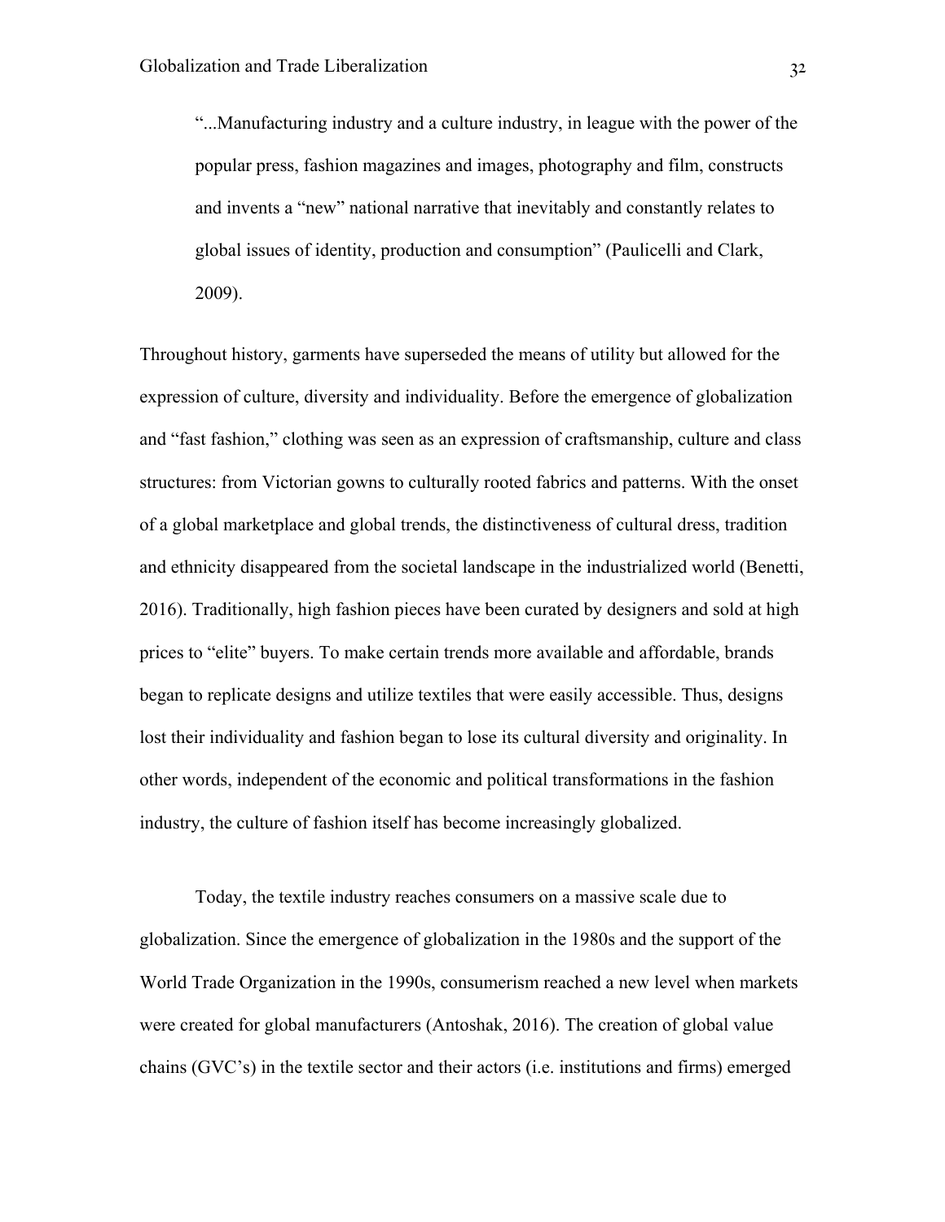> "...Manufacturing industry and a culture industry, in league with the power of the popular press, fashion magazines and images, photography and film, constructs and invents a "new" national narrative that inevitably and constantly relates to global issues of identity, production and consumption" (Paulicelli and Clark, 2009).

Throughout history, garments have superseded the means of utility but allowed for the expression of culture, diversity and individuality. Before the emergence of globalization and "fast fashion," clothing was seen as an expression of craftsmanship, culture and class structures: from Victorian gowns to culturally rooted fabrics and patterns. With the onset of a global marketplace and global trends, the distinctiveness of cultural dress, tradition and ethnicity disappeared from the societal landscape in the industrialized world (Benetti, 2016). Traditionally, high fashion pieces have been curated by designers and sold at high prices to "elite" buyers. To make certain trends more available and affordable, brands began to replicate designs and utilize textiles that were easily accessible. Thus, designs lost their individuality and fashion began to lose its cultural diversity and originality. In other words, independent of the economic and political transformations in the fashion industry, the culture of fashion itself has become increasingly globalized.

Today, the textile industry reaches consumers on a massive scale due to globalization. Since the emergence of globalization in the 1980s and the support of the World Trade Organization in the 1990s, consumerism reached a new level when markets were created for global manufacturers (Antoshak, 2016). The creation of global value chains (GVC's) in the textile sector and their actors (i.e. institutions and firms) emerged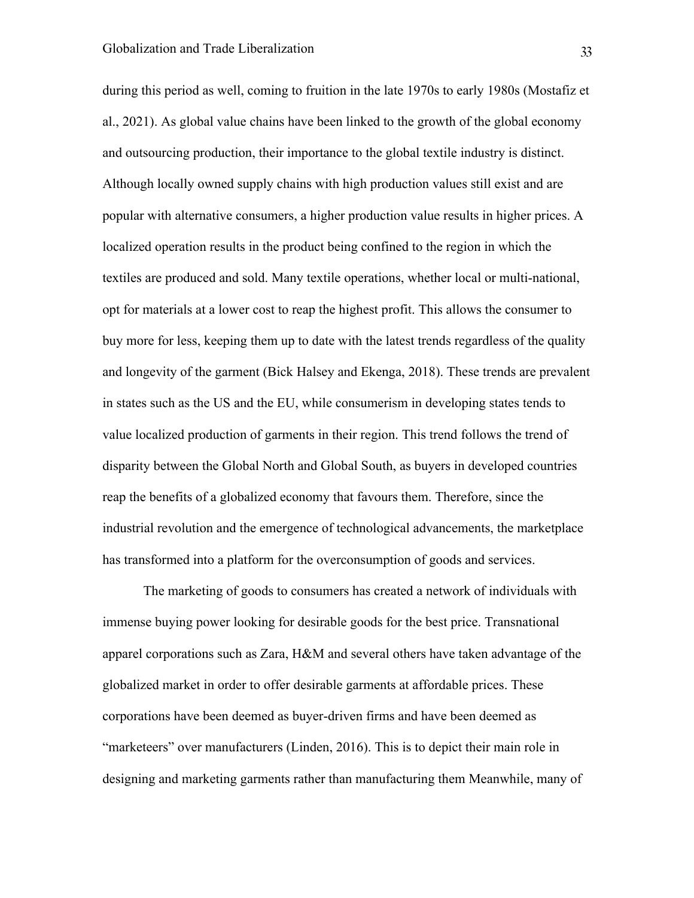during this period as well, coming to fruition in the late 1970s to early 1980s (Mostafiz et al., 2021). As global value chains have been linked to the growth of the global economy and outsourcing production, their importance to the global textile industry is distinct. Although locally owned supply chains with high production values still exist and are popular with alternative consumers, a higher production value results in higher prices. A localized operation results in the product being confined to the region in which the textiles are produced and sold. Many textile operations, whether local or multi-national, opt for materials at a lower cost to reap the highest profit. This allows the consumer to buy more for less, keeping them up to date with the latest trends regardless of the quality and longevity of the garment (Bick Halsey and Ekenga, 2018). These trends are prevalent in states such as the US and the EU, while consumerism in developing states tends to value localized production of garments in their region. This trend follows the trend of disparity between the Global North and Global South, as buyers in developed countries reap the benefits of a globalized economy that favours them. Therefore, since the industrial revolution and the emergence of technological advancements, the marketplace has transformed into a platform for the overconsumption of goods and services.

The marketing of goods to consumers has created a network of individuals with immense buying power looking for desirable goods for the best price. Transnational apparel corporations such as Zara, H&M and several others have taken advantage of the globalized market in order to offer desirable garments at affordable prices. These corporations have been deemed as buyer-driven firms and have been deemed as "marketeers" over manufacturers (Linden, 2016). This is to depict their main role in designing and marketing garments rather than manufacturing them Meanwhile, many of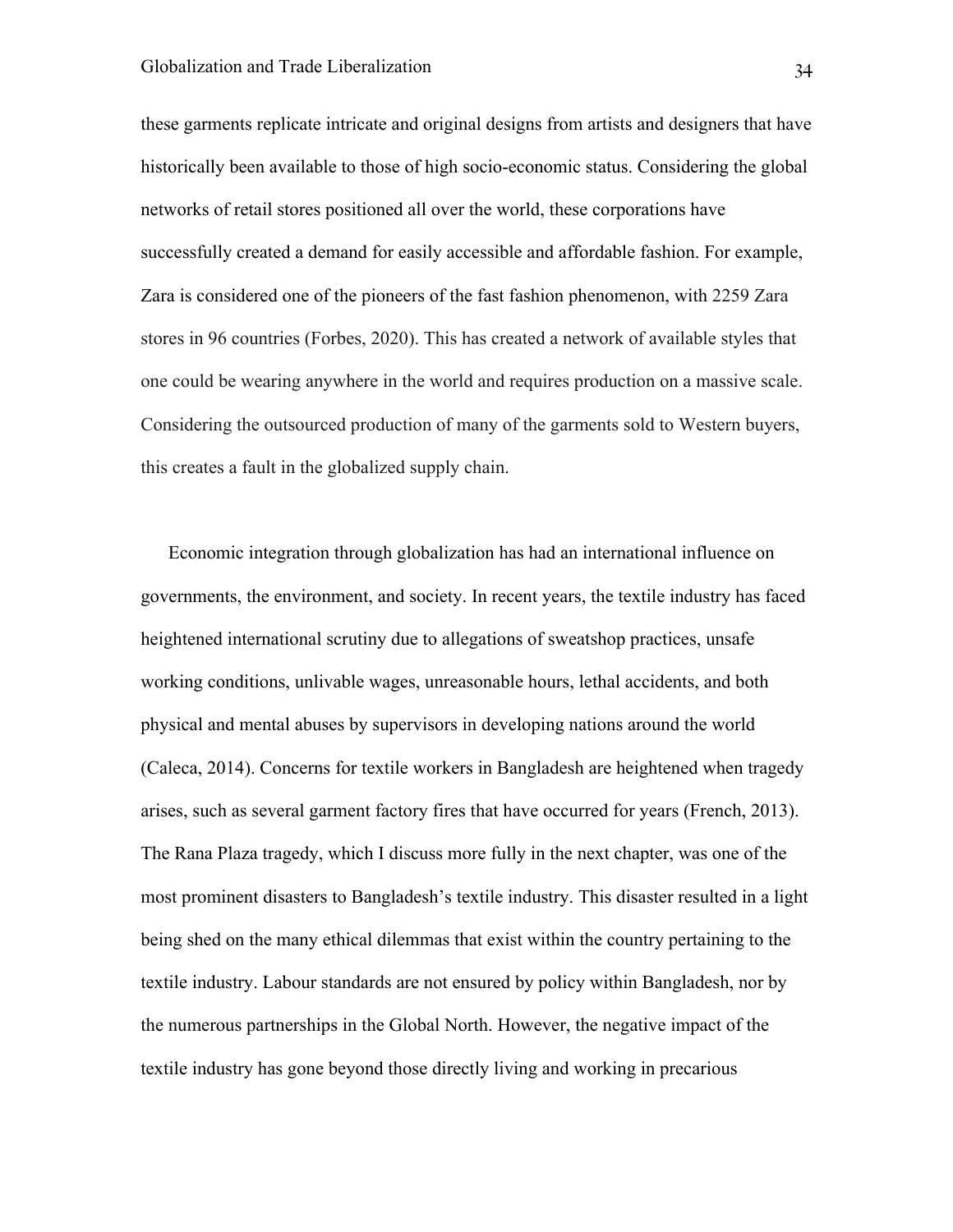these garments replicate intricate and original designs from artists and designers that have historically been available to those of high socio-economic status. Considering the global networks of retail stores positioned all over the world, these corporations have successfully created a demand for easily accessible and affordable fashion. For example, Zara is considered one of the pioneers of the fast fashion phenomenon, with 2259 Zara stores in 96 countries (Forbes, 2020). This has created a network of available styles that one could be wearing anywhere in the world and requires production on a massive scale. Considering the outsourced production of many of the garments sold to Western buyers, this creates a fault in the globalized supply chain.

Economic integration through globalization has had an international influence on governments, the environment, and society. In recent years, the textile industry has faced heightened international scrutiny due to allegations of sweatshop practices, unsafe working conditions, unlivable wages, unreasonable hours, lethal accidents, and both physical and mental abuses by supervisors in developing nations around the world (Caleca, 2014). Concerns for textile workers in Bangladesh are heightened when tragedy arises, such as several garment factory fires that have occurred for years (French, 2013). The Rana Plaza tragedy, which I discuss more fully in the next chapter, was one of the most prominent disasters to Bangladesh's textile industry. This disaster resulted in a light being shed on the many ethical dilemmas that exist within the country pertaining to the textile industry. Labour standards are not ensured by policy within Bangladesh, nor by the numerous partnerships in the Global North. However, the negative impact of the textile industry has gone beyond those directly living and working in precarious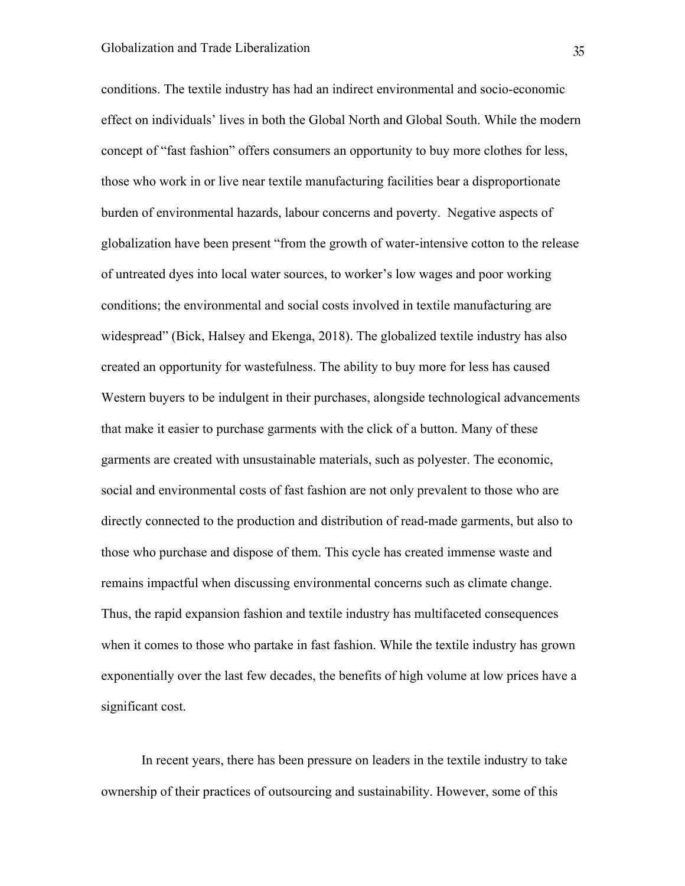conditions. The textile industry has had an indirect environmental and socio-economic effect on individuals' lives in both the Global North and Global South. While the modern concept of "fast fashion" offers consumers an opportunity to buy more clothes for less, those who work in or live near textile manufacturing facilities bear a disproportionate burden of environmental hazards, labour concerns and poverty. Negative aspects of globalization have been present "from the growth of water-intensive cotton to the release of untreated dyes into local water sources, to worker's low wages and poor working conditions; the environmental and social costs involved in textile manufacturing are widespread" (Bick, Halsey and Ekenga, 2018). The globalized textile industry has also created an opportunity for wastefulness. The ability to buy more for less has caused Western buyers to be indulgent in their purchases, alongside technological advancements that make it easier to purchase garments with the click of a button. Many of these garments are created with unsustainable materials, such as polyester. The economic, social and environmental costs of fast fashion are not only prevalent to those who are directly connected to the production and distribution of read-made garments, but also to those who purchase and dispose of them. This cycle has created immense waste and remains impactful when discussing environmental concerns such as climate change. Thus, the rapid expansion fashion and textile industry has multifaceted consequences when it comes to those who partake in fast fashion. While the textile industry has grown exponentially over the last few decades, the benefits of high volume at low prices have a significant cost.

In recent years, there has been pressure on leaders in the textile industry to take ownership of their practices of outsourcing and sustainability. However, some of this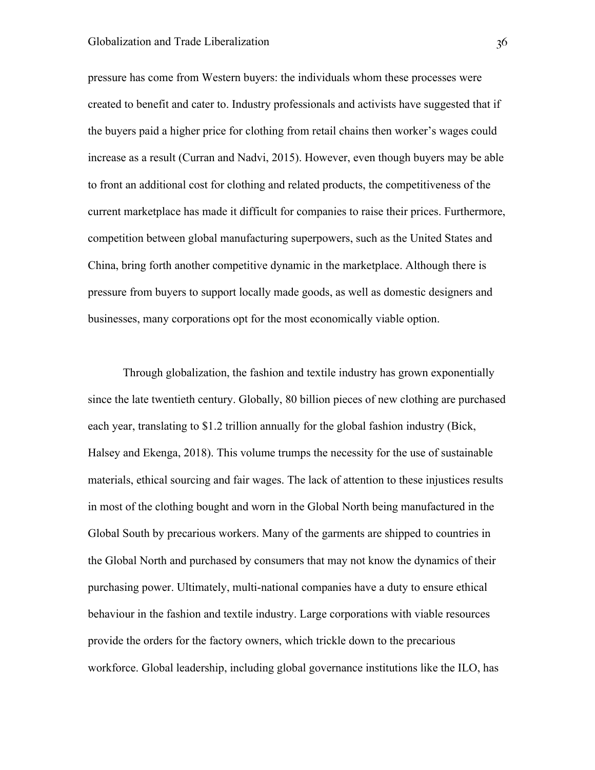pressure has come from Western buyers: the individuals whom these processes were created to benefit and cater to. Industry professionals and activists have suggested that if the buyers paid a higher price for clothing from retail chains then worker's wages could increase as a result (Curran and Nadvi, 2015). However, even though buyers may be able to front an additional cost for clothing and related products, the competitiveness of the current marketplace has made it difficult for companies to raise their prices. Furthermore, competition between global manufacturing superpowers, such as the United States and China, bring forth another competitive dynamic in the marketplace. Although there is pressure from buyers to support locally made goods, as well as domestic designers and businesses, many corporations opt for the most economically viable option.

Through globalization, the fashion and textile industry has grown exponentially since the late twentieth century. Globally, 80 billion pieces of new clothing are purchased each year, translating to $1.2 trillion annually for the global fashion industry (Bick, Halsey and Ekenga, 2018). This volume trumps the necessity for the use of sustainable materials, ethical sourcing and fair wages. The lack of attention to these injustices results in most of the clothing bought and worn in the Global North being manufactured in the Global South by precarious workers. Many of the garments are shipped to countries in the Global North and purchased by consumers that may not know the dynamics of their purchasing power. Ultimately, multi-national companies have a duty to ensure ethical behaviour in the fashion and textile industry. Large corporations with viable resources provide the orders for the factory owners, which trickle down to the precarious workforce. Global leadership, including global governance institutions like the ILO, has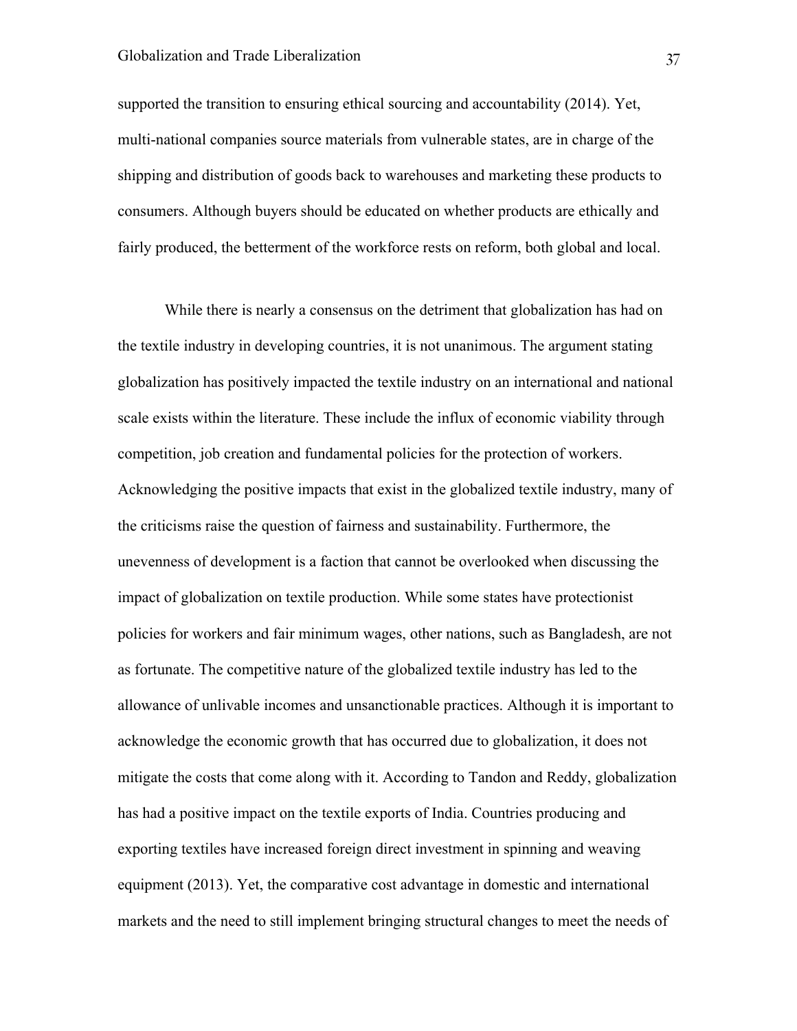supported the transition to ensuring ethical sourcing and accountability (2014). Yet, multi-national companies source materials from vulnerable states, are in charge of the shipping and distribution of goods back to warehouses and marketing these products to consumers. Although buyers should be educated on whether products are ethically and fairly produced, the betterment of the workforce rests on reform, both global and local.

While there is nearly a consensus on the detriment that globalization has had on the textile industry in developing countries, it is not unanimous. The argument stating globalization has positively impacted the textile industry on an international and national scale exists within the literature. These include the influx of economic viability through competition, job creation and fundamental policies for the protection of workers. Acknowledging the positive impacts that exist in the globalized textile industry, many of the criticisms raise the question of fairness and sustainability. Furthermore, the unevenness of development is a faction that cannot be overlooked when discussing the impact of globalization on textile production. While some states have protectionist policies for workers and fair minimum wages, other nations, such as Bangladesh, are not as fortunate. The competitive nature of the globalized textile industry has led to the allowance of unlivable incomes and unsanctionable practices. Although it is important to acknowledge the economic growth that has occurred due to globalization, it does not mitigate the costs that come along with it. According to Tandon and Reddy, globalization has had a positive impact on the textile exports of India. Countries producing and exporting textiles have increased foreign direct investment in spinning and weaving equipment (2013). Yet, the comparative cost advantage in domestic and international markets and the need to still implement bringing structural changes to meet the needs of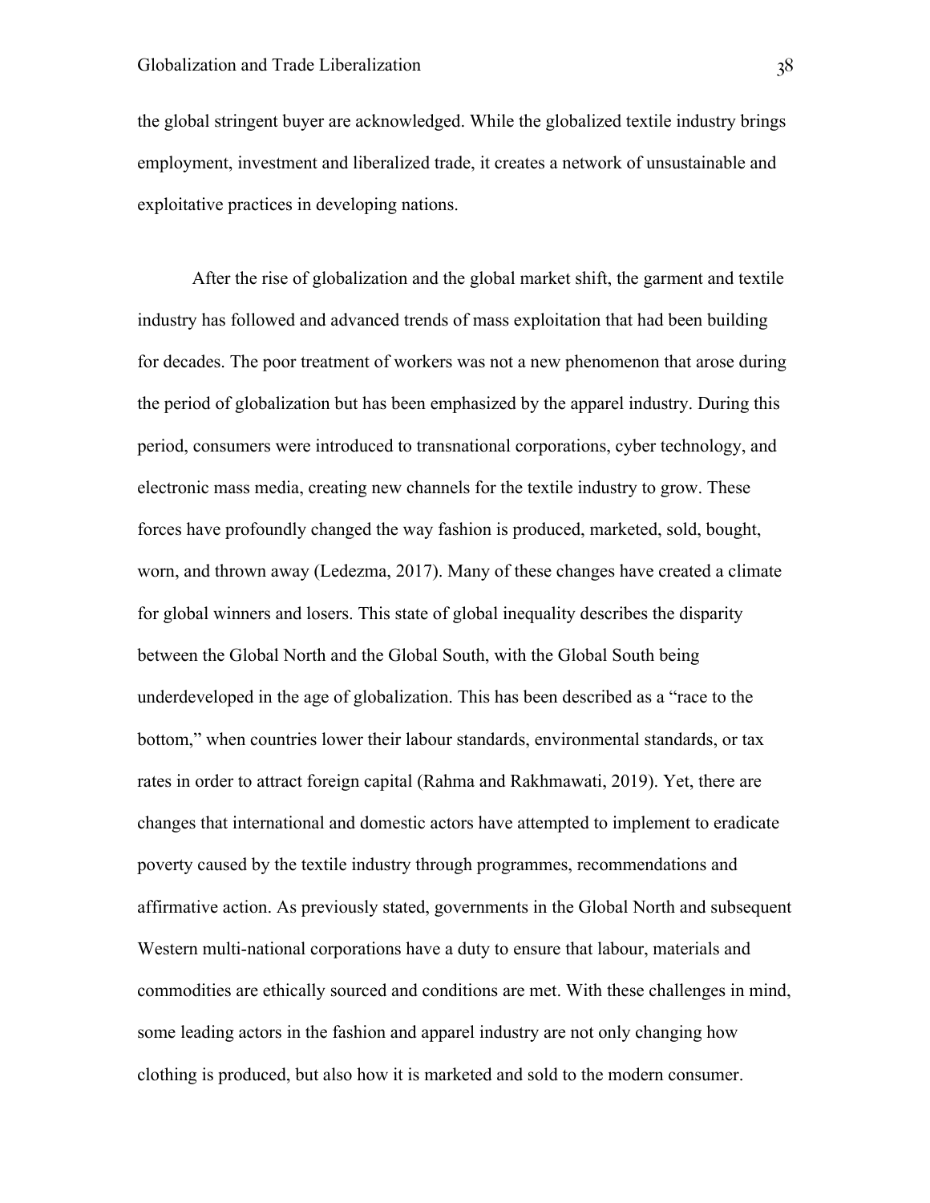the global stringent buyer are acknowledged. While the globalized textile industry brings employment, investment and liberalized trade, it creates a network of unsustainable and exploitative practices in developing nations.

After the rise of globalization and the global market shift, the garment and textile industry has followed and advanced trends of mass exploitation that had been building for decades. The poor treatment of workers was not a new phenomenon that arose during the period of globalization but has been emphasized by the apparel industry. During this period, consumers were introduced to transnational corporations, cyber technology, and electronic mass media, creating new channels for the textile industry to grow. These forces have profoundly changed the way fashion is produced, marketed, sold, bought, worn, and thrown away (Ledezma, 2017). Many of these changes have created a climate for global winners and losers. This state of global inequality describes the disparity between the Global North and the Global South, with the Global South being underdeveloped in the age of globalization. This has been described as a "race to the bottom," when countries lower their labour standards, environmental standards, or tax rates in order to attract foreign capital (Rahma and Rakhmawati, 2019). Yet, there are changes that international and domestic actors have attempted to implement to eradicate poverty caused by the textile industry through programmes, recommendations and affirmative action. As previously stated, governments in the Global North and subsequent Western multi-national corporations have a duty to ensure that labour, materials and commodities are ethically sourced and conditions are met. With these challenges in mind, some leading actors in the fashion and apparel industry are not only changing how clothing is produced, but also how it is marketed and sold to the modern consumer.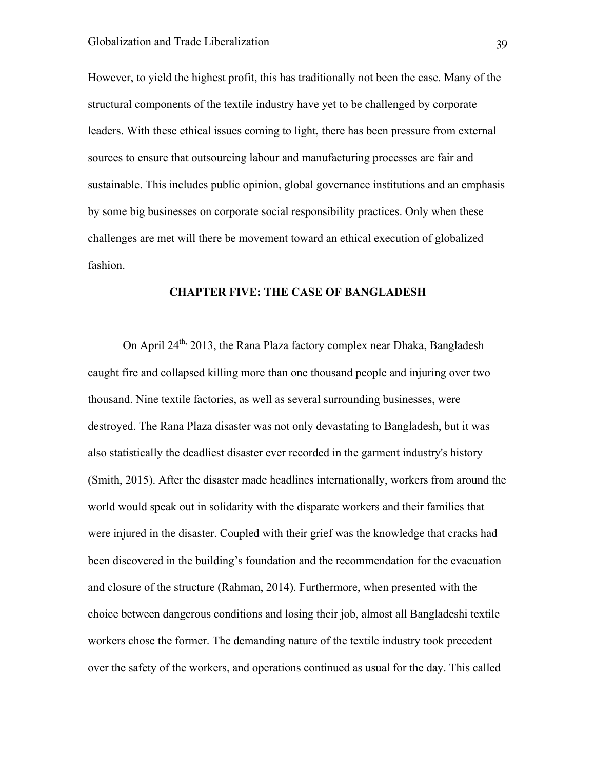However, to yield the highest profit, this has traditionally not been the case. Many of the structural components of the textile industry have yet to be challenged by corporate leaders. With these ethical issues coming to light, there has been pressure from external sources to ensure that outsourcing labour and manufacturing processes are fair and sustainable. This includes public opinion, global governance institutions and an emphasis by some big businesses on corporate social responsibility practices. Only when these challenges are met will there be movement toward an ethical execution of globalized fashion.

## CHAPTER FIVE: THE CASE OF BANGLADESH

On April 24th, 2013, the Rana Plaza factory complex near Dhaka, Bangladesh caught fire and collapsed killing more than one thousand people and injuring over two thousand. Nine textile factories, as well as several surrounding businesses, were destroyed. The Rana Plaza disaster was not only devastating to Bangladesh, but it was also statistically the deadliest disaster ever recorded in the garment industry's history (Smith, 2015). After the disaster made headlines internationally, workers from around the world would speak out in solidarity with the disparate workers and their families that were injured in the disaster. Coupled with their grief was the knowledge that cracks had been discovered in the building's foundation and the recommendation for the evacuation and closure of the structure (Rahman, 2014). Furthermore, when presented with the choice between dangerous conditions and losing their job, almost all Bangladeshi textile workers chose the former. The demanding nature of the textile industry took precedent over the safety of the workers, and operations continued as usual for the day. This called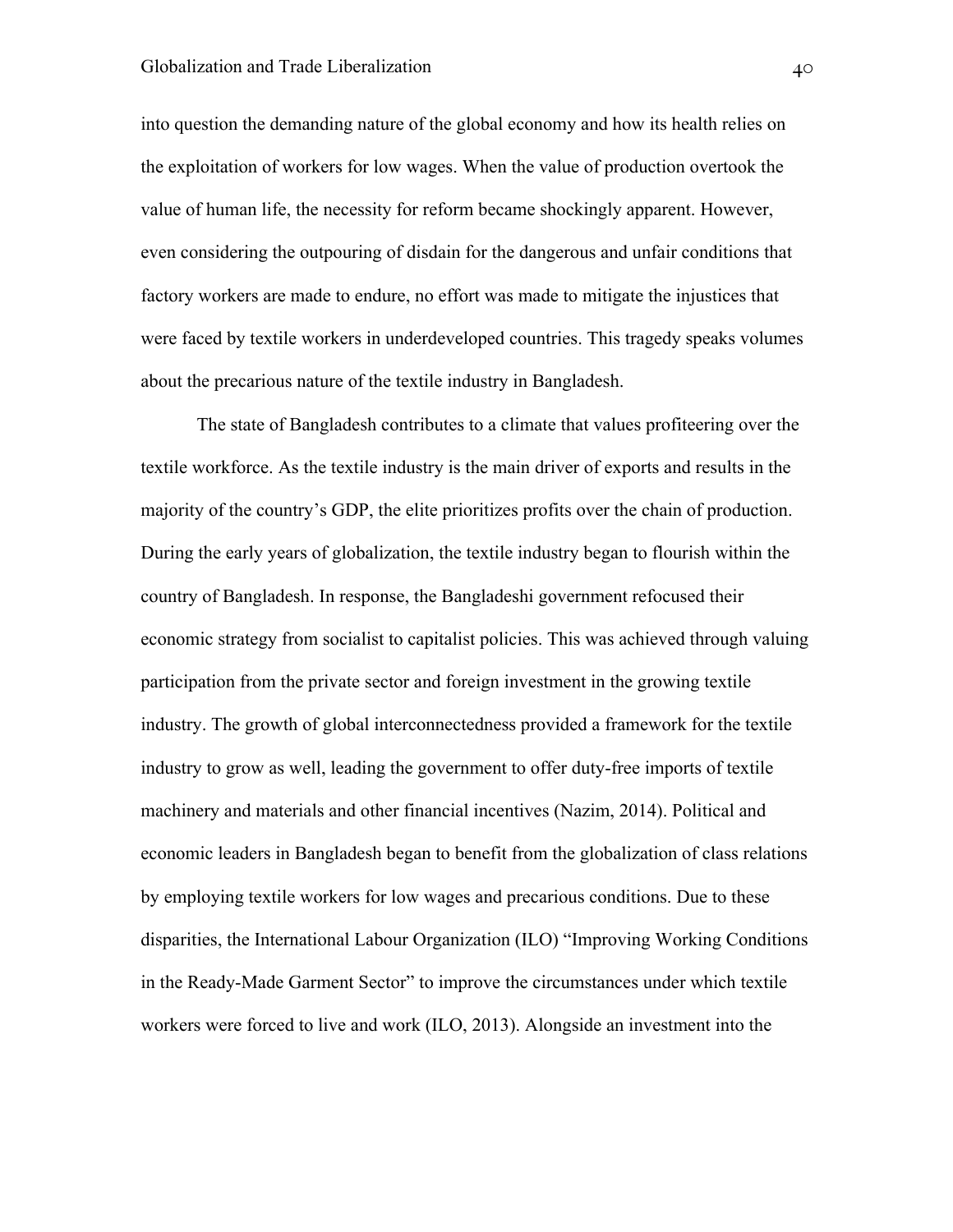into question the demanding nature of the global economy and how its health relies on the exploitation of workers for low wages. When the value of production overtook the value of human life, the necessity for reform became shockingly apparent. However, even considering the outpouring of disdain for the dangerous and unfair conditions that factory workers are made to endure, no effort was made to mitigate the injustices that were faced by textile workers in underdeveloped countries. This tragedy speaks volumes about the precarious nature of the textile industry in Bangladesh.

The state of Bangladesh contributes to a climate that values profiteering over the textile workforce. As the textile industry is the main driver of exports and results in the majority of the country's GDP, the elite prioritizes profits over the chain of production. During the early years of globalization, the textile industry began to flourish within the country of Bangladesh. In response, the Bangladeshi government refocused their economic strategy from socialist to capitalist policies. This was achieved through valuing participation from the private sector and foreign investment in the growing textile industry. The growth of global interconnectedness provided a framework for the textile industry to grow as well, leading the government to offer duty-free imports of textile machinery and materials and other financial incentives (Nazim, 2014). Political and economic leaders in Bangladesh began to benefit from the globalization of class relations by employing textile workers for low wages and precarious conditions. Due to these disparities, the International Labour Organization (ILO) "Improving Working Conditions in the Ready-Made Garment Sector" to improve the circumstances under which textile workers were forced to live and work (ILO, 2013). Alongside an investment into the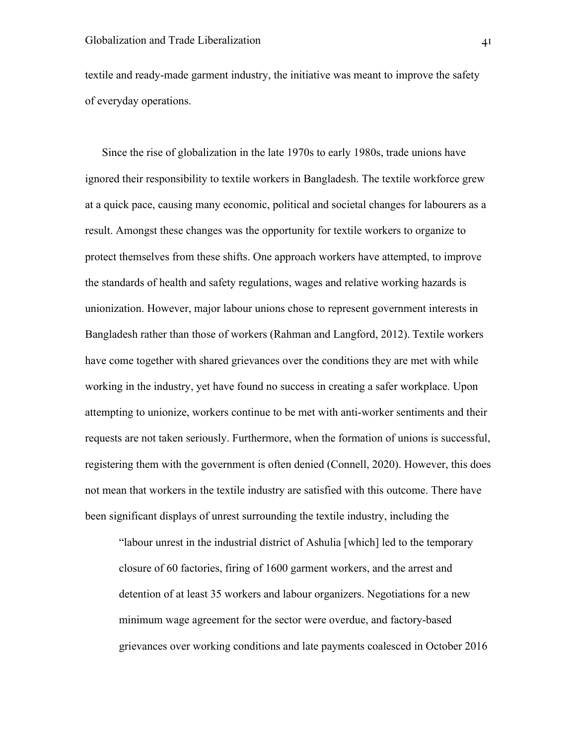textile and ready-made garment industry, the initiative was meant to improve the safety of everyday operations.

Since the rise of globalization in the late 1970s to early 1980s, trade unions have ignored their responsibility to textile workers in Bangladesh. The textile workforce grew at a quick pace, causing many economic, political and societal changes for labourers as a result. Amongst these changes was the opportunity for textile workers to organize to protect themselves from these shifts. One approach workers have attempted, to improve the standards of health and safety regulations, wages and relative working hazards is unionization. However, major labour unions chose to represent government interests in Bangladesh rather than those of workers (Rahman and Langford, 2012). Textile workers have come together with shared grievances over the conditions they are met with while working in the industry, yet have found no success in creating a safer workplace. Upon attempting to unionize, workers continue to be met with anti-worker sentiments and their requests are not taken seriously. Furthermore, when the formation of unions is successful, registering them with the government is often denied (Connell, 2020). However, this does not mean that workers in the textile industry are satisfied with this outcome. There have been significant displays of unrest surrounding the textile industry, including the

> "labour unrest in the industrial district of Ashulia [which] led to the temporary closure of 60 factories, firing of 1600 garment workers, and the arrest and detention of at least 35 workers and labour organizers. Negotiations for a new minimum wage agreement for the sector were overdue, and factory-based grievances over working conditions and late payments coalesced in October 2016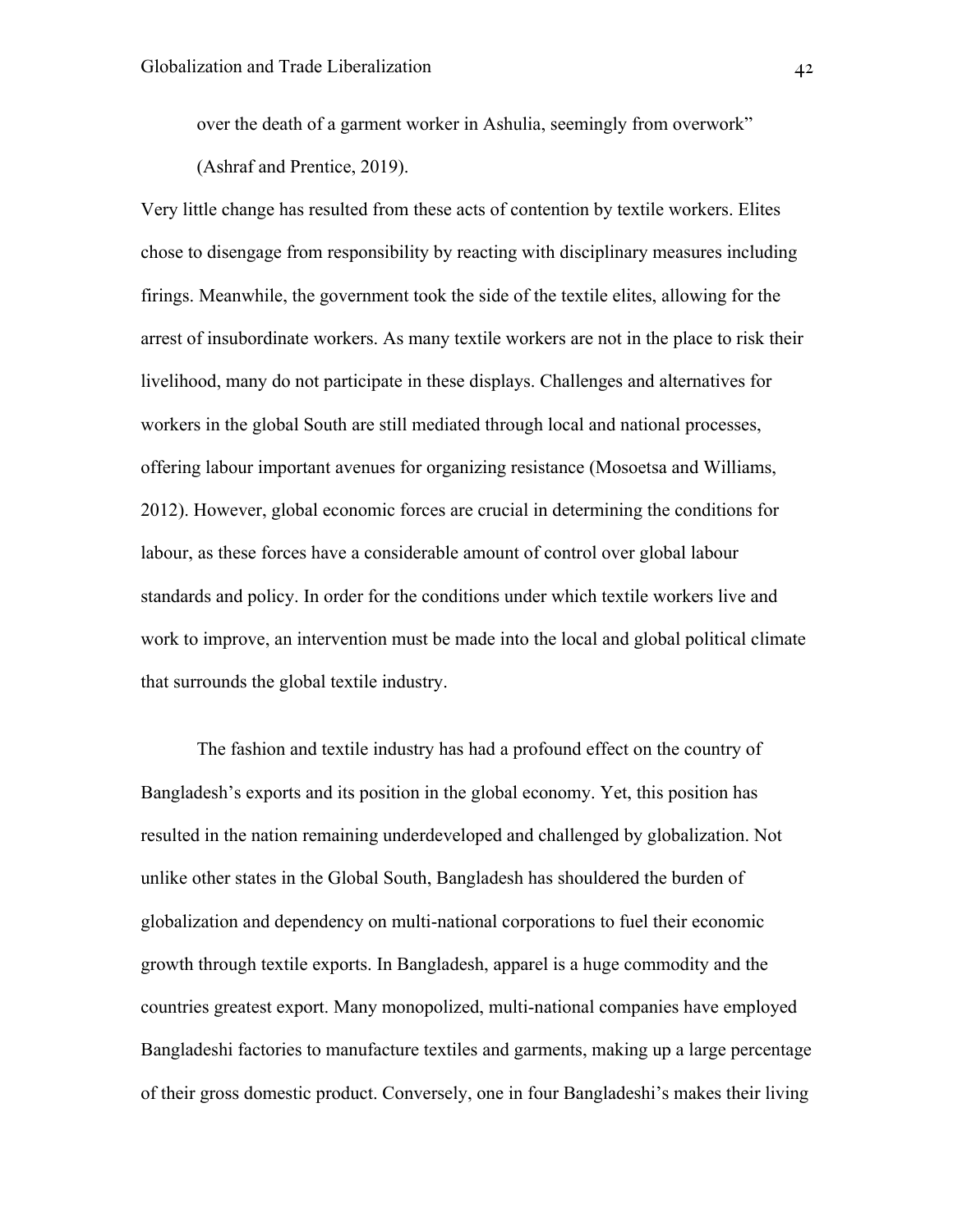> over the death of a garment worker in Ashulia, seemingly from overwork" (Ashraf and Prentice, 2019).

Very little change has resulted from these acts of contention by textile workers. Elites chose to disengage from responsibility by reacting with disciplinary measures including firings. Meanwhile, the government took the side of the textile elites, allowing for the arrest of insubordinate workers. As many textile workers are not in the place to risk their livelihood, many do not participate in these displays. Challenges and alternatives for workers in the global South are still mediated through local and national processes, offering labour important avenues for organizing resistance (Mosoetsa and Williams, 2012). However, global economic forces are crucial in determining the conditions for labour, as these forces have a considerable amount of control over global labour standards and policy. In order for the conditions under which textile workers live and work to improve, an intervention must be made into the local and global political climate that surrounds the global textile industry.

The fashion and textile industry has had a profound effect on the country of Bangladesh's exports and its position in the global economy. Yet, this position has resulted in the nation remaining underdeveloped and challenged by globalization. Not unlike other states in the Global South, Bangladesh has shouldered the burden of globalization and dependency on multi-national corporations to fuel their economic growth through textile exports. In Bangladesh, apparel is a huge commodity and the countries greatest export. Many monopolized, multi-national companies have employed Bangladeshi factories to manufacture textiles and garments, making up a large percentage of their gross domestic product. Conversely, one in four Bangladeshi's makes their living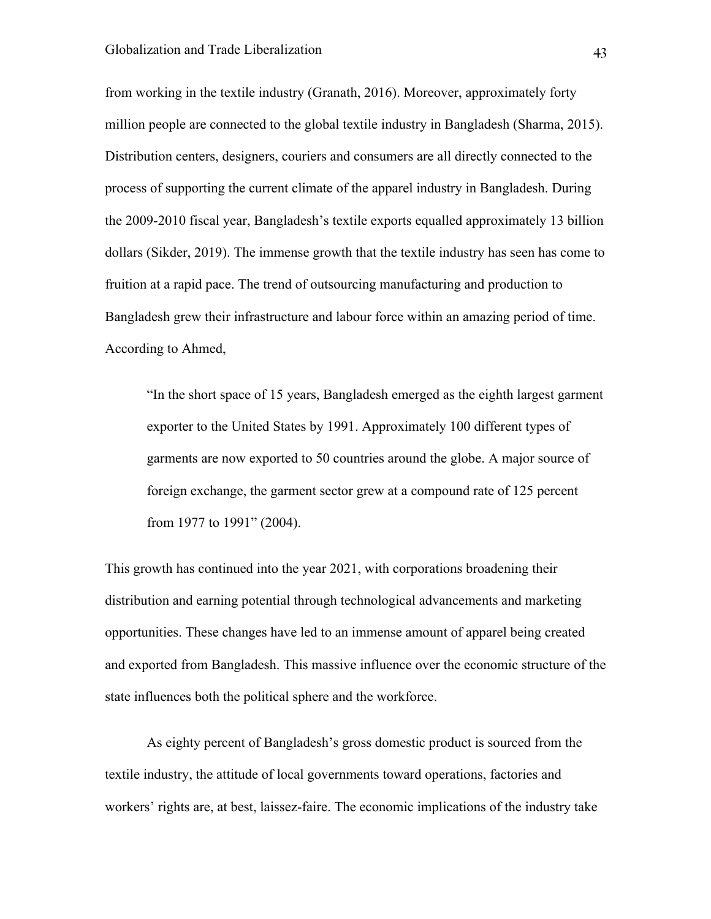from working in the textile industry (Granath, 2016). Moreover, approximately forty million people are connected to the global textile industry in Bangladesh (Sharma, 2015). Distribution centers, designers, couriers and consumers are all directly connected to the process of supporting the current climate of the apparel industry in Bangladesh. During the 2009-2010 fiscal year, Bangladesh's textile exports equalled approximately 13 billion dollars (Sikder, 2019). The immense growth that the textile industry has seen has come to fruition at a rapid pace. The trend of outsourcing manufacturing and production to Bangladesh grew their infrastructure and labour force within an amazing period of time. According to Ahmed,

> "In the short space of 15 years, Bangladesh emerged as the eighth largest garment exporter to the United States by 1991. Approximately 100 different types of garments are now exported to 50 countries around the globe. A major source of foreign exchange, the garment sector grew at a compound rate of 125 percent from 1977 to 1991" (2004).

This growth has continued into the year 2021, with corporations broadening their distribution and earning potential through technological advancements and marketing opportunities. These changes have led to an immense amount of apparel being created and exported from Bangladesh. This massive influence over the economic structure of the state influences both the political sphere and the workforce.

As eighty percent of Bangladesh's gross domestic product is sourced from the textile industry, the attitude of local governments toward operations, factories and workers' rights are, at best, laissez-faire. The economic implications of the industry take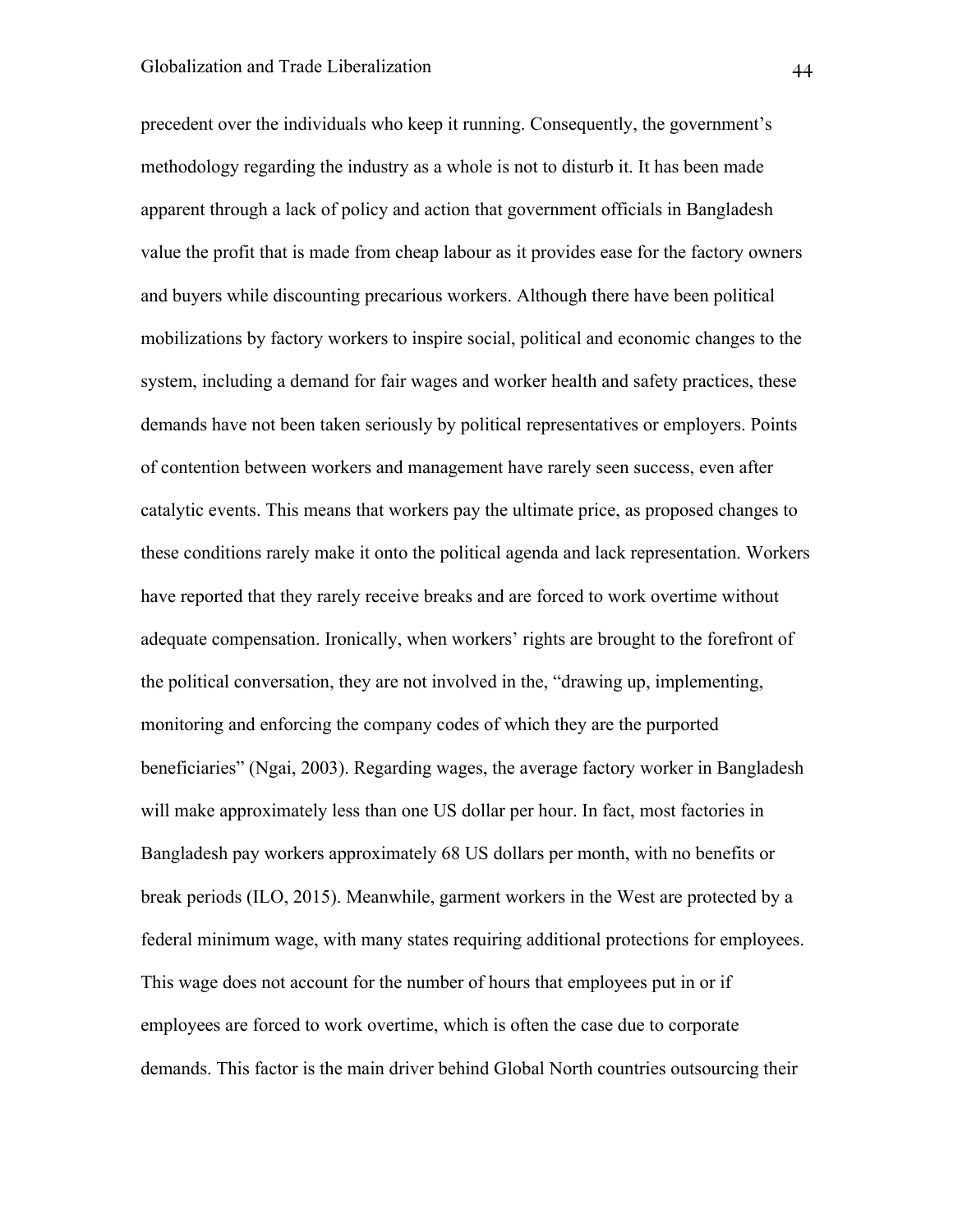precedent over the individuals who keep it running. Consequently, the government's methodology regarding the industry as a whole is not to disturb it. It has been made apparent through a lack of policy and action that government officials in Bangladesh value the profit that is made from cheap labour as it provides ease for the factory owners and buyers while discounting precarious workers. Although there have been political mobilizations by factory workers to inspire social, political and economic changes to the system, including a demand for fair wages and worker health and safety practices, these demands have not been taken seriously by political representatives or employers. Points of contention between workers and management have rarely seen success, even after catalytic events. This means that workers pay the ultimate price, as proposed changes to these conditions rarely make it onto the political agenda and lack representation. Workers have reported that they rarely receive breaks and are forced to work overtime without adequate compensation. Ironically, when workers' rights are brought to the forefront of the political conversation, they are not involved in the, "drawing up, implementing, monitoring and enforcing the company codes of which they are the purported beneficiaries" (Ngai, 2003). Regarding wages, the average factory worker in Bangladesh will make approximately less than one US dollar per hour. In fact, most factories in Bangladesh pay workers approximately 68 US dollars per month, with no benefits or break periods (ILO, 2015). Meanwhile, garment workers in the West are protected by a federal minimum wage, with many states requiring additional protections for employees. This wage does not account for the number of hours that employees put in or if employees are forced to work overtime, which is often the case due to corporate demands. This factor is the main driver behind Global North countries outsourcing their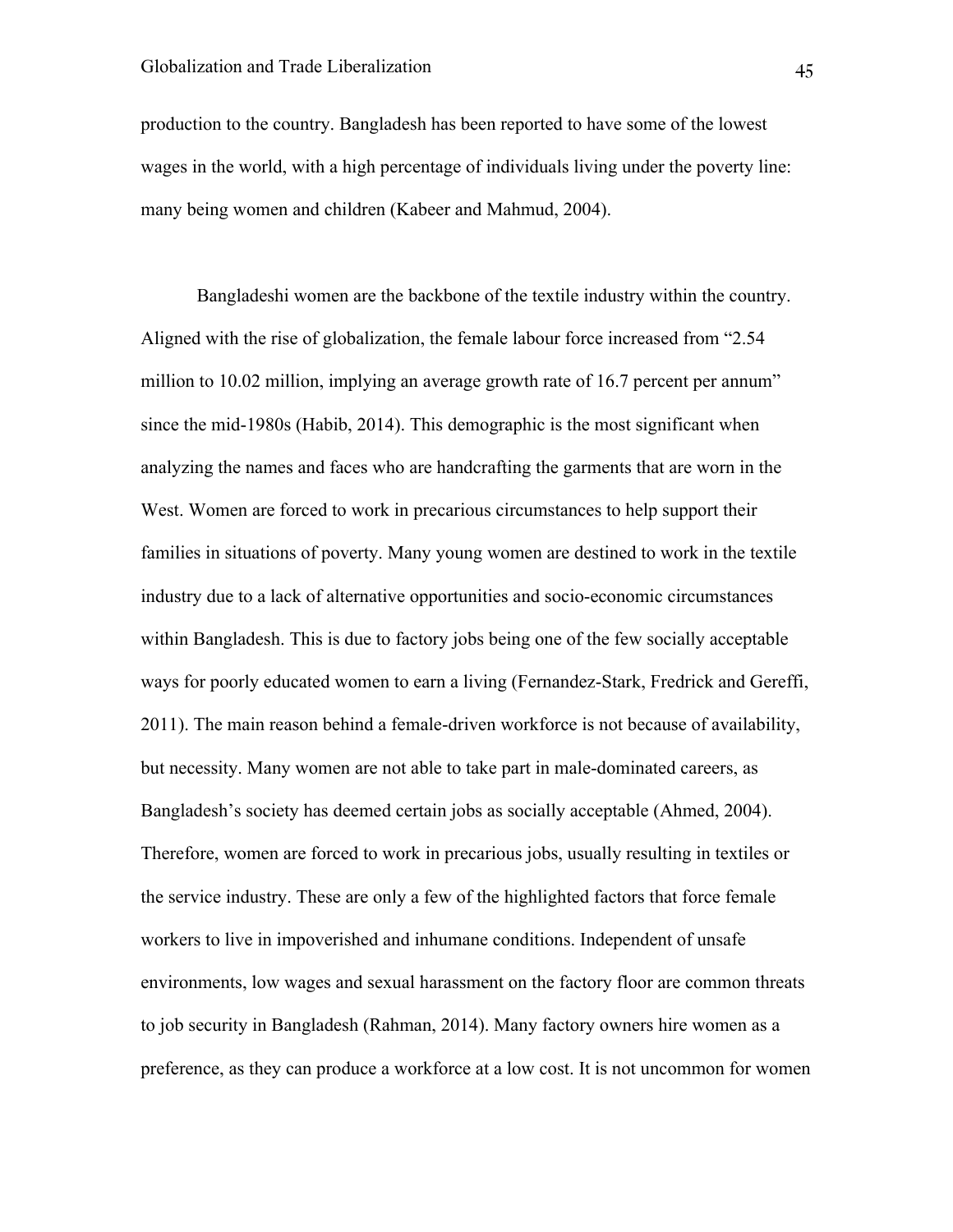production to the country. Bangladesh has been reported to have some of the lowest wages in the world, with a high percentage of individuals living under the poverty line: many being women and children (Kabeer and Mahmud, 2004).

Bangladeshi women are the backbone of the textile industry within the country. Aligned with the rise of globalization, the female labour force increased from "2.54 million to 10.02 million, implying an average growth rate of 16.7 percent per annum" since the mid-1980s (Habib, 2014). This demographic is the most significant when analyzing the names and faces who are handcrafting the garments that are worn in the West. Women are forced to work in precarious circumstances to help support their families in situations of poverty. Many young women are destined to work in the textile industry due to a lack of alternative opportunities and socio-economic circumstances within Bangladesh. This is due to factory jobs being one of the few socially acceptable ways for poorly educated women to earn a living (Fernandez-Stark, Fredrick and Gereffi, 2011). The main reason behind a female-driven workforce is not because of availability, but necessity. Many women are not able to take part in male-dominated careers, as Bangladesh's society has deemed certain jobs as socially acceptable (Ahmed, 2004). Therefore, women are forced to work in precarious jobs, usually resulting in textiles or the service industry. These are only a few of the highlighted factors that force female workers to live in impoverished and inhumane conditions. Independent of unsafe environments, low wages and sexual harassment on the factory floor are common threats to job security in Bangladesh (Rahman, 2014). Many factory owners hire women as a preference, as they can produce a workforce at a low cost. It is not uncommon for women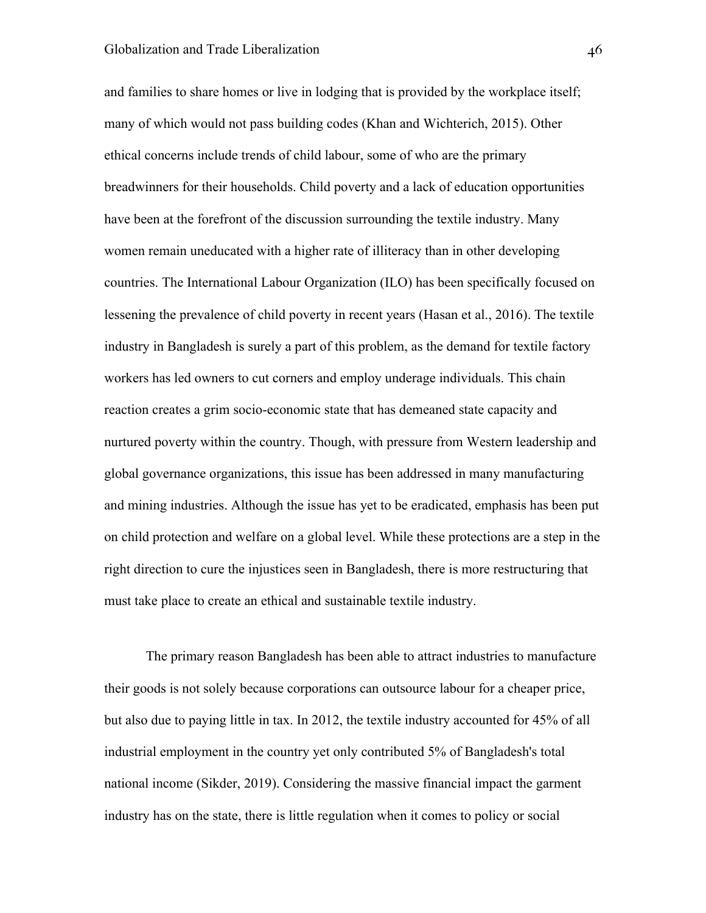and families to share homes or live in lodging that is provided by the workplace itself; many of which would not pass building codes (Khan and Wichterich, 2015). Other ethical concerns include trends of child labour, some of who are the primary breadwinners for their households. Child poverty and a lack of education opportunities have been at the forefront of the discussion surrounding the textile industry. Many women remain uneducated with a higher rate of illiteracy than in other developing countries. The International Labour Organization (ILO) has been specifically focused on lessening the prevalence of child poverty in recent years (Hasan et al., 2016). The textile industry in Bangladesh is surely a part of this problem, as the demand for textile factory workers has led owners to cut corners and employ underage individuals. This chain reaction creates a grim socio-economic state that has demeaned state capacity and nurtured poverty within the country. Though, with pressure from Western leadership and global governance organizations, this issue has been addressed in many manufacturing and mining industries. Although the issue has yet to be eradicated, emphasis has been put on child protection and welfare on a global level. While these protections are a step in the right direction to cure the injustices seen in Bangladesh, there is more restructuring that must take place to create an ethical and sustainable textile industry.

The primary reason Bangladesh has been able to attract industries to manufacture their goods is not solely because corporations can outsource labour for a cheaper price, but also due to paying little in tax. In 2012, the textile industry accounted for 45% of all industrial employment in the country yet only contributed 5% of Bangladesh's total national income (Sikder, 2019). Considering the massive financial impact the garment industry has on the state, there is little regulation when it comes to policy or social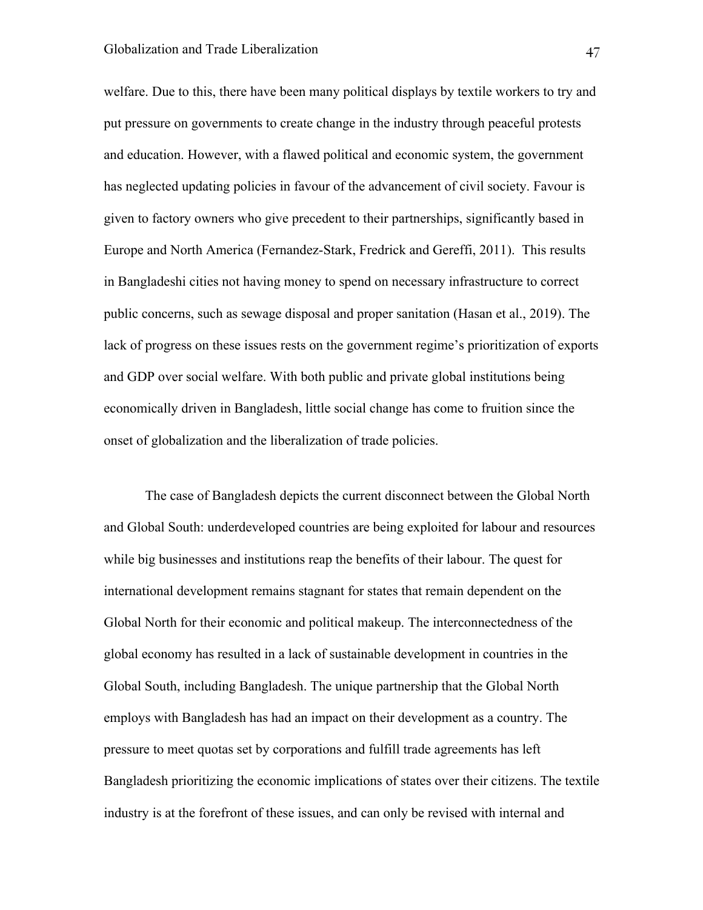welfare. Due to this, there have been many political displays by textile workers to try and put pressure on governments to create change in the industry through peaceful protests and education. However, with a flawed political and economic system, the government has neglected updating policies in favour of the advancement of civil society. Favour is given to factory owners who give precedent to their partnerships, significantly based in Europe and North America (Fernandez-Stark, Fredrick and Gereffi, 2011). This results in Bangladeshi cities not having money to spend on necessary infrastructure to correct public concerns, such as sewage disposal and proper sanitation (Hasan et al., 2019). The lack of progress on these issues rests on the government regime's prioritization of exports and GDP over social welfare. With both public and private global institutions being economically driven in Bangladesh, little social change has come to fruition since the onset of globalization and the liberalization of trade policies.

The case of Bangladesh depicts the current disconnect between the Global North and Global South: underdeveloped countries are being exploited for labour and resources while big businesses and institutions reap the benefits of their labour. The quest for international development remains stagnant for states that remain dependent on the Global North for their economic and political makeup. The interconnectedness of the global economy has resulted in a lack of sustainable development in countries in the Global South, including Bangladesh. The unique partnership that the Global North employs with Bangladesh has had an impact on their development as a country. The pressure to meet quotas set by corporations and fulfill trade agreements has left Bangladesh prioritizing the economic implications of states over their citizens. The textile industry is at the forefront of these issues, and can only be revised with internal and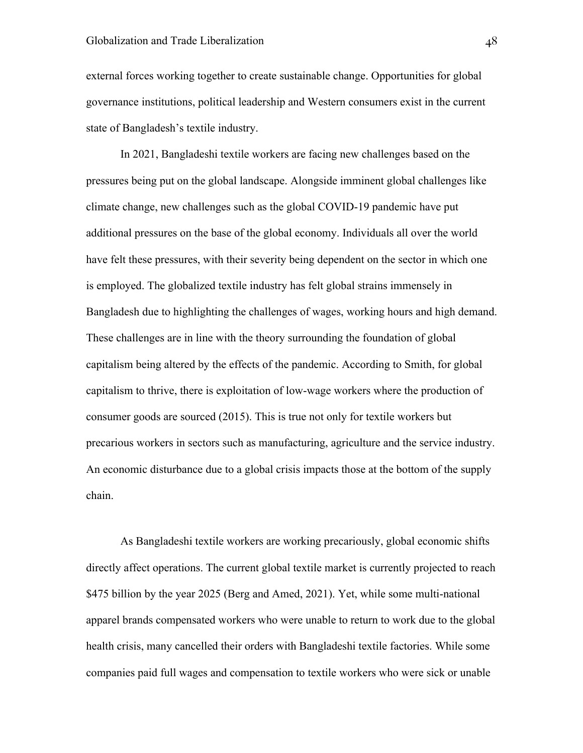external forces working together to create sustainable change. Opportunities for global governance institutions, political leadership and Western consumers exist in the current state of Bangladesh's textile industry.

In 2021, Bangladeshi textile workers are facing new challenges based on the pressures being put on the global landscape. Alongside imminent global challenges like climate change, new challenges such as the global COVID-19 pandemic have put additional pressures on the base of the global economy. Individuals all over the world have felt these pressures, with their severity being dependent on the sector in which one is employed. The globalized textile industry has felt global strains immensely in Bangladesh due to highlighting the challenges of wages, working hours and high demand. These challenges are in line with the theory surrounding the foundation of global capitalism being altered by the effects of the pandemic. According to Smith, for global capitalism to thrive, there is exploitation of low-wage workers where the production of consumer goods are sourced (2015). This is true not only for textile workers but precarious workers in sectors such as manufacturing, agriculture and the service industry. An economic disturbance due to a global crisis impacts those at the bottom of the supply chain.

As Bangladeshi textile workers are working precariously, global economic shifts directly affect operations. The current global textile market is currently projected to reach $475 billion by the year 2025 (Berg and Amed, 2021). Yet, while some multi-national apparel brands compensated workers who were unable to return to work due to the global health crisis, many cancelled their orders with Bangladeshi textile factories. While some companies paid full wages and compensation to textile workers who were sick or unable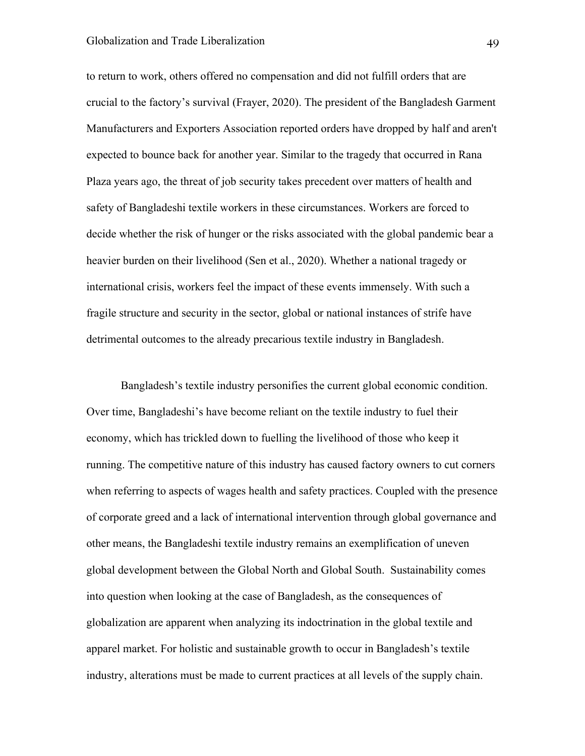to return to work, others offered no compensation and did not fulfill orders that are crucial to the factory's survival (Frayer, 2020). The president of the Bangladesh Garment Manufacturers and Exporters Association reported orders have dropped by half and aren't expected to bounce back for another year. Similar to the tragedy that occurred in Rana Plaza years ago, the threat of job security takes precedent over matters of health and safety of Bangladeshi textile workers in these circumstances. Workers are forced to decide whether the risk of hunger or the risks associated with the global pandemic bear a heavier burden on their livelihood (Sen et al., 2020). Whether a national tragedy or international crisis, workers feel the impact of these events immensely. With such a fragile structure and security in the sector, global or national instances of strife have detrimental outcomes to the already precarious textile industry in Bangladesh.

Bangladesh's textile industry personifies the current global economic condition. Over time, Bangladeshi's have become reliant on the textile industry to fuel their economy, which has trickled down to fuelling the livelihood of those who keep it running. The competitive nature of this industry has caused factory owners to cut corners when referring to aspects of wages health and safety practices. Coupled with the presence of corporate greed and a lack of international intervention through global governance and other means, the Bangladeshi textile industry remains an exemplification of uneven global development between the Global North and Global South. Sustainability comes into question when looking at the case of Bangladesh, as the consequences of globalization are apparent when analyzing its indoctrination in the global textile and apparel market. For holistic and sustainable growth to occur in Bangladesh's textile industry, alterations must be made to current practices at all levels of the supply chain.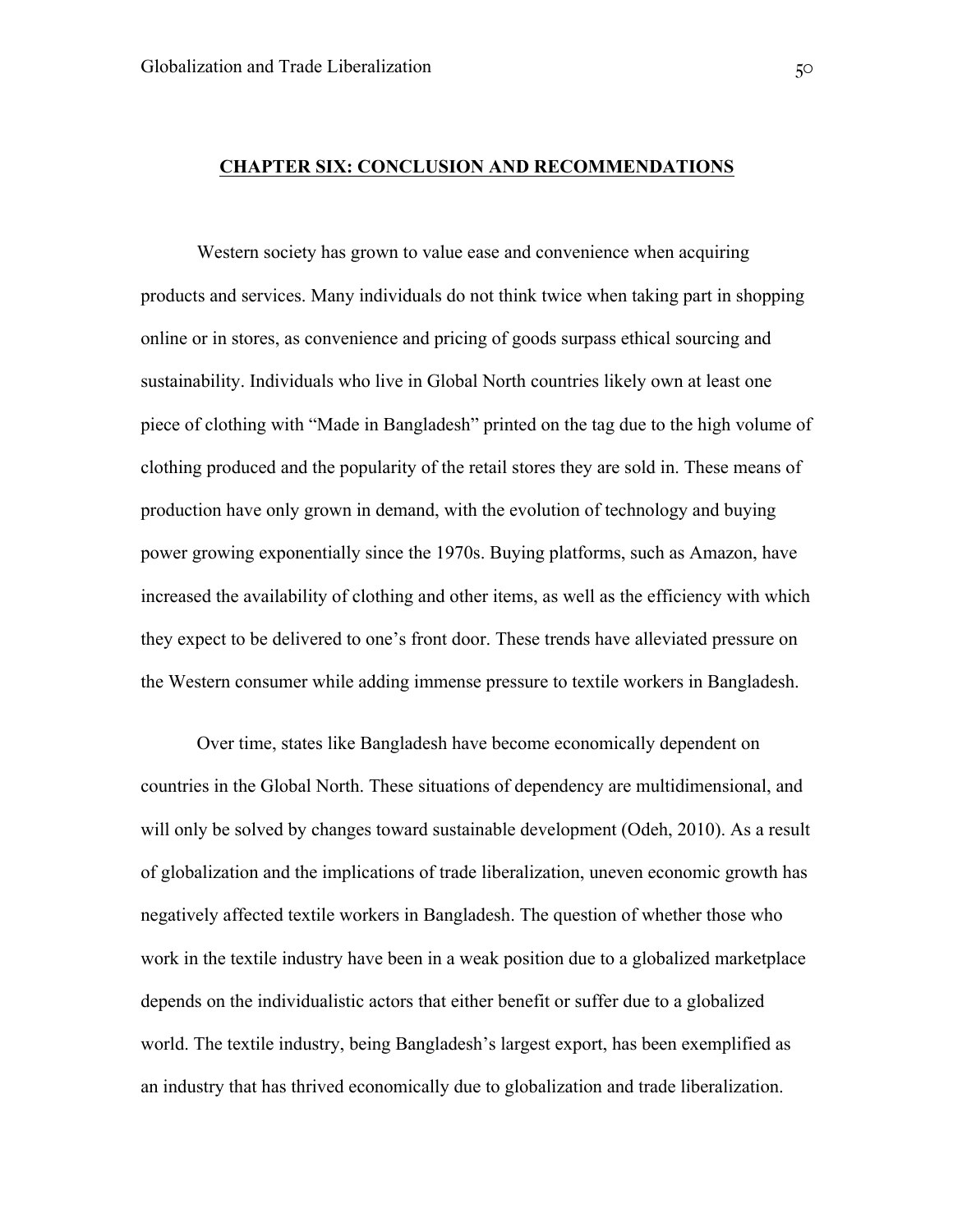# CHAPTER SIX: CONCLUSION AND RECOMMENDATIONS

Western society has grown to value ease and convenience when acquiring products and services. Many individuals do not think twice when taking part in shopping online or in stores, as convenience and pricing of goods surpass ethical sourcing and sustainability. Individuals who live in Global North countries likely own at least one piece of clothing with "Made in Bangladesh" printed on the tag due to the high volume of clothing produced and the popularity of the retail stores they are sold in. These means of production have only grown in demand, with the evolution of technology and buying power growing exponentially since the 1970s. Buying platforms, such as Amazon, have increased the availability of clothing and other items, as well as the efficiency with which they expect to be delivered to one's front door. These trends have alleviated pressure on the Western consumer while adding immense pressure to textile workers in Bangladesh.

Over time, states like Bangladesh have become economically dependent on countries in the Global North. These situations of dependency are multidimensional, and will only be solved by changes toward sustainable development (Odeh, 2010). As a result of globalization and the implications of trade liberalization, uneven economic growth has negatively affected textile workers in Bangladesh. The question of whether those who work in the textile industry have been in a weak position due to a globalized marketplace depends on the individualistic actors that either benefit or suffer due to a globalized world. The textile industry, being Bangladesh's largest export, has been exemplified as an industry that has thrived economically due to globalization and trade liberalization.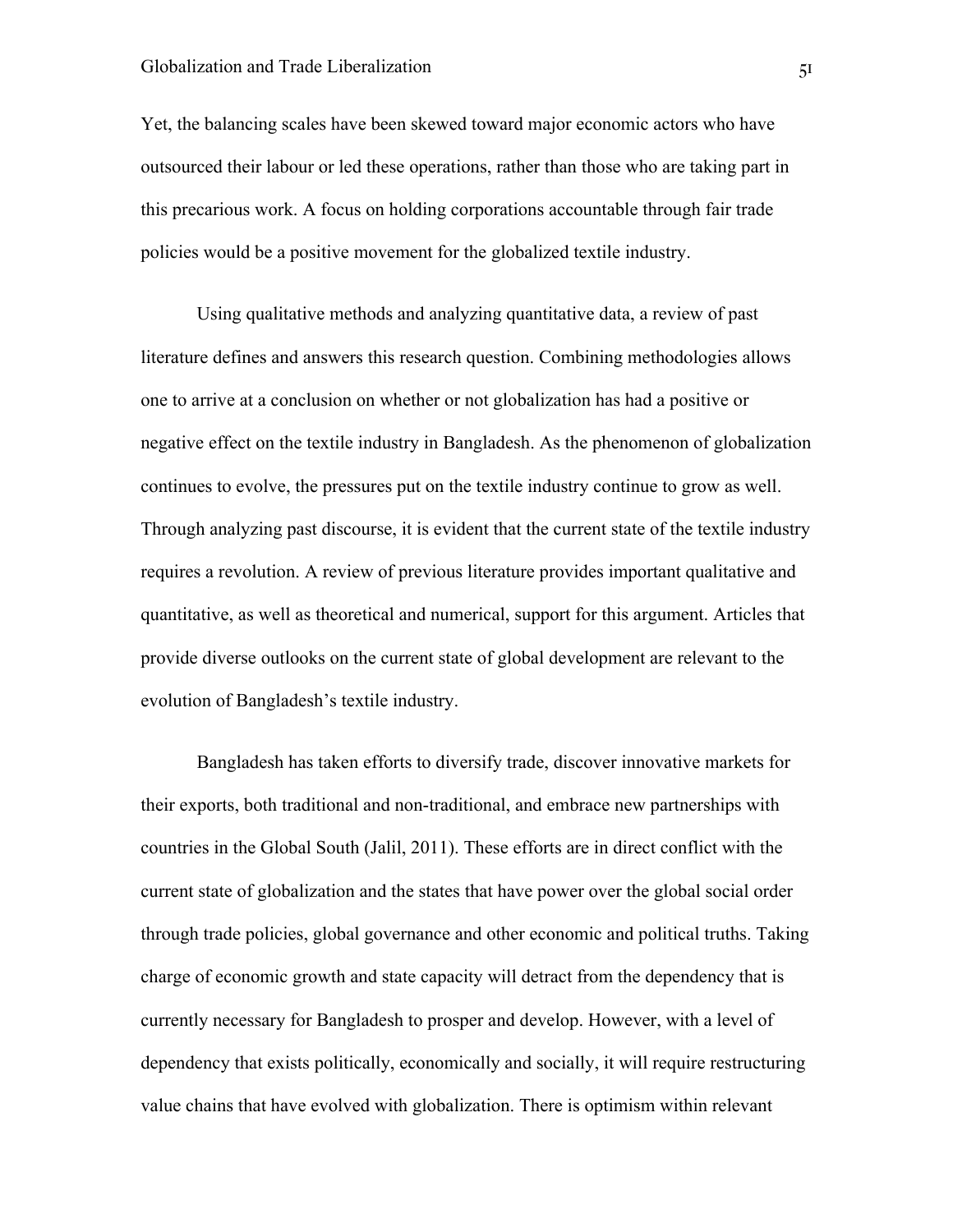Yet, the balancing scales have been skewed toward major economic actors who have outsourced their labour or led these operations, rather than those who are taking part in this precarious work. A focus on holding corporations accountable through fair trade policies would be a positive movement for the globalized textile industry.

Using qualitative methods and analyzing quantitative data, a review of past literature defines and answers this research question. Combining methodologies allows one to arrive at a conclusion on whether or not globalization has had a positive or negative effect on the textile industry in Bangladesh. As the phenomenon of globalization continues to evolve, the pressures put on the textile industry continue to grow as well. Through analyzing past discourse, it is evident that the current state of the textile industry requires a revolution. A review of previous literature provides important qualitative and quantitative, as well as theoretical and numerical, support for this argument. Articles that provide diverse outlooks on the current state of global development are relevant to the evolution of Bangladesh's textile industry.

Bangladesh has taken efforts to diversify trade, discover innovative markets for their exports, both traditional and non-traditional, and embrace new partnerships with countries in the Global South (Jalil, 2011). These efforts are in direct conflict with the current state of globalization and the states that have power over the global social order through trade policies, global governance and other economic and political truths. Taking charge of economic growth and state capacity will detract from the dependency that is currently necessary for Bangladesh to prosper and develop. However, with a level of dependency that exists politically, economically and socially, it will require restructuring value chains that have evolved with globalization. There is optimism within relevant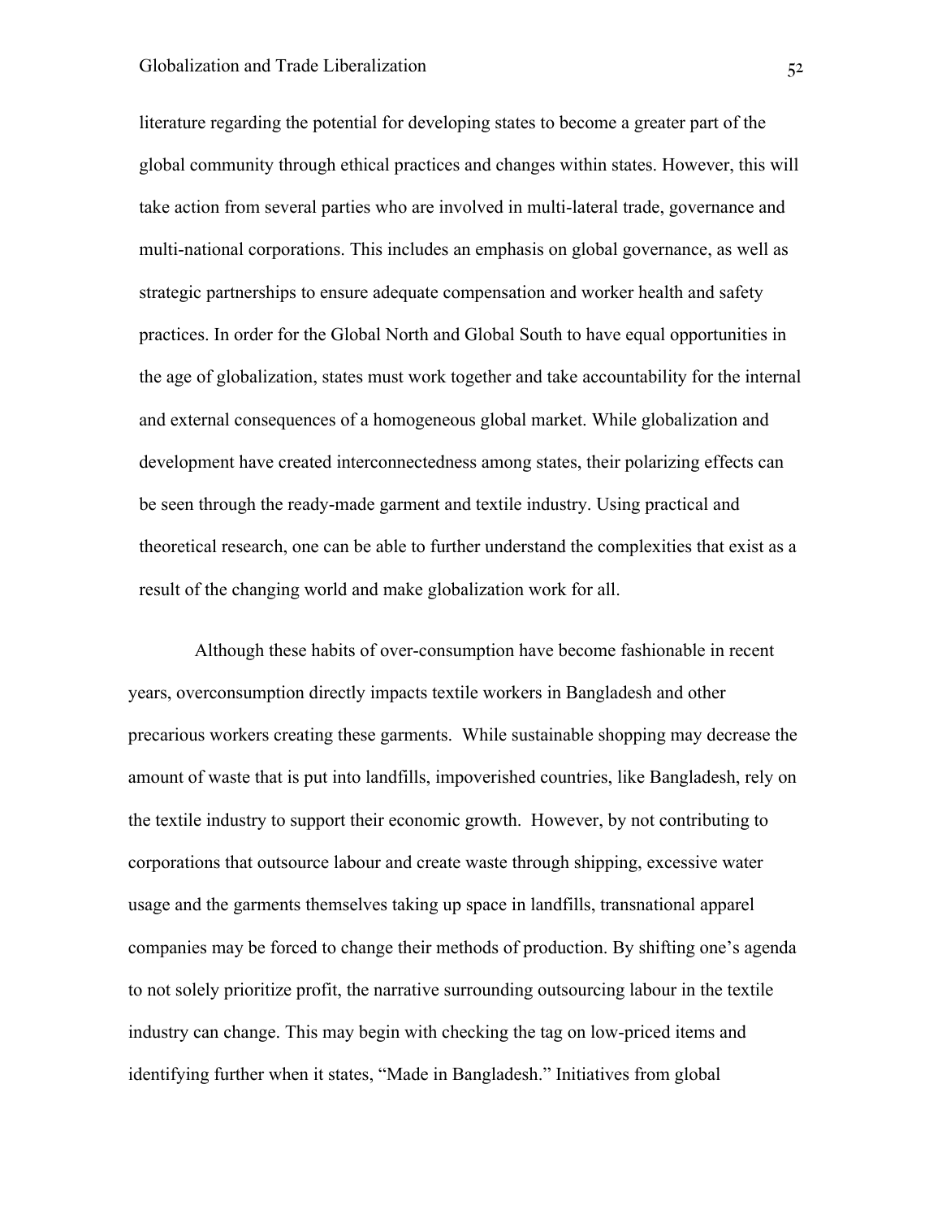literature regarding the potential for developing states to become a greater part of the global community through ethical practices and changes within states. However, this will take action from several parties who are involved in multi-lateral trade, governance and multi-national corporations. This includes an emphasis on global governance, as well as strategic partnerships to ensure adequate compensation and worker health and safety practices. In order for the Global North and Global South to have equal opportunities in the age of globalization, states must work together and take accountability for the internal and external consequences of a homogeneous global market. While globalization and development have created interconnectedness among states, their polarizing effects can be seen through the ready-made garment and textile industry. Using practical and theoretical research, one can be able to further understand the complexities that exist as a result of the changing world and make globalization work for all.

Although these habits of over-consumption have become fashionable in recent years, overconsumption directly impacts textile workers in Bangladesh and other precarious workers creating these garments. While sustainable shopping may decrease the amount of waste that is put into landfills, impoverished countries, like Bangladesh, rely on the textile industry to support their economic growth. However, by not contributing to corporations that outsource labour and create waste through shipping, excessive water usage and the garments themselves taking up space in landfills, transnational apparel companies may be forced to change their methods of production. By shifting one's agenda to not solely prioritize profit, the narrative surrounding outsourcing labour in the textile industry can change. This may begin with checking the tag on low-priced items and identifying further when it states, "Made in Bangladesh." Initiatives from global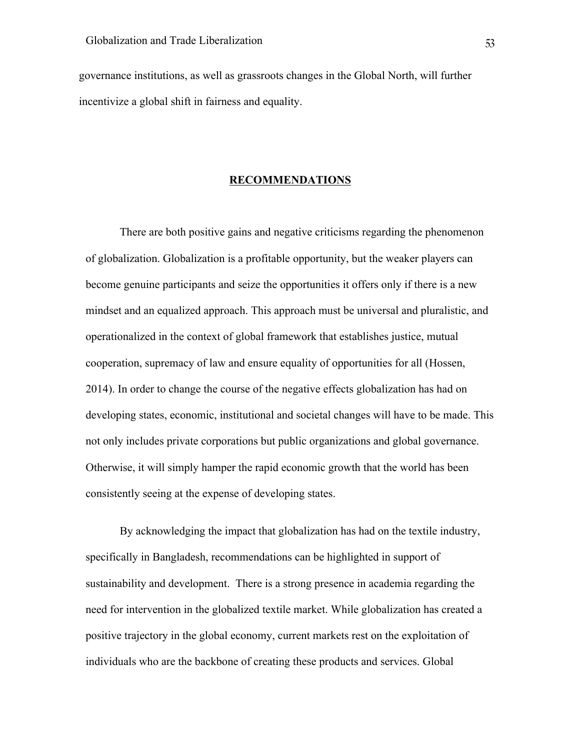governance institutions, as well as grassroots changes in the Global North, will further incentivize a global shift in fairness and equality.

## RECOMMENDATIONS

There are both positive gains and negative criticisms regarding the phenomenon of globalization. Globalization is a profitable opportunity, but the weaker players can become genuine participants and seize the opportunities it offers only if there is a new mindset and an equalized approach. This approach must be universal and pluralistic, and operationalized in the context of global framework that establishes justice, mutual cooperation, supremacy of law and ensure equality of opportunities for all (Hossen, 2014). In order to change the course of the negative effects globalization has had on developing states, economic, institutional and societal changes will have to be made. This not only includes private corporations but public organizations and global governance. Otherwise, it will simply hamper the rapid economic growth that the world has been consistently seeing at the expense of developing states.

By acknowledging the impact that globalization has had on the textile industry, specifically in Bangladesh, recommendations can be highlighted in support of sustainability and development. There is a strong presence in academia regarding the need for intervention in the globalized textile market. While globalization has created a positive trajectory in the global economy, current markets rest on the exploitation of individuals who are the backbone of creating these products and services. Global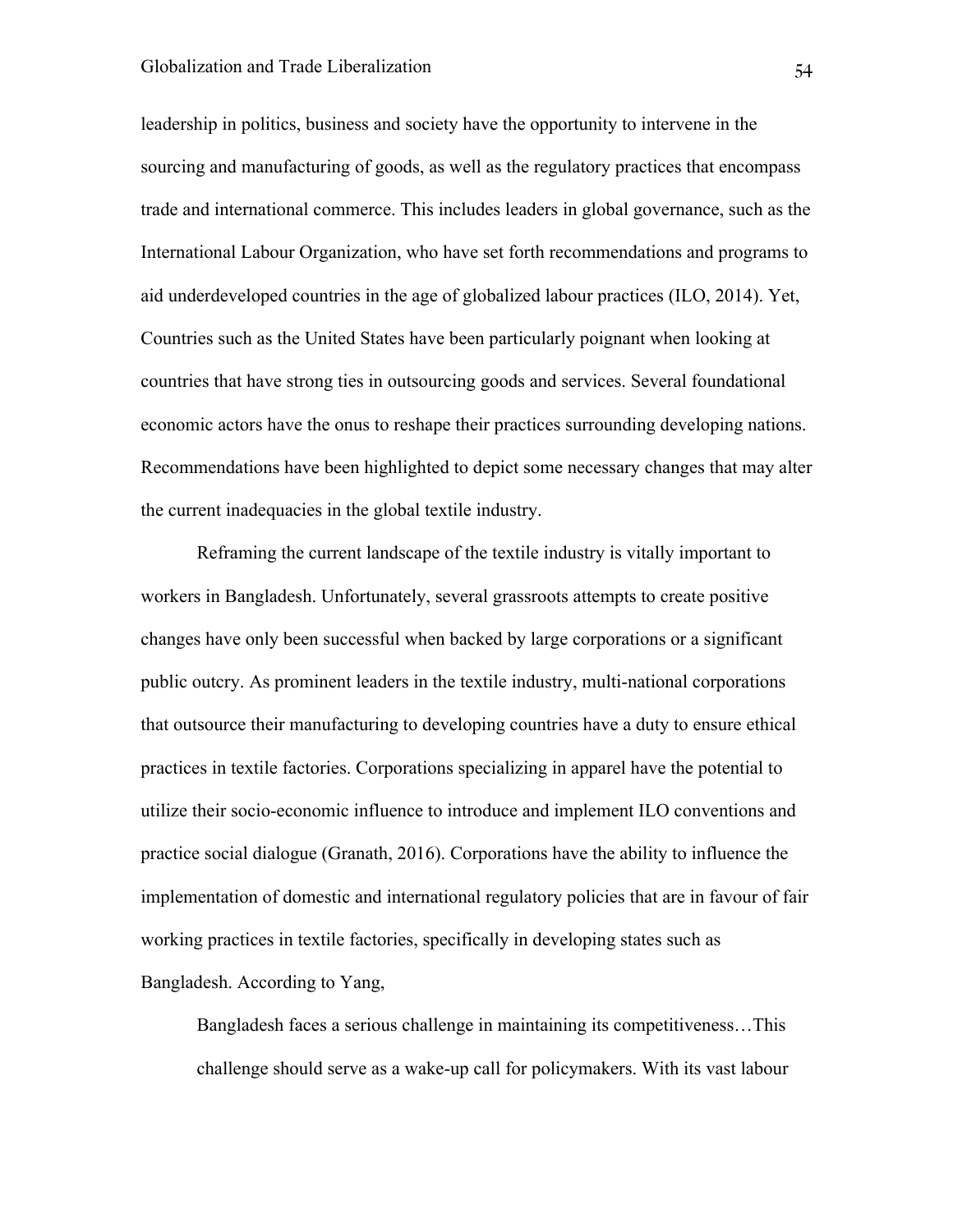leadership in politics, business and society have the opportunity to intervene in the sourcing and manufacturing of goods, as well as the regulatory practices that encompass trade and international commerce. This includes leaders in global governance, such as the International Labour Organization, who have set forth recommendations and programs to aid underdeveloped countries in the age of globalized labour practices (ILO, 2014). Yet, Countries such as the United States have been particularly poignant when looking at countries that have strong ties in outsourcing goods and services. Several foundational economic actors have the onus to reshape their practices surrounding developing nations. Recommendations have been highlighted to depict some necessary changes that may alter the current inadequacies in the global textile industry.

Reframing the current landscape of the textile industry is vitally important to workers in Bangladesh. Unfortunately, several grassroots attempts to create positive changes have only been successful when backed by large corporations or a significant public outcry. As prominent leaders in the textile industry, multi-national corporations that outsource their manufacturing to developing countries have a duty to ensure ethical practices in textile factories. Corporations specializing in apparel have the potential to utilize their socio-economic influence to introduce and implement ILO conventions and practice social dialogue (Granath, 2016). Corporations have the ability to influence the implementation of domestic and international regulatory policies that are in favour of fair working practices in textile factories, specifically in developing states such as Bangladesh. According to Yang,

> Bangladesh faces a serious challenge in maintaining its competitiveness…This challenge should serve as a wake-up call for policymakers. With its vast labour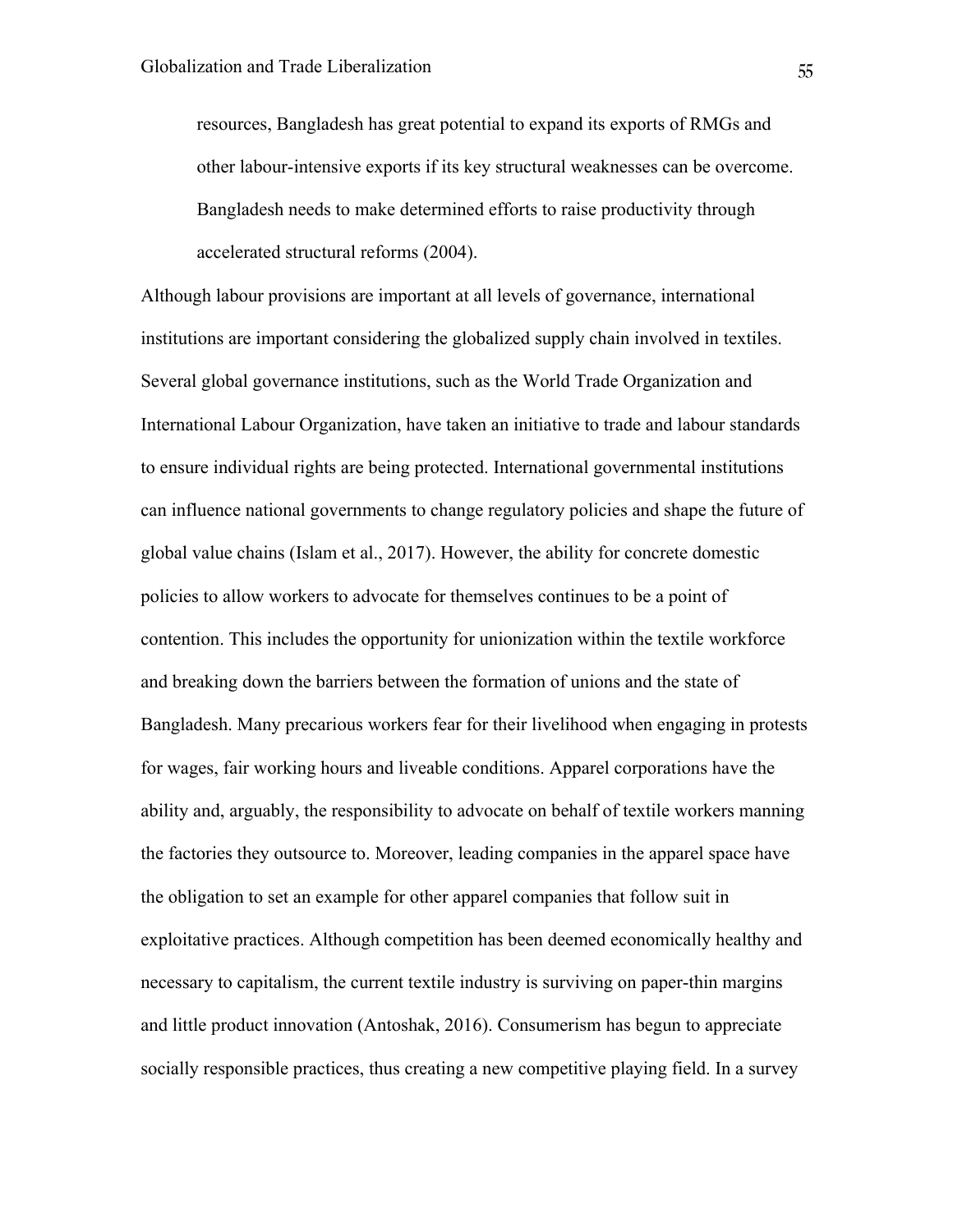> resources, Bangladesh has great potential to expand its exports of RMGs and other labour-intensive exports if its key structural weaknesses can be overcome. Bangladesh needs to make determined efforts to raise productivity through accelerated structural reforms (2004).

Although labour provisions are important at all levels of governance, international institutions are important considering the globalized supply chain involved in textiles. Several global governance institutions, such as the World Trade Organization and International Labour Organization, have taken an initiative to trade and labour standards to ensure individual rights are being protected. International governmental institutions can influence national governments to change regulatory policies and shape the future of global value chains (Islam et al., 2017). However, the ability for concrete domestic policies to allow workers to advocate for themselves continues to be a point of contention. This includes the opportunity for unionization within the textile workforce and breaking down the barriers between the formation of unions and the state of Bangladesh. Many precarious workers fear for their livelihood when engaging in protests for wages, fair working hours and liveable conditions. Apparel corporations have the ability and, arguably, the responsibility to advocate on behalf of textile workers manning the factories they outsource to. Moreover, leading companies in the apparel space have the obligation to set an example for other apparel companies that follow suit in exploitative practices. Although competition has been deemed economically healthy and necessary to capitalism, the current textile industry is surviving on paper-thin margins and little product innovation (Antoshak, 2016). Consumerism has begun to appreciate socially responsible practices, thus creating a new competitive playing field. In a survey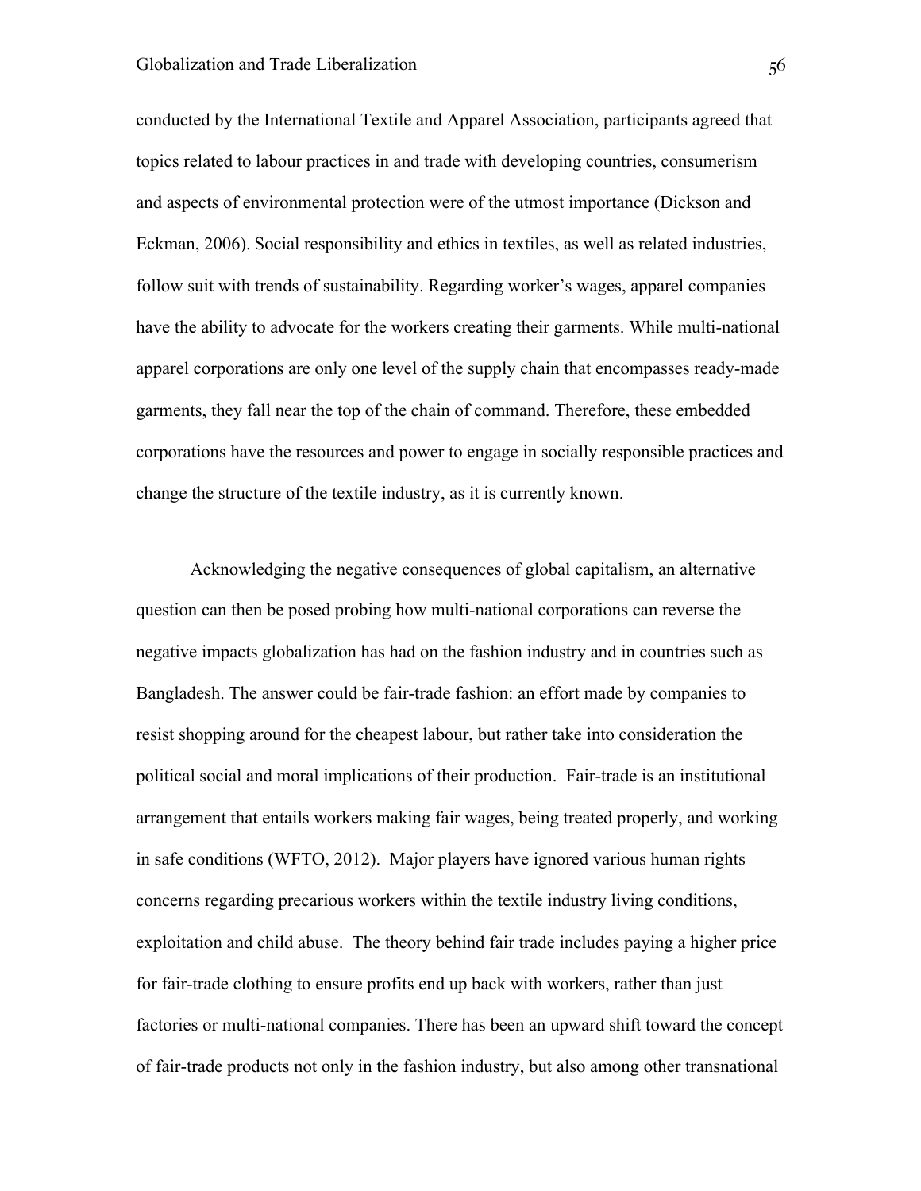conducted by the International Textile and Apparel Association, participants agreed that topics related to labour practices in and trade with developing countries, consumerism and aspects of environmental protection were of the utmost importance (Dickson and Eckman, 2006). Social responsibility and ethics in textiles, as well as related industries, follow suit with trends of sustainability. Regarding worker's wages, apparel companies have the ability to advocate for the workers creating their garments. While multi-national apparel corporations are only one level of the supply chain that encompasses ready-made garments, they fall near the top of the chain of command. Therefore, these embedded corporations have the resources and power to engage in socially responsible practices and change the structure of the textile industry, as it is currently known.

Acknowledging the negative consequences of global capitalism, an alternative question can then be posed probing how multi-national corporations can reverse the negative impacts globalization has had on the fashion industry and in countries such as Bangladesh. The answer could be fair-trade fashion: an effort made by companies to resist shopping around for the cheapest labour, but rather take into consideration the political social and moral implications of their production. Fair-trade is an institutional arrangement that entails workers making fair wages, being treated properly, and working in safe conditions (WFTO, 2012). Major players have ignored various human rights concerns regarding precarious workers within the textile industry living conditions, exploitation and child abuse. The theory behind fair trade includes paying a higher price for fair-trade clothing to ensure profits end up back with workers, rather than just factories or multi-national companies. There has been an upward shift toward the concept of fair-trade products not only in the fashion industry, but also among other transnational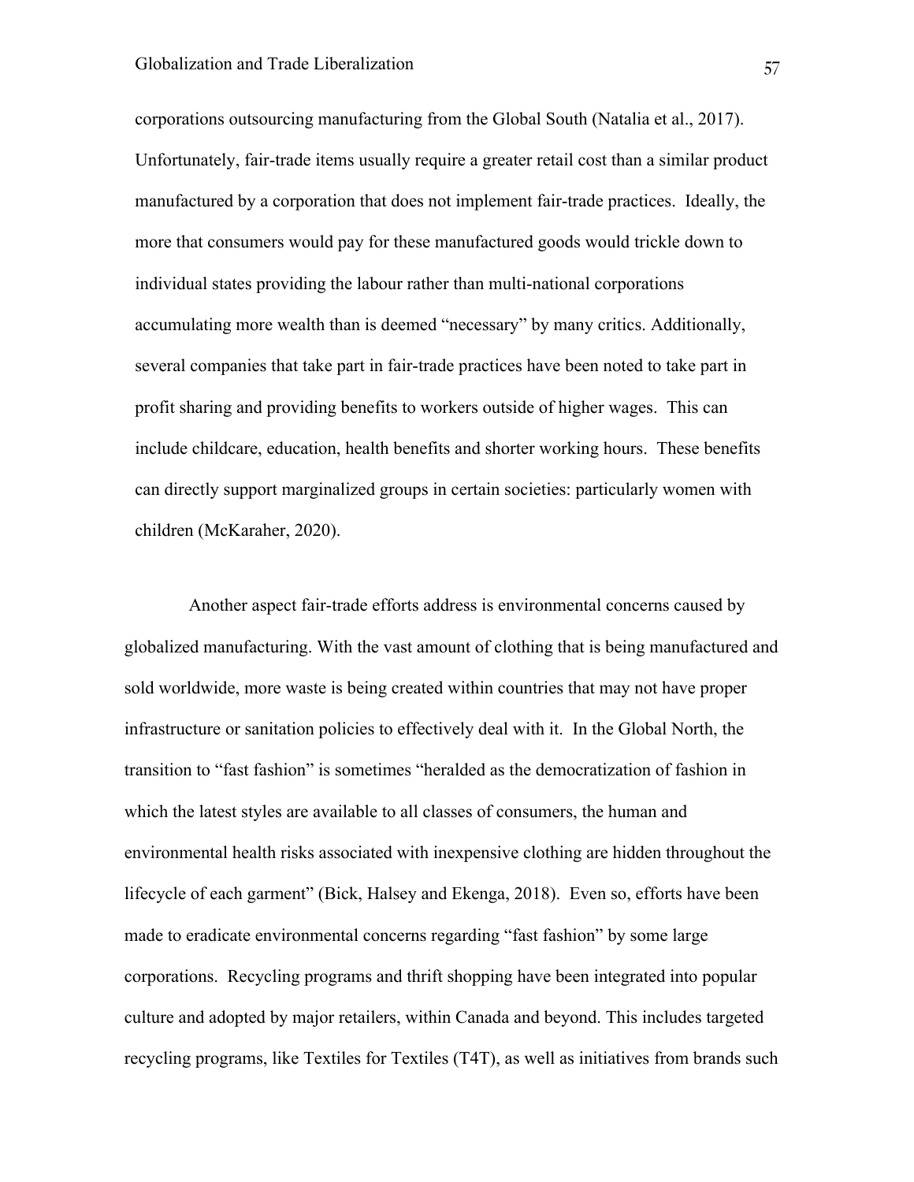corporations outsourcing manufacturing from the Global South (Natalia et al., 2017). Unfortunately, fair-trade items usually require a greater retail cost than a similar product manufactured by a corporation that does not implement fair-trade practices. Ideally, the more that consumers would pay for these manufactured goods would trickle down to individual states providing the labour rather than multi-national corporations accumulating more wealth than is deemed "necessary" by many critics. Additionally, several companies that take part in fair-trade practices have been noted to take part in profit sharing and providing benefits to workers outside of higher wages. This can include childcare, education, health benefits and shorter working hours. These benefits can directly support marginalized groups in certain societies: particularly women with children (McKaraher, 2020).

Another aspect fair-trade efforts address is environmental concerns caused by globalized manufacturing. With the vast amount of clothing that is being manufactured and sold worldwide, more waste is being created within countries that may not have proper infrastructure or sanitation policies to effectively deal with it. In the Global North, the transition to "fast fashion" is sometimes "heralded as the democratization of fashion in which the latest styles are available to all classes of consumers, the human and environmental health risks associated with inexpensive clothing are hidden throughout the lifecycle of each garment" (Bick, Halsey and Ekenga, 2018). Even so, efforts have been made to eradicate environmental concerns regarding "fast fashion" by some large corporations. Recycling programs and thrift shopping have been integrated into popular culture and adopted by major retailers, within Canada and beyond. This includes targeted recycling programs, like Textiles for Textiles (T4T), as well as initiatives from brands such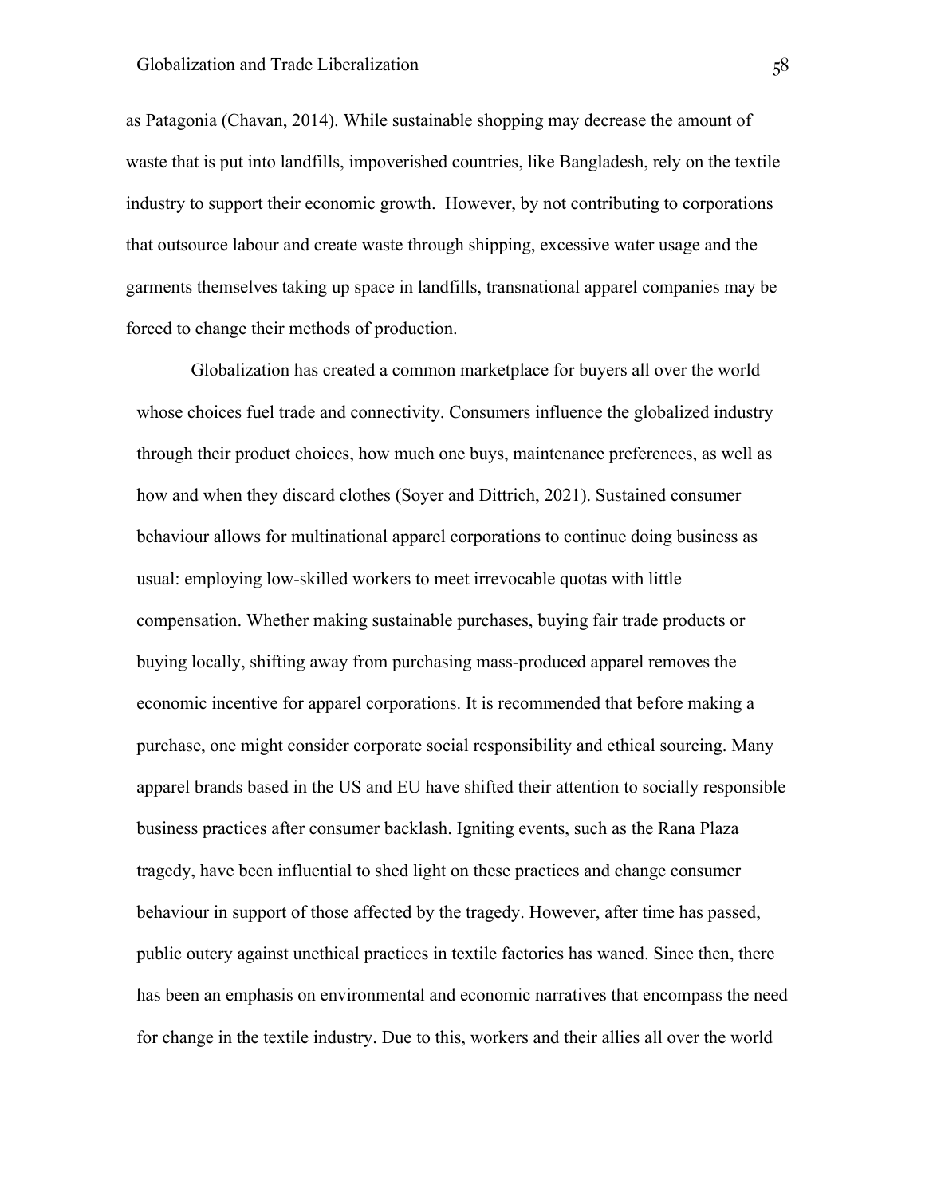as Patagonia (Chavan, 2014). While sustainable shopping may decrease the amount of waste that is put into landfills, impoverished countries, like Bangladesh, rely on the textile industry to support their economic growth. However, by not contributing to corporations that outsource labour and create waste through shipping, excessive water usage and the garments themselves taking up space in landfills, transnational apparel companies may be forced to change their methods of production.

Globalization has created a common marketplace for buyers all over the world whose choices fuel trade and connectivity. Consumers influence the globalized industry through their product choices, how much one buys, maintenance preferences, as well as how and when they discard clothes (Soyer and Dittrich, 2021). Sustained consumer behaviour allows for multinational apparel corporations to continue doing business as usual: employing low-skilled workers to meet irrevocable quotas with little compensation. Whether making sustainable purchases, buying fair trade products or buying locally, shifting away from purchasing mass-produced apparel removes the economic incentive for apparel corporations. It is recommended that before making a purchase, one might consider corporate social responsibility and ethical sourcing. Many apparel brands based in the US and EU have shifted their attention to socially responsible business practices after consumer backlash. Igniting events, such as the Rana Plaza tragedy, have been influential to shed light on these practices and change consumer behaviour in support of those affected by the tragedy. However, after time has passed, public outcry against unethical practices in textile factories has waned. Since then, there has been an emphasis on environmental and economic narratives that encompass the need for change in the textile industry. Due to this, workers and their allies all over the world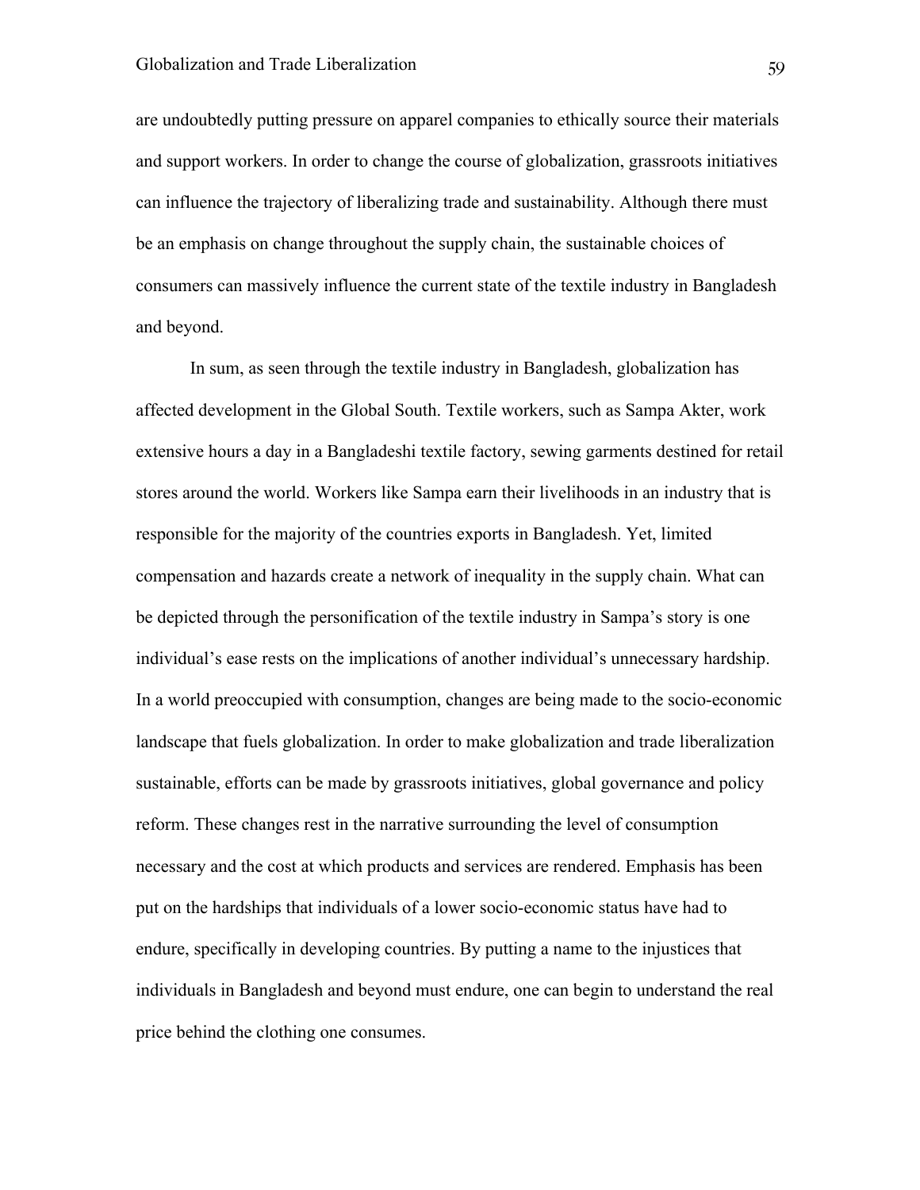are undoubtedly putting pressure on apparel companies to ethically source their materials and support workers. In order to change the course of globalization, grassroots initiatives can influence the trajectory of liberalizing trade and sustainability. Although there must be an emphasis on change throughout the supply chain, the sustainable choices of consumers can massively influence the current state of the textile industry in Bangladesh and beyond.

In sum, as seen through the textile industry in Bangladesh, globalization has affected development in the Global South. Textile workers, such as Sampa Akter, work extensive hours a day in a Bangladeshi textile factory, sewing garments destined for retail stores around the world. Workers like Sampa earn their livelihoods in an industry that is responsible for the majority of the countries exports in Bangladesh. Yet, limited compensation and hazards create a network of inequality in the supply chain. What can be depicted through the personification of the textile industry in Sampa's story is one individual's ease rests on the implications of another individual's unnecessary hardship. In a world preoccupied with consumption, changes are being made to the socio-economic landscape that fuels globalization. In order to make globalization and trade liberalization sustainable, efforts can be made by grassroots initiatives, global governance and policy reform. These changes rest in the narrative surrounding the level of consumption necessary and the cost at which products and services are rendered. Emphasis has been put on the hardships that individuals of a lower socio-economic status have had to endure, specifically in developing countries. By putting a name to the injustices that individuals in Bangladesh and beyond must endure, one can begin to understand the real price behind the clothing one consumes.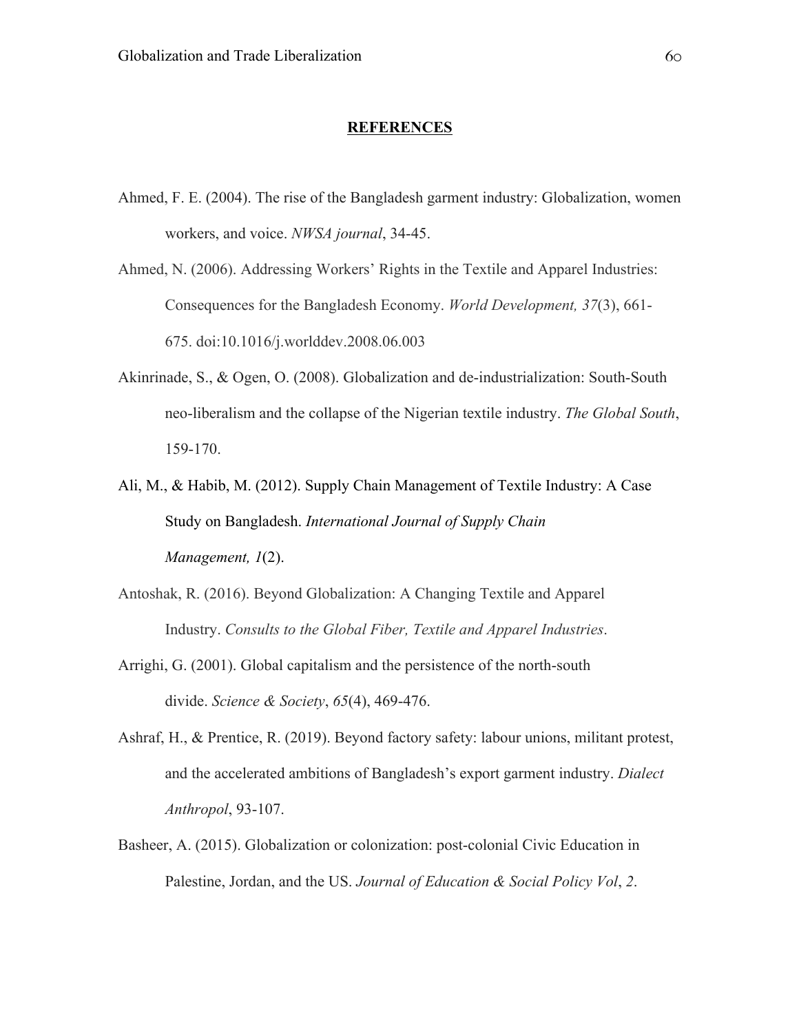# REFERENCES

Ahmed, F. E. (2004). The rise of the Bangladesh garment industry: Globalization, women workers, and voice. *NWSA journal*, 34-45.

Ahmed, N. (2006). Addressing Workers' Rights in the Textile and Apparel Industries: Consequences for the Bangladesh Economy. *World Development, 37*(3), 661-675. doi:10.1016/j.worlddev.2008.06.003

Akinrinade, S., & Ogen, O. (2008). Globalization and de-industrialization: South-South neo-liberalism and the collapse of the Nigerian textile industry. *The Global South*, 159-170.

Ali, M., & Habib, M. (2012). Supply Chain Management of Textile Industry: A Case Study on Bangladesh. *International Journal of Supply Chain Management, 1*(2).

Antoshak, R. (2016). Beyond Globalization: A Changing Textile and Apparel Industry. *Consults to the Global Fiber, Textile and Apparel Industries*.

Arrighi, G. (2001). Global capitalism and the persistence of the north-south divide. *Science & Society*, *65*(4), 469-476.

Ashraf, H., & Prentice, R. (2019). Beyond factory safety: labour unions, militant protest, and the accelerated ambitions of Bangladesh's export garment industry. *Dialect Anthropol*, 93-107.

Basheer, A. (2015). Globalization or colonization: post-colonial Civic Education in Palestine, Jordan, and the US. *Journal of Education & Social Policy Vol*, *2*.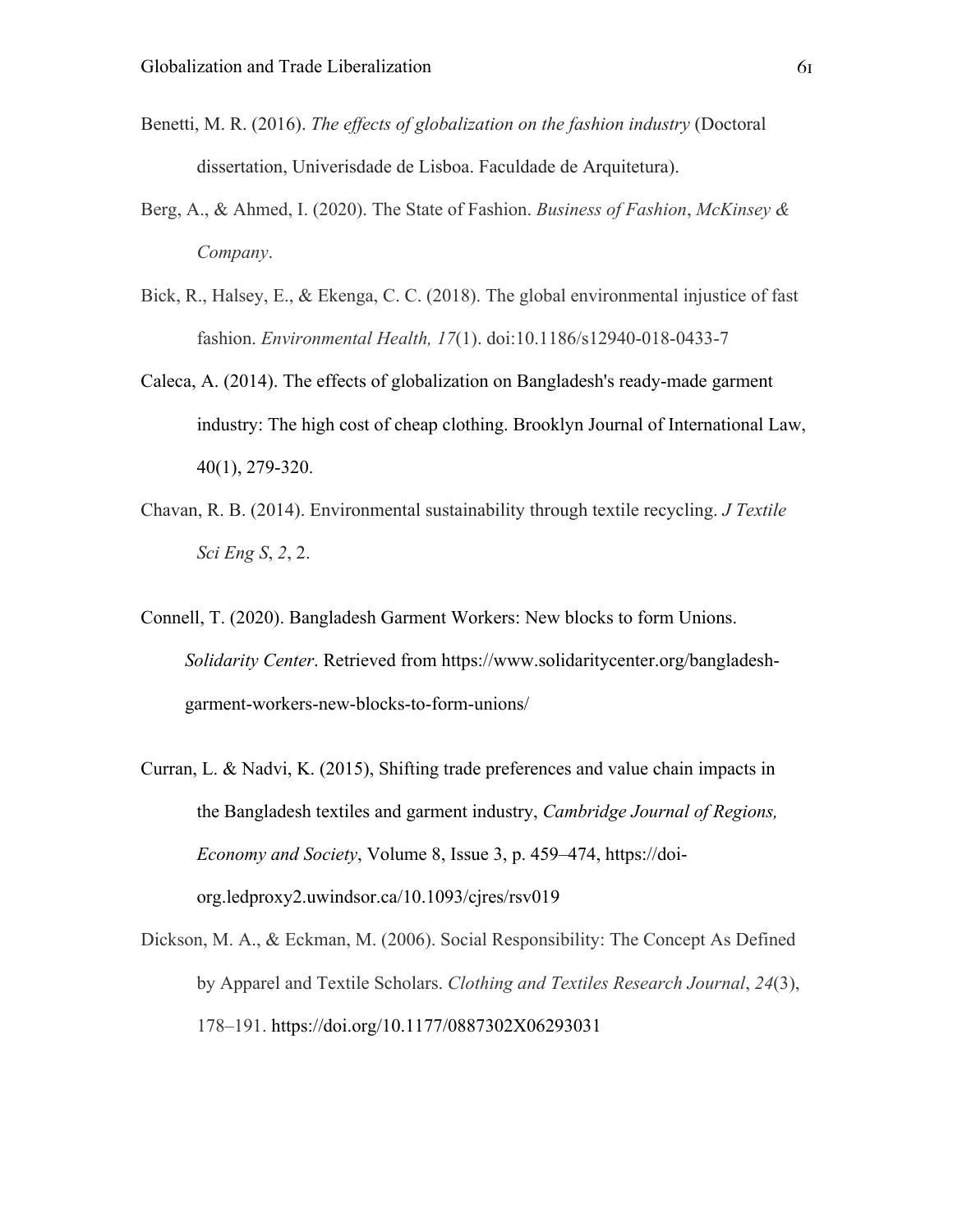Benetti, M. R. (2016). *The effects of globalization on the fashion industry* (Doctoral dissertation, Univerisdade de Lisboa. Faculdade de Arquitetura).

Berg, A., & Ahmed, I. (2020). The State of Fashion. *Business of Fashion*, *McKinsey & Company*.

Bick, R., Halsey, E., & Ekenga, C. C. (2018). The global environmental injustice of fast fashion. *Environmental Health, 17*(1). doi:10.1186/s12940-018-0433-7

Caleca, A. (2014). The effects of globalization on Bangladesh's ready-made garment industry: The high cost of cheap clothing. Brooklyn Journal of International Law, 40(1), 279-320.

Chavan, R. B. (2014). Environmental sustainability through textile recycling. *J Textile Sci Eng S*, *2*, 2.

Connell, T. (2020). Bangladesh Garment Workers: New blocks to form Unions. *Solidarity Center*. Retrieved from https://www.solidaritycenter.org/bangladesh-garment-workers-new-blocks-to-form-unions/

Curran, L. & Nadvi, K. (2015), Shifting trade preferences and value chain impacts in the Bangladesh textiles and garment industry, *Cambridge Journal of Regions, Economy and Society*, Volume 8, Issue 3, p. 459–474, https://doi-org.ledproxy2.uwindsor.ca/10.1093/cjres/rsv019

Dickson, M. A., & Eckman, M. (2006). Social Responsibility: The Concept As Defined by Apparel and Textile Scholars. *Clothing and Textiles Research Journal*, *24*(3), 178–191. https://doi.org/10.1177/0887302X06293031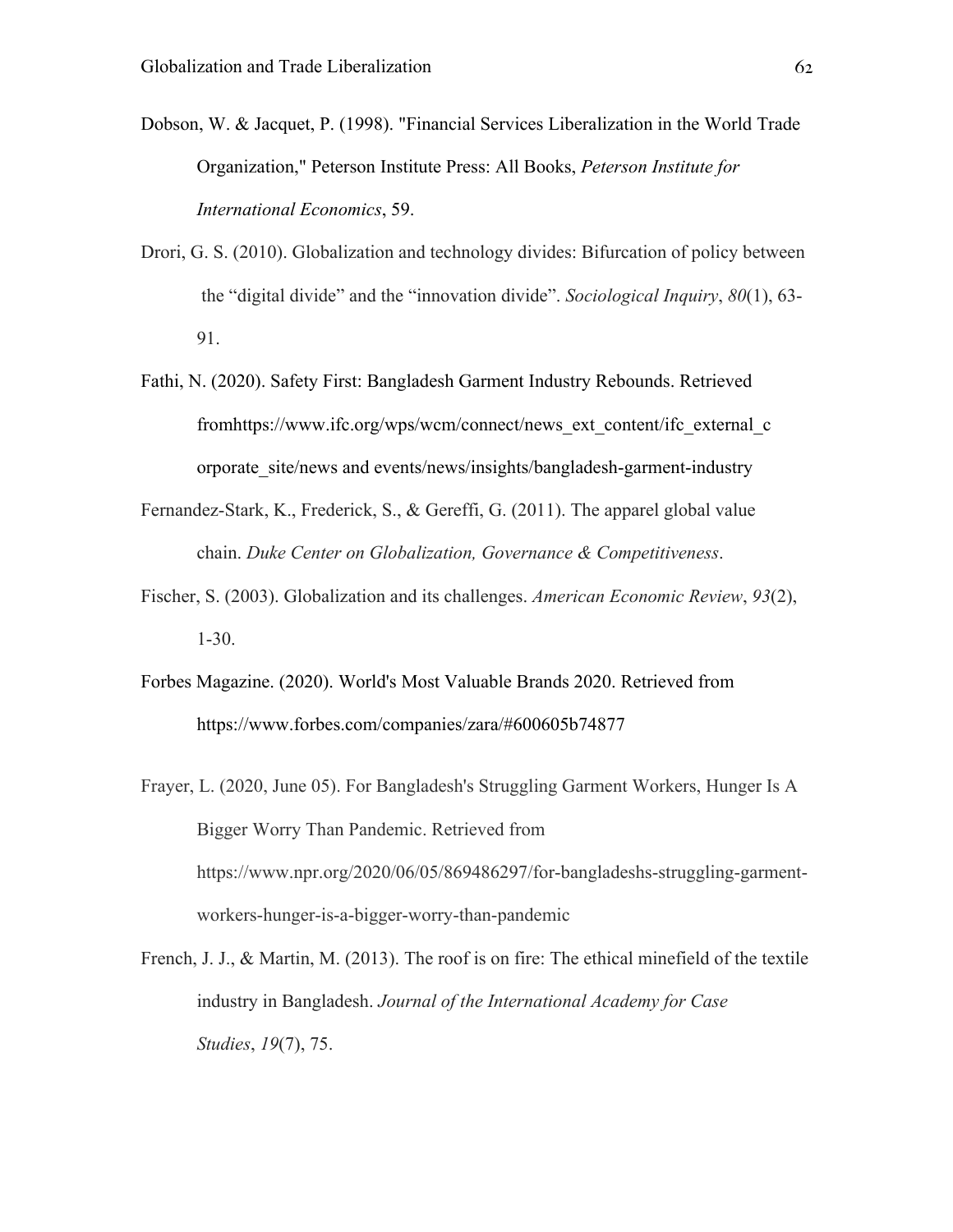Dobson, W. & Jacquet, P. (1998). "Financial Services Liberalization in the World Trade Organization," Peterson Institute Press: All Books, *Peterson Institute for International Economics*, 59.

Drori, G. S. (2010). Globalization and technology divides: Bifurcation of policy between the "digital divide" and the "innovation divide". *Sociological Inquiry*, *80*(1), 63-91.

Fathi, N. (2020). Safety First: Bangladesh Garment Industry Rebounds. Retrieved fromhttps://www.ifc.org/wps/wcm/connect/news_ext_content/ifc_external_corporate_site/news and events/news/insights/bangladesh-garment-industry

Fernandez-Stark, K., Frederick, S., & Gereffi, G. (2011). The apparel global value chain. *Duke Center on Globalization, Governance & Competitiveness*.

Fischer, S. (2003). Globalization and its challenges. *American Economic Review*, *93*(2), 1-30.

Forbes Magazine. (2020). World's Most Valuable Brands 2020. Retrieved from https://www.forbes.com/companies/zara/#600605b74877

Frayer, L. (2020, June 05). For Bangladesh's Struggling Garment Workers, Hunger Is A Bigger Worry Than Pandemic. Retrieved from https://www.npr.org/2020/06/05/869486297/for-bangladeshs-struggling-garment-workers-hunger-is-a-bigger-worry-than-pandemic

French, J. J., & Martin, M. (2013). The roof is on fire: The ethical minefield of the textile industry in Bangladesh. *Journal of the International Academy for Case Studies*, *19*(7), 75.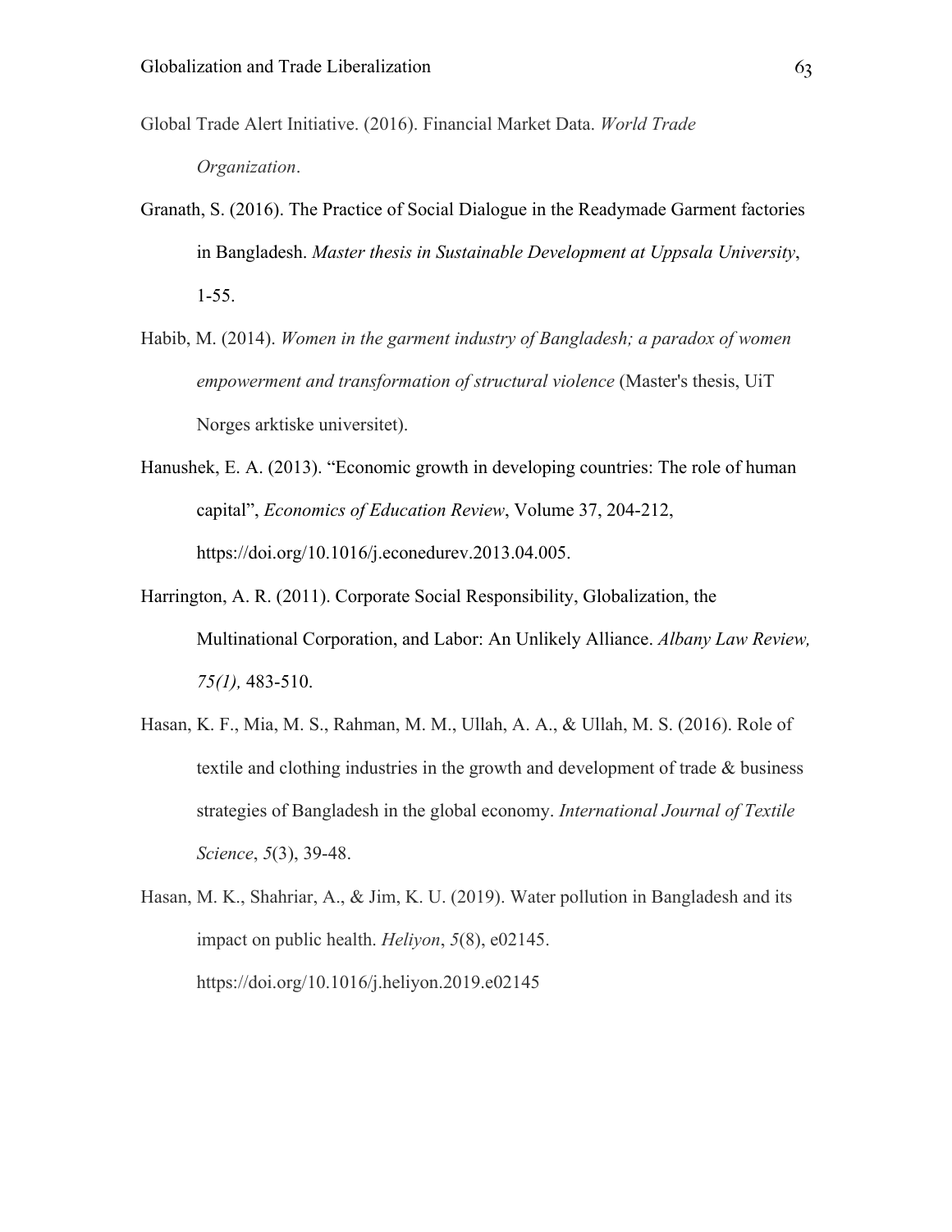Global Trade Alert Initiative. (2016). Financial Market Data. *World Trade Organization*.

Granath, S. (2016). The Practice of Social Dialogue in the Readymade Garment factories in Bangladesh. *Master thesis in Sustainable Development at Uppsala University*, 1-55.

Habib, M. (2014). *Women in the garment industry of Bangladesh; a paradox of women empowerment and transformation of structural violence* (Master's thesis, UiT Norges arktiske universitet).

Hanushek, E. A. (2013). "Economic growth in developing countries: The role of human capital", *Economics of Education Review*, Volume 37, 204-212, https://doi.org/10.1016/j.econedurev.2013.04.005.

Harrington, A. R. (2011). Corporate Social Responsibility, Globalization, the Multinational Corporation, and Labor: An Unlikely Alliance. *Albany Law Review, 75(1),* 483-510.

Hasan, K. F., Mia, M. S., Rahman, M. M., Ullah, A. A., & Ullah, M. S. (2016). Role of textile and clothing industries in the growth and development of trade & business strategies of Bangladesh in the global economy. *International Journal of Textile Science*, *5*(3), 39-48.

Hasan, M. K., Shahriar, A., & Jim, K. U. (2019). Water pollution in Bangladesh and its impact on public health. *Heliyon*, *5*(8), e02145. https://doi.org/10.1016/j.heliyon.2019.e02145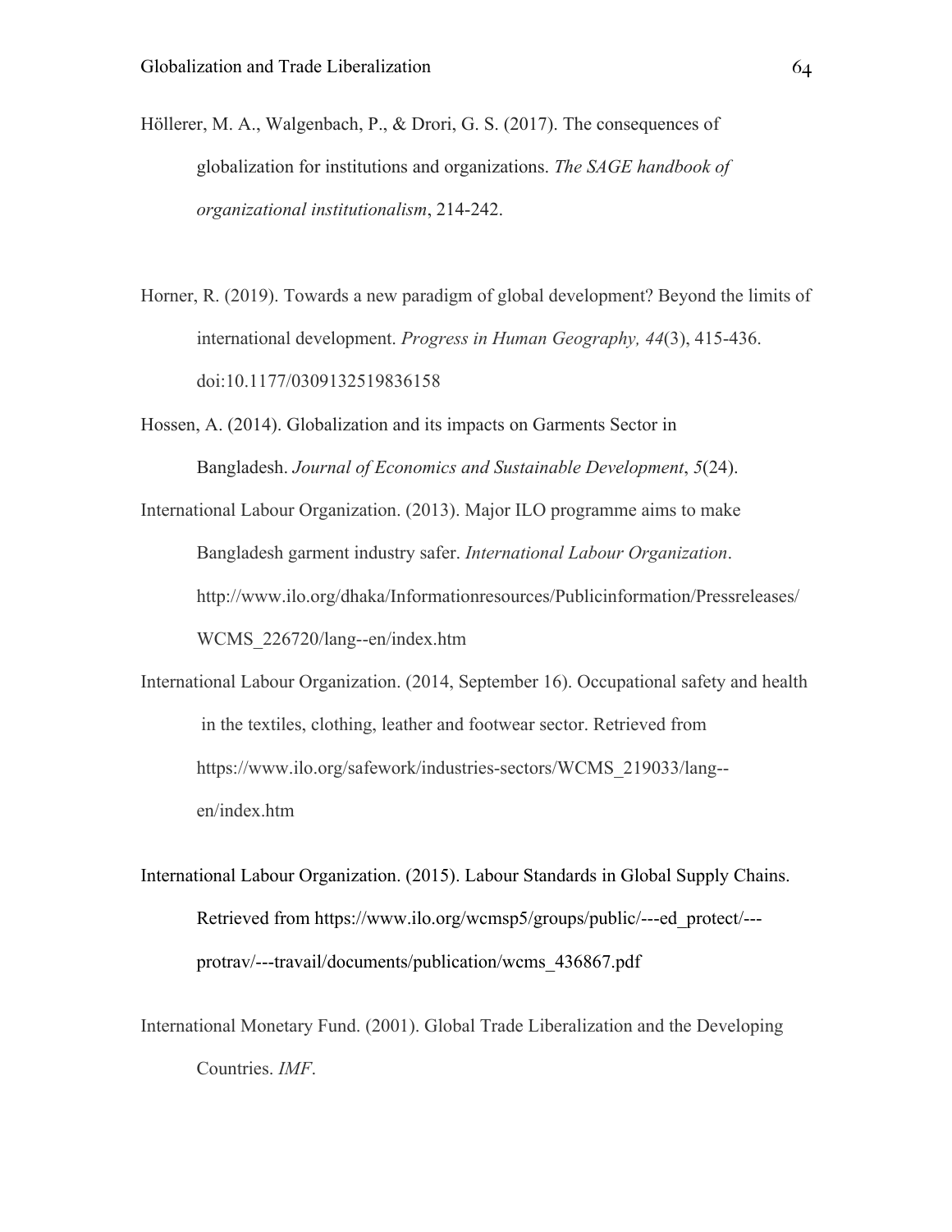Höllerer, M. A., Walgenbach, P., & Drori, G. S. (2017). The consequences of globalization for institutions and organizations. *The SAGE handbook of organizational institutionalism*, 214-242.

Horner, R. (2019). Towards a new paradigm of global development? Beyond the limits of international development. *Progress in Human Geography, 44*(3), 415-436. doi:10.1177/0309132519836158

Hossen, A. (2014). Globalization and its impacts on Garments Sector in Bangladesh. *Journal of Economics and Sustainable Development*, *5*(24).

International Labour Organization. (2013). Major ILO programme aims to make Bangladesh garment industry safer. *International Labour Organization*. http://www.ilo.org/dhaka/Informationresources/Publicinformation/Pressreleases/WCMS_226720/lang--en/index.htm

International Labour Organization. (2014, September 16). Occupational safety and health in the textiles, clothing, leather and footwear sector. Retrieved from https://www.ilo.org/safework/industries-sectors/WCMS_219033/lang--en/index.htm

International Labour Organization. (2015). Labour Standards in Global Supply Chains. Retrieved from https://www.ilo.org/wcmsp5/groups/public/---ed_protect/---protrav/---travail/documents/publication/wcms_436867.pdf

International Monetary Fund. (2001). Global Trade Liberalization and the Developing Countries. *IMF*.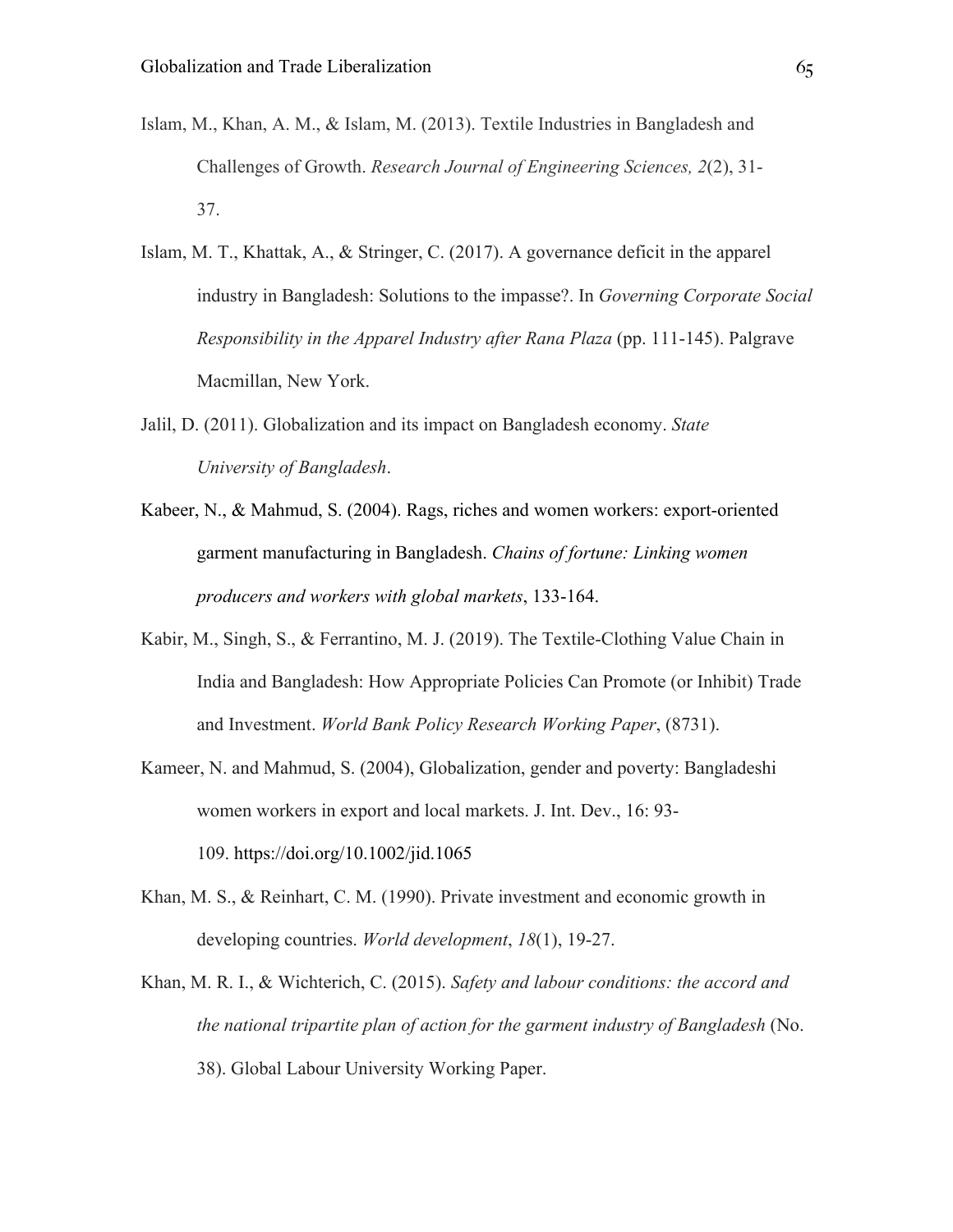Islam, M., Khan, A. M., & Islam, M. (2013). Textile Industries in Bangladesh and Challenges of Growth. *Research Journal of Engineering Sciences, 2*(2), 31-37.

Islam, M. T., Khattak, A., & Stringer, C. (2017). A governance deficit in the apparel industry in Bangladesh: Solutions to the impasse?. In *Governing Corporate Social Responsibility in the Apparel Industry after Rana Plaza* (pp. 111-145). Palgrave Macmillan, New York.

Jalil, D. (2011). Globalization and its impact on Bangladesh economy. *State University of Bangladesh*.

Kabeer, N., & Mahmud, S. (2004). Rags, riches and women workers: export-oriented garment manufacturing in Bangladesh. *Chains of fortune: Linking women producers and workers with global markets*, 133-164.

Kabir, M., Singh, S., & Ferrantino, M. J. (2019). The Textile-Clothing Value Chain in India and Bangladesh: How Appropriate Policies Can Promote (or Inhibit) Trade and Investment. *World Bank Policy Research Working Paper*, (8731).

Kameer, N. and Mahmud, S. (2004), Globalization, gender and poverty: Bangladeshi women workers in export and local markets. J. Int. Dev., 16: 93-109. https://doi.org/10.1002/jid.1065

Khan, M. S., & Reinhart, C. M. (1990). Private investment and economic growth in developing countries. *World development*, *18*(1), 19-27.

Khan, M. R. I., & Wichterich, C. (2015). *Safety and labour conditions: the accord and the national tripartite plan of action for the garment industry of Bangladesh* (No. 38). Global Labour University Working Paper.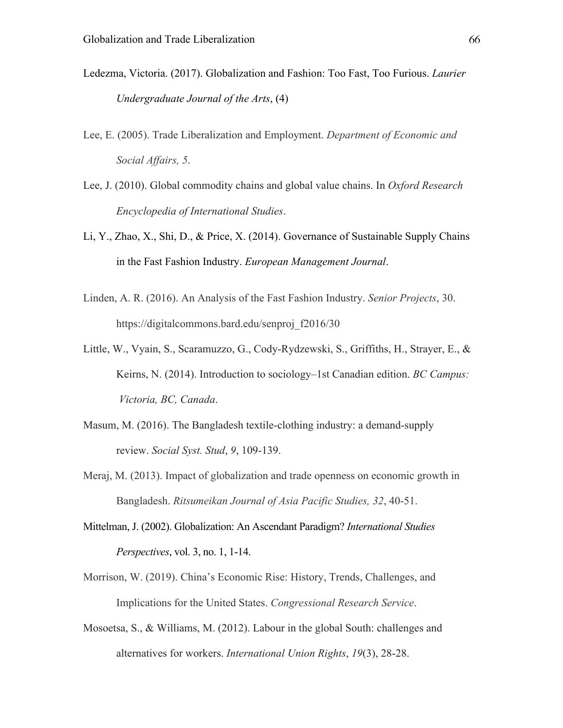Ledezma, Victoria. (2017). Globalization and Fashion: Too Fast, Too Furious. *Laurier Undergraduate Journal of the Arts*, (4)

Lee, E. (2005). Trade Liberalization and Employment. *Department of Economic and Social Affairs, 5*.

Lee, J. (2010). Global commodity chains and global value chains. In *Oxford Research Encyclopedia of International Studies*.

Li, Y., Zhao, X., Shi, D., & Price, X. (2014). Governance of Sustainable Supply Chains in the Fast Fashion Industry. *European Management Journal*.

Linden, A. R. (2016). An Analysis of the Fast Fashion Industry. *Senior Projects*, 30. https://digitalcommons.bard.edu/senproj_f2016/30

Little, W., Vyain, S., Scaramuzzo, G., Cody-Rydzewski, S., Griffiths, H., Strayer, E., & Keirns, N. (2014). Introduction to sociology–1st Canadian edition. *BC Campus: Victoria, BC, Canada*.

Masum, M. (2016). The Bangladesh textile-clothing industry: a demand-supply review. *Social Syst. Stud*, *9*, 109-139.

Meraj, M. (2013). Impact of globalization and trade openness on economic growth in Bangladesh. *Ritsumeikan Journal of Asia Pacific Studies, 32*, 40-51.

Mittelman, J. (2002). Globalization: An Ascendant Paradigm? *International Studies Perspectives*, vol. 3, no. 1, 1-14.

Morrison, W. (2019). China's Economic Rise: History, Trends, Challenges, and Implications for the United States. *Congressional Research Service*.

Mosoetsa, S., & Williams, M. (2012). Labour in the global South: challenges and alternatives for workers. *International Union Rights*, *19*(3), 28-28.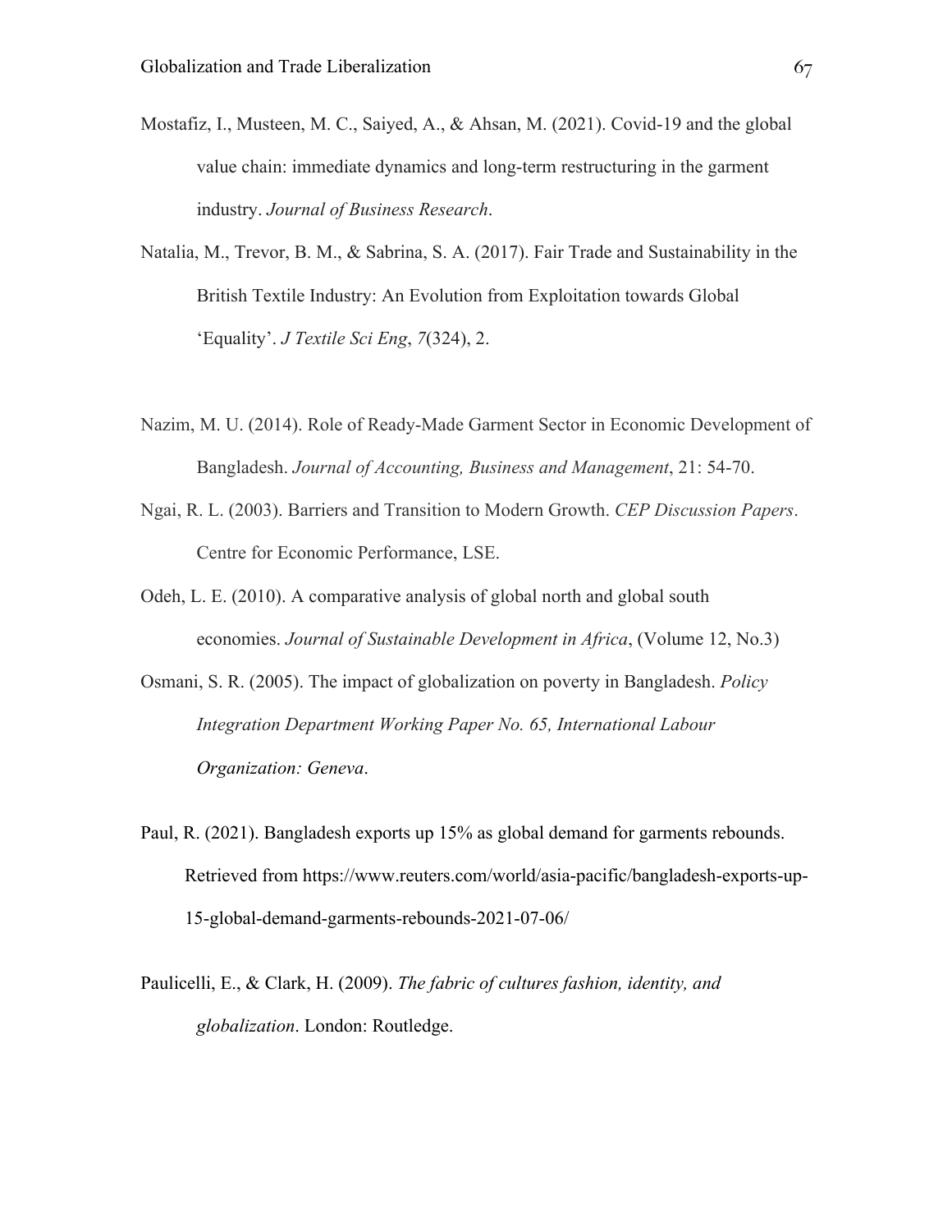Mostafiz, I., Musteen, M. C., Saiyed, A., & Ahsan, M. (2021). Covid-19 and the global value chain: immediate dynamics and long-term restructuring in the garment industry. *Journal of Business Research*.

Natalia, M., Trevor, B. M., & Sabrina, S. A. (2017). Fair Trade and Sustainability in the British Textile Industry: An Evolution from Exploitation towards Global 'Equality'. *J Textile Sci Eng*, *7*(324), 2.

Nazim, M. U. (2014). Role of Ready-Made Garment Sector in Economic Development of Bangladesh. *Journal of Accounting, Business and Management*, 21: 54-70.

Ngai, R. L. (2003). Barriers and Transition to Modern Growth. *CEP Discussion Papers*. Centre for Economic Performance, LSE.

Odeh, L. E. (2010). A comparative analysis of global north and global south economies. *Journal of Sustainable Development in Africa*, (Volume 12, No.3)

Osmani, S. R. (2005). The impact of globalization on poverty in Bangladesh. *Policy Integration Department Working Paper No. 65, International Labour Organization: Geneva*.

Paul, R. (2021). Bangladesh exports up 15% as global demand for garments rebounds. Retrieved from https://www.reuters.com/world/asia-pacific/bangladesh-exports-up-15-global-demand-garments-rebounds-2021-07-06/

Paulicelli, E., & Clark, H. (2009). *The fabric of cultures fashion, identity, and globalization*. London: Routledge.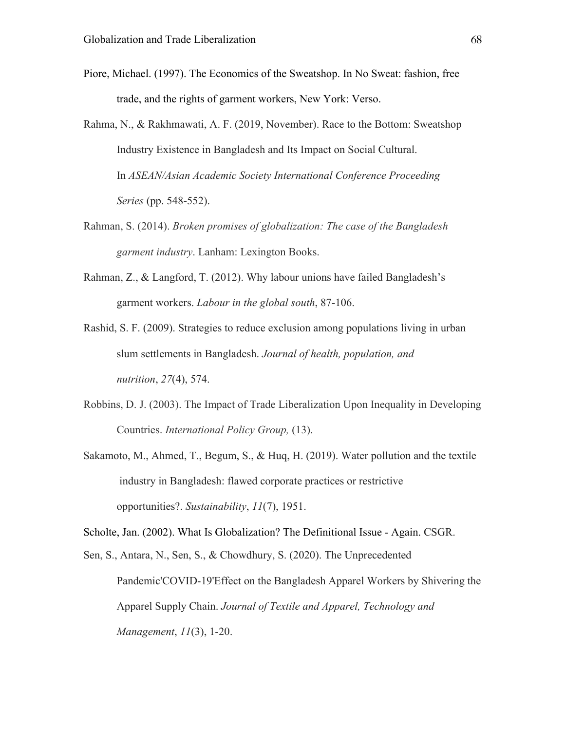Piore, Michael. (1997). The Economics of the Sweatshop. In No Sweat: fashion, free trade, and the rights of garment workers, New York: Verso.

Rahma, N., & Rakhmawati, A. F. (2019, November). Race to the Bottom: Sweatshop Industry Existence in Bangladesh and Its Impact on Social Cultural. In *ASEAN/Asian Academic Society International Conference Proceeding Series* (pp. 548-552).

Rahman, S. (2014). *Broken promises of globalization: The case of the Bangladesh garment industry*. Lanham: Lexington Books.

Rahman, Z., & Langford, T. (2012). Why labour unions have failed Bangladesh's garment workers. *Labour in the global south*, 87-106.

Rashid, S. F. (2009). Strategies to reduce exclusion among populations living in urban slum settlements in Bangladesh. *Journal of health, population, and nutrition*, *27*(4), 574.

Robbins, D. J. (2003). The Impact of Trade Liberalization Upon Inequality in Developing Countries. *International Policy Group,* (13).

Sakamoto, M., Ahmed, T., Begum, S., & Huq, H. (2019). Water pollution and the textile industry in Bangladesh: flawed corporate practices or restrictive opportunities?. *Sustainability*, *11*(7), 1951.

Scholte, Jan. (2002). What Is Globalization? The Definitional Issue - Again. CSGR.

Sen, S., Antara, N., Sen, S., & Chowdhury, S. (2020). The Unprecedented Pandemic'COVID-19'Effect on the Bangladesh Apparel Workers by Shivering the Apparel Supply Chain. *Journal of Textile and Apparel, Technology and Management*, *11*(3), 1-20.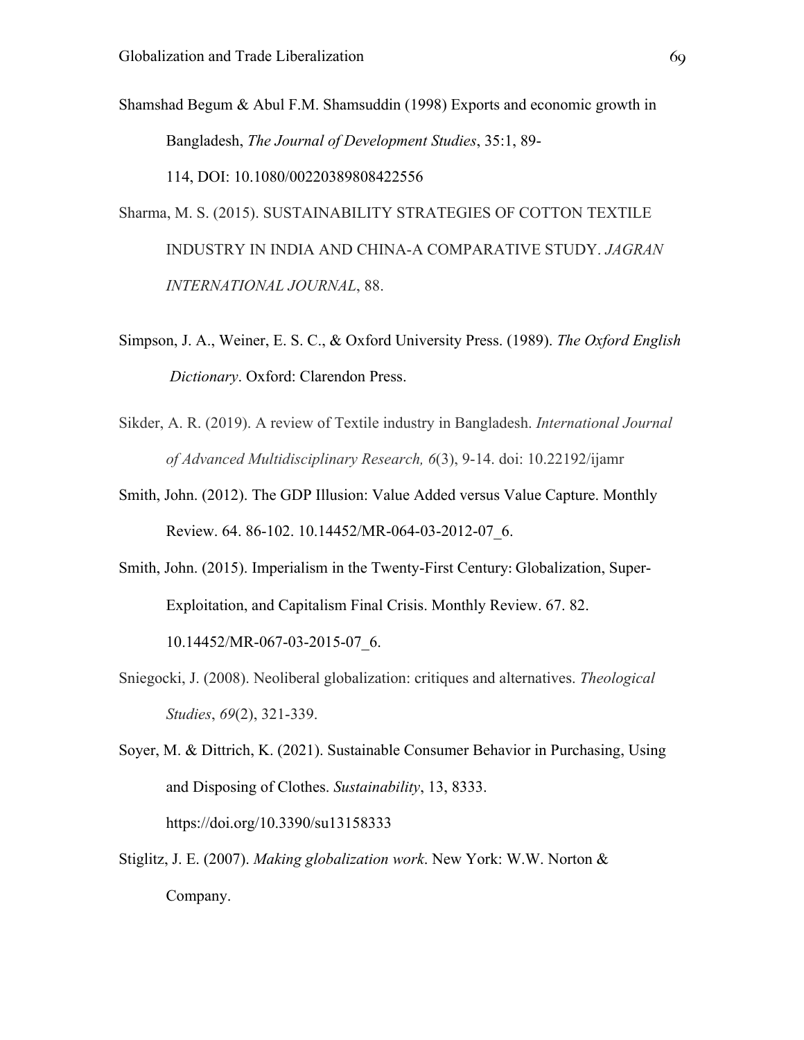Shamshad Begum & Abul F.M. Shamsuddin (1998) Exports and economic growth in Bangladesh, *The Journal of Development Studies*, 35:1, 89-114, DOI: 10.1080/00220389808422556

Sharma, M. S. (2015). SUSTAINABILITY STRATEGIES OF COTTON TEXTILE INDUSTRY IN INDIA AND CHINA-A COMPARATIVE STUDY. *JAGRAN INTERNATIONAL JOURNAL*, 88.

Simpson, J. A., Weiner, E. S. C., & Oxford University Press. (1989). *The Oxford English Dictionary*. Oxford: Clarendon Press.

Sikder, A. R. (2019). A review of Textile industry in Bangladesh. *International Journal of Advanced Multidisciplinary Research, 6*(3), 9-14. doi: 10.22192/ijamr

Smith, John. (2012). The GDP Illusion: Value Added versus Value Capture. Monthly Review. 64. 86-102. 10.14452/MR-064-03-2012-07_6.

Smith, John. (2015). Imperialism in the Twenty-First Century: Globalization, Super-Exploitation, and Capitalism Final Crisis. Monthly Review. 67. 82. 10.14452/MR-067-03-2015-07_6.

Sniegocki, J. (2008). Neoliberal globalization: critiques and alternatives. *Theological Studies*, *69*(2), 321-339.

Soyer, M. & Dittrich, K. (2021). Sustainable Consumer Behavior in Purchasing, Using and Disposing of Clothes. *Sustainability*, 13, 8333. https://doi.org/10.3390/su13158333

Stiglitz, J. E. (2007). *Making globalization work*. New York: W.W. Norton & Company.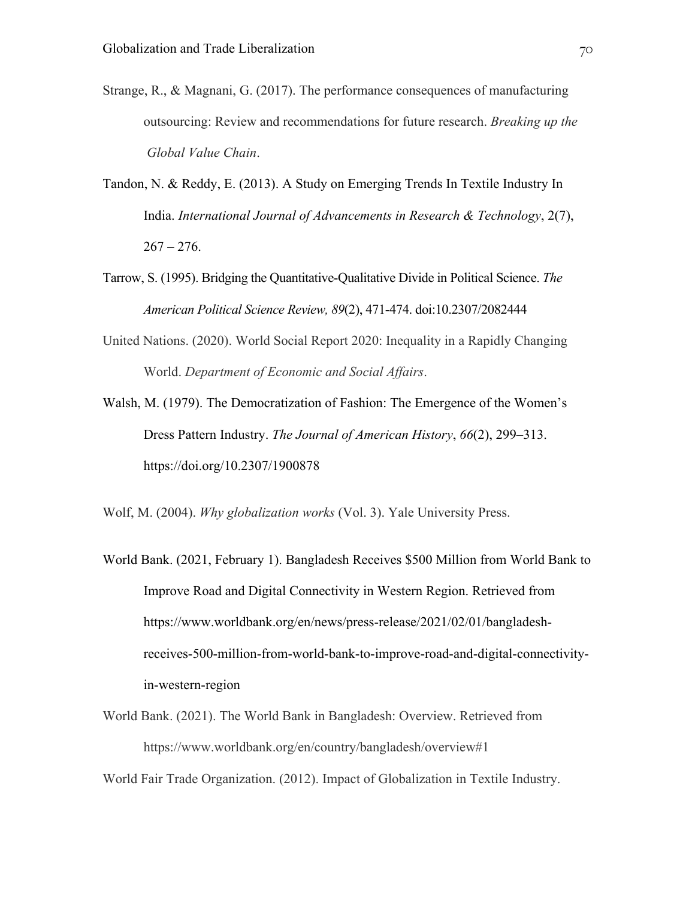Strange, R., & Magnani, G. (2017). The performance consequences of manufacturing outsourcing: Review and recommendations for future research. *Breaking up the Global Value Chain*.

Tandon, N. & Reddy, E. (2013). A Study on Emerging Trends In Textile Industry In India. *International Journal of Advancements in Research & Technology*, 2(7), 267 – 276.

Tarrow, S. (1995). Bridging the Quantitative-Qualitative Divide in Political Science. *The American Political Science Review, 89*(2), 471-474. doi:10.2307/2082444

United Nations. (2020). World Social Report 2020: Inequality in a Rapidly Changing World. *Department of Economic and Social Affairs*.

Walsh, M. (1979). The Democratization of Fashion: The Emergence of the Women's Dress Pattern Industry. *The Journal of American History*, *66*(2), 299–313. https://doi.org/10.2307/1900878

Wolf, M. (2004). *Why globalization works* (Vol. 3). Yale University Press.

World Bank. (2021, February 1). Bangladesh Receives $500 Million from World Bank to Improve Road and Digital Connectivity in Western Region. Retrieved from https://www.worldbank.org/en/news/press-release/2021/02/01/bangladesh-receives-500-million-from-world-bank-to-improve-road-and-digital-connectivity-in-western-region

World Bank. (2021). The World Bank in Bangladesh: Overview. Retrieved from https://www.worldbank.org/en/country/bangladesh/overview#1

World Fair Trade Organization. (2012). Impact of Globalization in Textile Industry.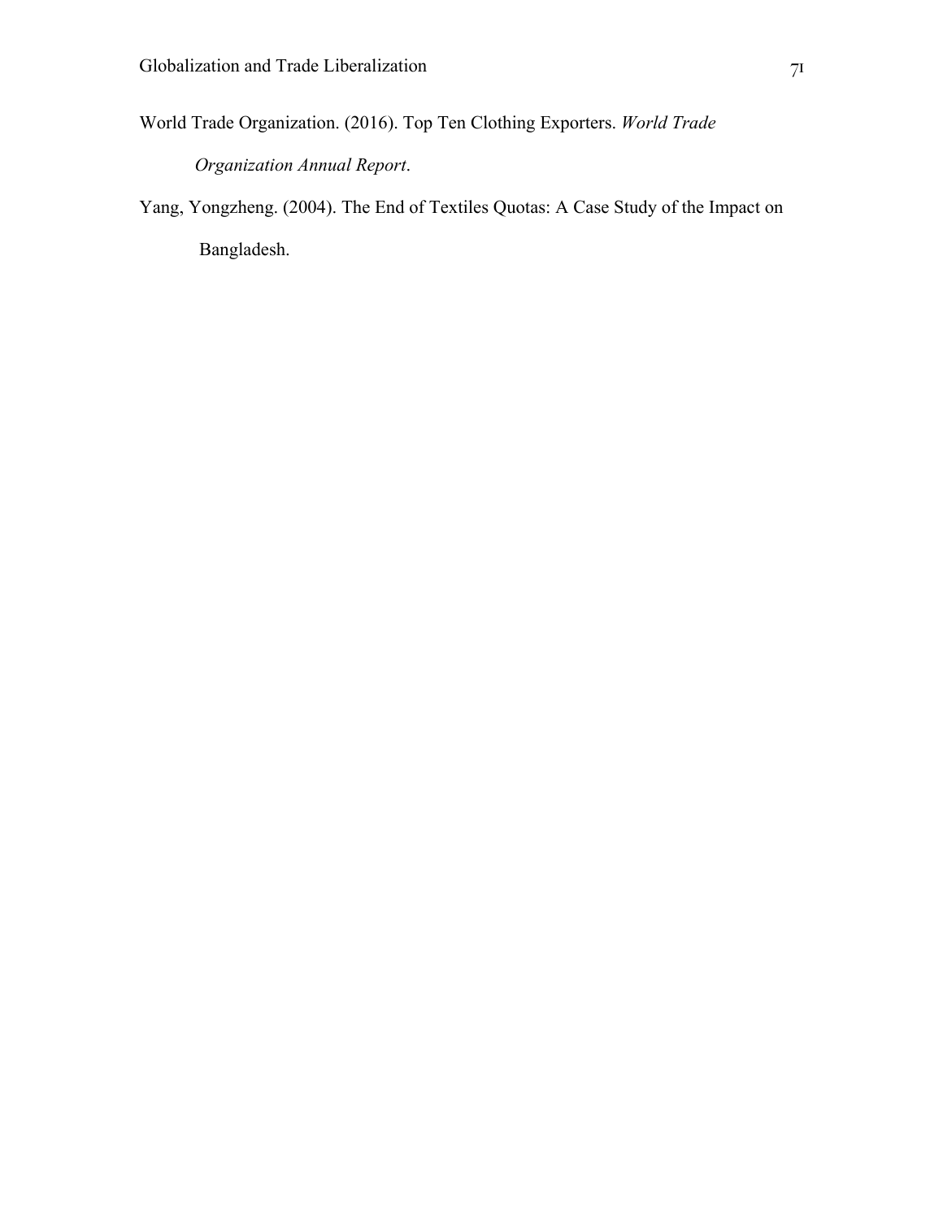World Trade Organization. (2016). Top Ten Clothing Exporters. *World Trade Organization Annual Report*.

Yang, Yongzheng. (2004). The End of Textiles Quotas: A Case Study of the Impact on Bangladesh.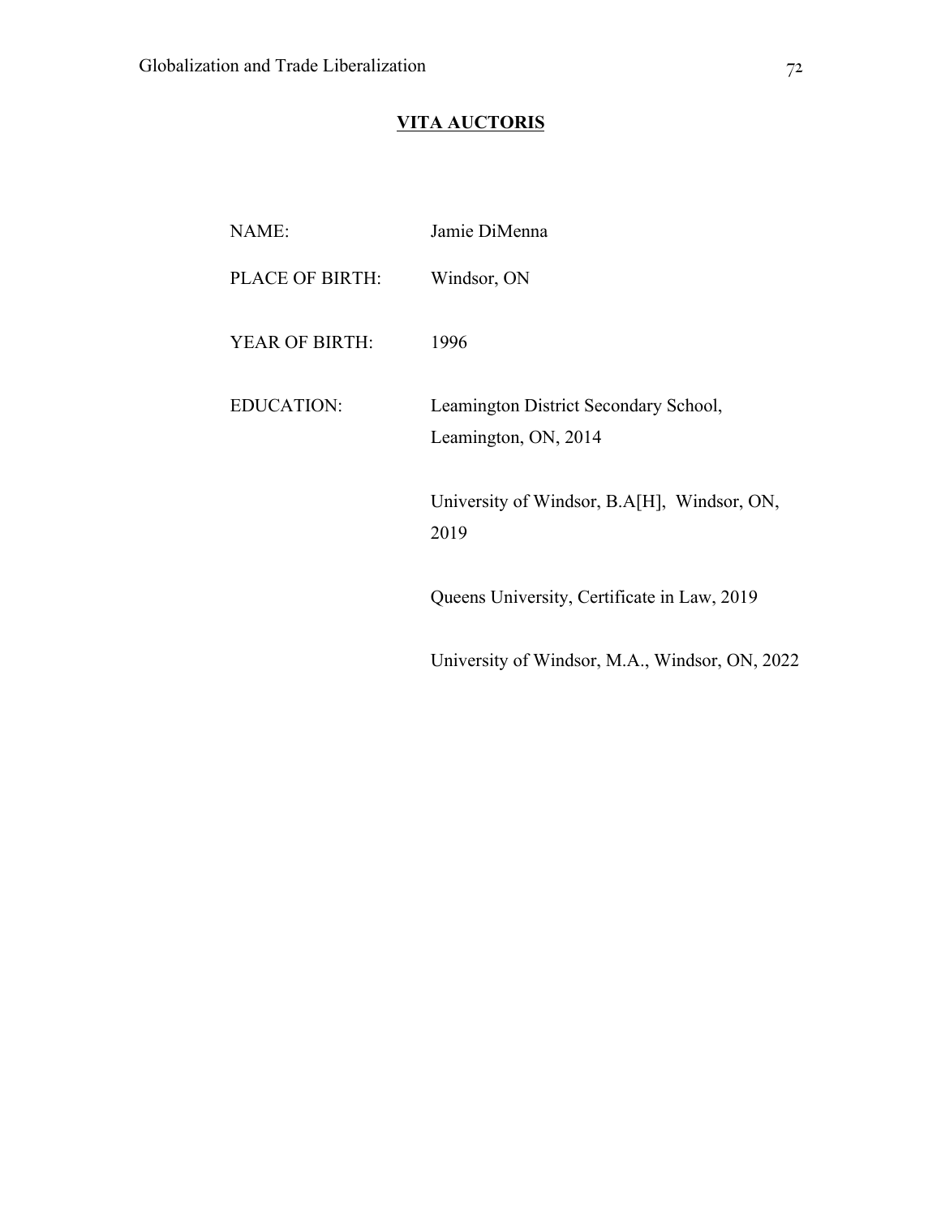# VITA AUCTORIS

| | |
|---|---|
| NAME: | Jamie DiMenna |
| PLACE OF BIRTH: | Windsor, ON |
| YEAR OF BIRTH: | 1996 |
| EDUCATION: | Leamington District Secondary School, Leamington, ON, 2014 |
| | University of Windsor, B.A[H], Windsor, ON, 2019 |
| | Queens University, Certificate in Law, 2019 |
| | University of Windsor, M.A., Windsor, ON, 2022 |